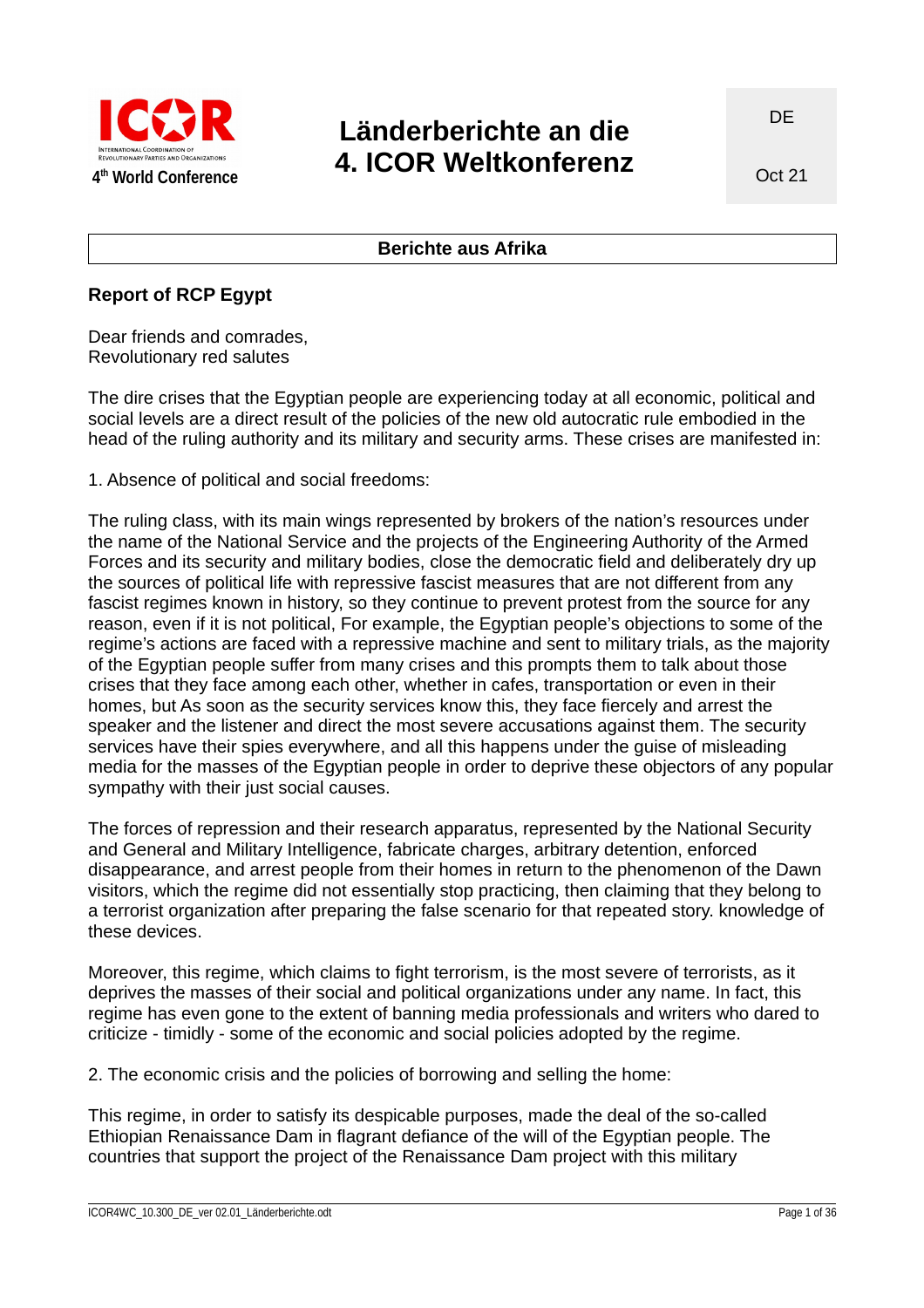# Länderberichte an die 4. ICOR Weltkonferenz

DE

Oct 21

## Berichte aus Afrika

### Report of RCP Egypt

Dear friends and comrades,
Revolutionary red salutes

The dire crises that the Egyptian people are experiencing today at all economic, political and social levels are a direct result of the policies of the new old autocratic rule embodied in the head of the ruling authority and its military and security arms. These crises are manifested in:

1. Absence of political and social freedoms:

The ruling class, with its main wings represented by brokers of the nation's resources under the name of the National Service and the projects of the Engineering Authority of the Armed Forces and its security and military bodies, close the democratic field and deliberately dry up the sources of political life with repressive fascist measures that are not different from any fascist regimes known in history, so they continue to prevent protest from the source for any reason, even if it is not political, For example, the Egyptian people's objections to some of the regime's actions are faced with a repressive machine and sent to military trials, as the majority of the Egyptian people suffer from many crises and this prompts them to talk about those crises that they face among each other, whether in cafes, transportation or even in their homes, but As soon as the security services know this, they face fiercely and arrest the speaker and the listener and direct the most severe accusations against them. The security services have their spies everywhere, and all this happens under the guise of misleading media for the masses of the Egyptian people in order to deprive these objectors of any popular sympathy with their just social causes.

The forces of repression and their research apparatus, represented by the National Security and General and Military Intelligence, fabricate charges, arbitrary detention, enforced disappearance, and arrest people from their homes in return to the phenomenon of the Dawn visitors, which the regime did not essentially stop practicing, then claiming that they belong to a terrorist organization after preparing the false scenario for that repeated story. knowledge of these devices.

Moreover, this regime, which claims to fight terrorism, is the most severe of terrorists, as it deprives the masses of their social and political organizations under any name. In fact, this regime has even gone to the extent of banning media professionals and writers who dared to criticize - timidly - some of the economic and social policies adopted by the regime.

2. The economic crisis and the policies of borrowing and selling the home:

This regime, in order to satisfy its despicable purposes, made the deal of the so-called Ethiopian Renaissance Dam in flagrant defiance of the will of the Egyptian people. The countries that support the project of the Renaissance Dam project with this military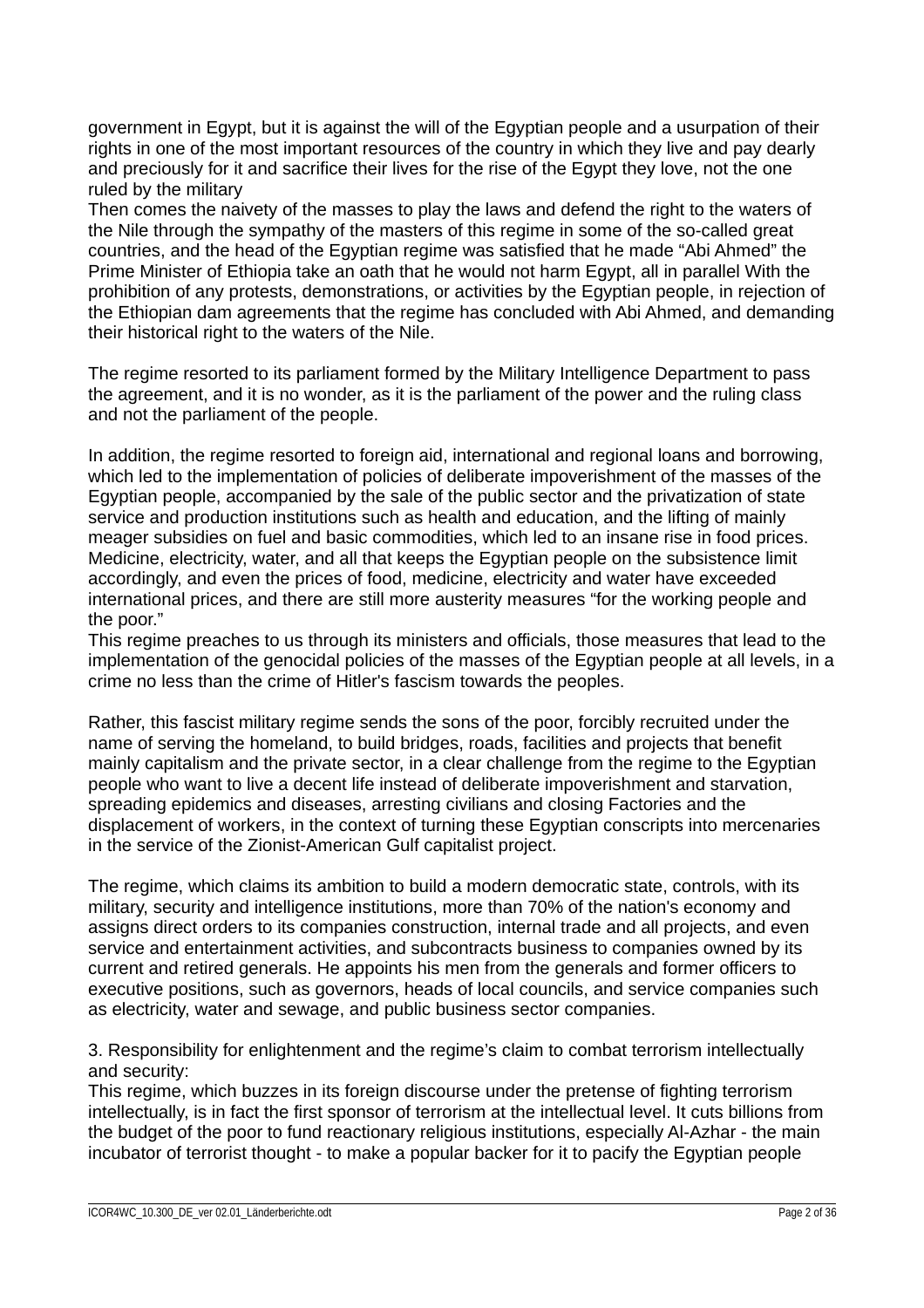government in Egypt, but it is against the will of the Egyptian people and a usurpation of their rights in one of the most important resources of the country in which they live and pay dearly and preciously for it and sacrifice their lives for the rise of the Egypt they love, not the one ruled by the military
Then comes the naivety of the masses to play the laws and defend the right to the waters of the Nile through the sympathy of the masters of this regime in some of the so-called great countries, and the head of the Egyptian regime was satisfied that he made "Abi Ahmed" the Prime Minister of Ethiopia take an oath that he would not harm Egypt, all in parallel With the prohibition of any protests, demonstrations, or activities by the Egyptian people, in rejection of the Ethiopian dam agreements that the regime has concluded with Abi Ahmed, and demanding their historical right to the waters of the Nile.

The regime resorted to its parliament formed by the Military Intelligence Department to pass the agreement, and it is no wonder, as it is the parliament of the power and the ruling class and not the parliament of the people.

In addition, the regime resorted to foreign aid, international and regional loans and borrowing, which led to the implementation of policies of deliberate impoverishment of the masses of the Egyptian people, accompanied by the sale of the public sector and the privatization of state service and production institutions such as health and education, and the lifting of mainly meager subsidies on fuel and basic commodities, which led to an insane rise in food prices. Medicine, electricity, water, and all that keeps the Egyptian people on the subsistence limit accordingly, and even the prices of food, medicine, electricity and water have exceeded international prices, and there are still more austerity measures "for the working people and the poor."
This regime preaches to us through its ministers and officials, those measures that lead to the implementation of the genocidal policies of the masses of the Egyptian people at all levels, in a crime no less than the crime of Hitler's fascism towards the peoples.

Rather, this fascist military regime sends the sons of the poor, forcibly recruited under the name of serving the homeland, to build bridges, roads, facilities and projects that benefit mainly capitalism and the private sector, in a clear challenge from the regime to the Egyptian people who want to live a decent life instead of deliberate impoverishment and starvation, spreading epidemics and diseases, arresting civilians and closing Factories and the displacement of workers, in the context of turning these Egyptian conscripts into mercenaries in the service of the Zionist-American Gulf capitalist project.

The regime, which claims its ambition to build a modern democratic state, controls, with its military, security and intelligence institutions, more than 70% of the nation's economy and assigns direct orders to its companies construction, internal trade and all projects, and even service and entertainment activities, and subcontracts business to companies owned by its current and retired generals. He appoints his men from the generals and former officers to executive positions, such as governors, heads of local councils, and service companies such as electricity, water and sewage, and public business sector companies.

3. Responsibility for enlightenment and the regime's claim to combat terrorism intellectually and security:
This regime, which buzzes in its foreign discourse under the pretense of fighting terrorism intellectually, is in fact the first sponsor of terrorism at the intellectual level. It cuts billions from the budget of the poor to fund reactionary religious institutions, especially Al-Azhar - the main incubator of terrorist thought - to make a popular backer for it to pacify the Egyptian people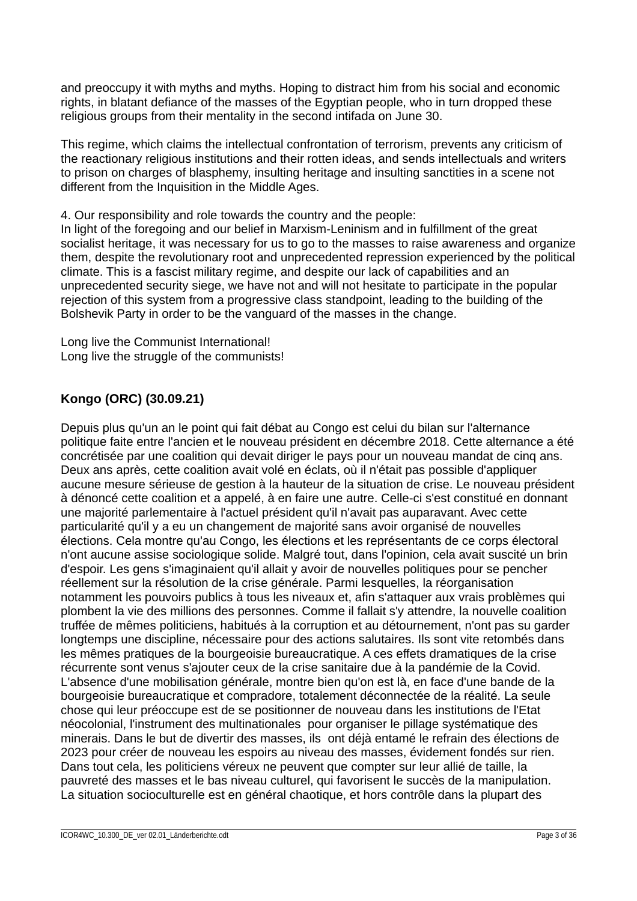and preoccupy it with myths and myths. Hoping to distract him from his social and economic rights, in blatant defiance of the masses of the Egyptian people, who in turn dropped these religious groups from their mentality in the second intifada on June 30.

This regime, which claims the intellectual confrontation of terrorism, prevents any criticism of the reactionary religious institutions and their rotten ideas, and sends intellectuals and writers to prison on charges of blasphemy, insulting heritage and insulting sanctities in a scene not different from the Inquisition in the Middle Ages.

4. Our responsibility and role towards the country and the people:
In light of the foregoing and our belief in Marxism-Leninism and in fulfillment of the great socialist heritage, it was necessary for us to go to the masses to raise awareness and organize them, despite the revolutionary root and unprecedented repression experienced by the political climate. This is a fascist military regime, and despite our lack of capabilities and an unprecedented security siege, we have not and will not hesitate to participate in the popular rejection of this system from a progressive class standpoint, leading to the building of the Bolshevik Party in order to be the vanguard of the masses in the change.

Long live the Communist International!
Long live the struggle of the communists!

### Kongo (ORC) (30.09.21)

Depuis plus qu'un an le point qui fait débat au Congo est celui du bilan sur l'alternance politique faite entre l'ancien et le nouveau président en décembre 2018. Cette alternance a été concrétisée par une coalition qui devait diriger le pays pour un nouveau mandat de cinq ans. Deux ans après, cette coalition avait volé en éclats, où il n'était pas possible d'appliquer aucune mesure sérieuse de gestion à la hauteur de la situation de crise. Le nouveau président à dénoncé cette coalition et a appelé, à en faire une autre. Celle-ci s'est constitué en donnant une majorité parlementaire à l'actuel président qu'il n'avait pas auparavant. Avec cette particularité qu'il y a eu un changement de majorité sans avoir organisé de nouvelles élections. Cela montre qu'au Congo, les élections et les représentants de ce corps électoral n'ont aucune assise sociologique solide. Malgré tout, dans l'opinion, cela avait suscité un brin d'espoir. Les gens s'imaginaient qu'il allait y avoir de nouvelles politiques pour se pencher réellement sur la résolution de la crise générale. Parmi lesquelles, la réorganisation notamment les pouvoirs publics à tous les niveaux et, afin s'attaquer aux vrais problèmes qui plombent la vie des millions des personnes. Comme il fallait s'y attendre, la nouvelle coalition truffée de mêmes politiciens, habitués à la corruption et au détournement, n'ont pas su garder longtemps une discipline, nécessaire pour des actions salutaires. Ils sont vite retombés dans les mêmes pratiques de la bourgeoisie bureaucratique. A ces effets dramatiques de la crise récurrente sont venus s'ajouter ceux de la crise sanitaire due à la pandémie de la Covid. L'absence d'une mobilisation générale, montre bien qu'on est là, en face d'une bande de la bourgeoisie bureaucratique et compradore, totalement déconnectée de la réalité. La seule chose qui leur préoccupe est de se positionner de nouveau dans les institutions de l'Etat néocolonial, l'instrument des multinationales pour organiser le pillage systématique des minerais. Dans le but de divertir des masses, ils ont déjà entamé le refrain des élections de 2023 pour créer de nouveau les espoirs au niveau des masses, évidement fondés sur rien. Dans tout cela, les politiciens véreux ne peuvent que compter sur leur allié de taille, la pauvreté des masses et le bas niveau culturel, qui favorisent le succès de la manipulation. La situation socioculturelle est en général chaotique, et hors contrôle dans la plupart des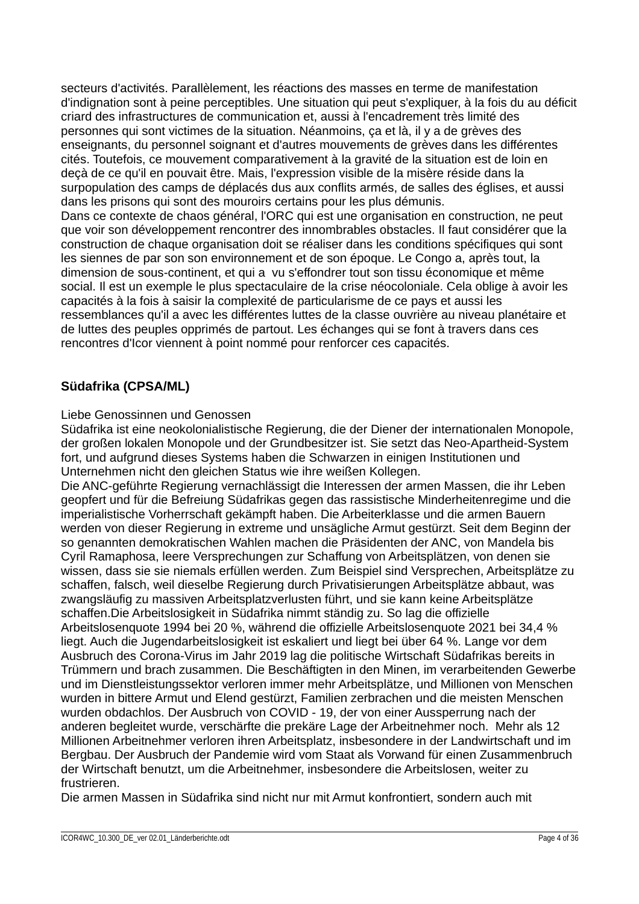secteurs d'activités. Parallèlement, les réactions des masses en terme de manifestation d'indignation sont à peine perceptibles. Une situation qui peut s'expliquer, à la fois du au déficit criard des infrastructures de communication et, aussi à l'encadrement très limité des personnes qui sont victimes de la situation. Néanmoins, ça et là, il y a de grèves des enseignants, du personnel soignant et d'autres mouvements de grèves dans les différentes cités. Toutefois, ce mouvement comparativement à la gravité de la situation est de loin en deçà de ce qu'il en pouvait être. Mais, l'expression visible de la misère réside dans la surpopulation des camps de déplacés dus aux conflits armés, de salles des églises, et aussi dans les prisons qui sont des mouroirs certains pour les plus démunis.
Dans ce contexte de chaos général, l'ORC qui est une organisation en construction, ne peut que voir son développement rencontrer des innombrables obstacles. Il faut considérer que la construction de chaque organisation doit se réaliser dans les conditions spécifiques qui sont les siennes de par son son environnement et de son époque. Le Congo a, après tout, la dimension de sous-continent, et qui a vu s'effondrer tout son tissu économique et même social. Il est un exemple le plus spectaculaire de la crise néocoloniale. Cela oblige à avoir les capacités à la fois à saisir la complexité de particularisme de ce pays et aussi les ressemblances qu'il a avec les différentes luttes de la classe ouvrière au niveau planétaire et de luttes des peuples opprimés de partout. Les échanges qui se font à travers dans ces rencontres d'Icor viennent à point nommé pour renforcer ces capacités.

## Südafrika (CPSA/ML)

Liebe Genossinnen und Genossen
Südafrika ist eine neokolonialistische Regierung, die der Diener der internationalen Monopole, der großen lokalen Monopole und der Grundbesitzer ist. Sie setzt das Neo-Apartheid-System fort, und aufgrund dieses Systems haben die Schwarzen in einigen Institutionen und Unternehmen nicht den gleichen Status wie ihre weißen Kollegen.
Die ANC-geführte Regierung vernachlässigt die Interessen der armen Massen, die ihr Leben geopfert und für die Befreiung Südafrikas gegen das rassistische Minderheitenregime und die imperialistische Vorherrschaft gekämpft haben. Die Arbeiterklasse und die armen Bauern werden von dieser Regierung in extreme und unsägliche Armut gestürzt. Seit dem Beginn der so genannten demokratischen Wahlen machen die Präsidenten der ANC, von Mandela bis Cyril Ramaphosa, leere Versprechungen zur Schaffung von Arbeitsplätzen, von denen sie wissen, dass sie sie niemals erfüllen werden. Zum Beispiel sind Versprechen, Arbeitsplätze zu schaffen, falsch, weil dieselbe Regierung durch Privatisierungen Arbeitsplätze abbaut, was zwangsläufig zu massiven Arbeitsplatzverlusten führt, und sie kann keine Arbeitsplätze schaffen.Die Arbeitslosigkeit in Südafrika nimmt ständig zu. So lag die offizielle Arbeitslosenquote 1994 bei 20 %, während die offizielle Arbeitslosenquote 2021 bei 34,4 % liegt. Auch die Jugendarbeitslosigkeit ist eskaliert und liegt bei über 64 %. Lange vor dem Ausbruch des Corona-Virus im Jahr 2019 lag die politische Wirtschaft Südafrikas bereits in Trümmern und brach zusammen. Die Beschäftigten in den Minen, im verarbeitenden Gewerbe und im Dienstleistungssektor verloren immer mehr Arbeitsplätze, und Millionen von Menschen wurden in bittere Armut und Elend gestürzt, Familien zerbrachen und die meisten Menschen wurden obdachlos. Der Ausbruch von COVID - 19, der von einer Aussperrung nach der anderen begleitet wurde, verschärfte die prekäre Lage der Arbeitnehmer noch. Mehr als 12 Millionen Arbeitnehmer verloren ihren Arbeitsplatz, insbesondere in der Landwirtschaft und im Bergbau. Der Ausbruch der Pandemie wird vom Staat als Vorwand für einen Zusammenbruch der Wirtschaft benutzt, um die Arbeitnehmer, insbesondere die Arbeitslosen, weiter zu frustrieren.
Die armen Massen in Südafrika sind nicht nur mit Armut konfrontiert, sondern auch mit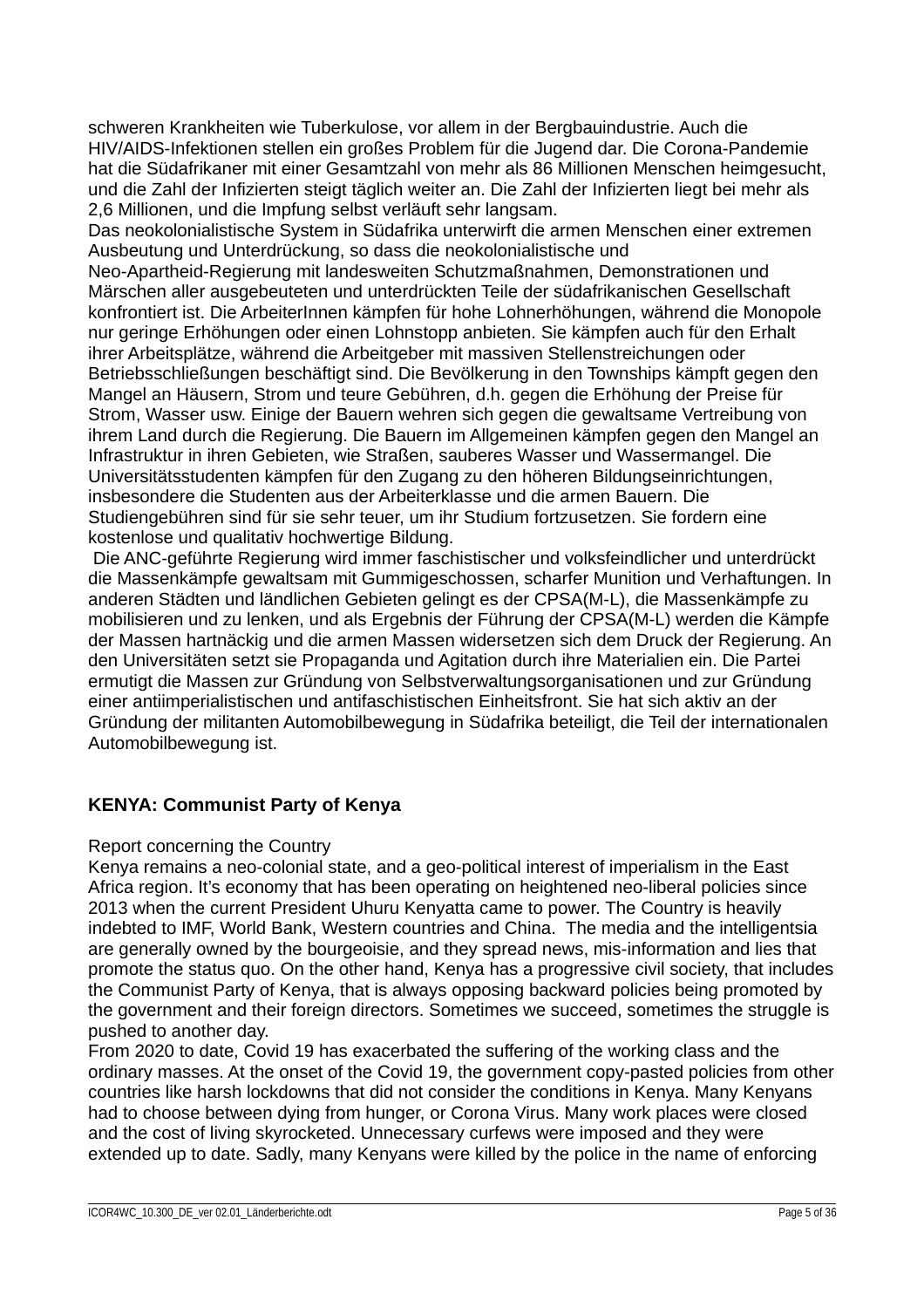schweren Krankheiten wie Tuberkulose, vor allem in der Bergbauindustrie. Auch die HIV/AIDS-Infektionen stellen ein großes Problem für die Jugend dar. Die Corona-Pandemie hat die Südafrikaner mit einer Gesamtzahl von mehr als 86 Millionen Menschen heimgesucht, und die Zahl der Infizierten steigt täglich weiter an. Die Zahl der Infizierten liegt bei mehr als 2,6 Millionen, und die Impfung selbst verläuft sehr langsam.

Das neokolonialistische System in Südafrika unterwirft die armen Menschen einer extremen Ausbeutung und Unterdrückung, so dass die neokolonialistische und Neo-Apartheid-Regierung mit landesweiten Schutzmaßnahmen, Demonstrationen und Märschen aller ausgebeuteten und unterdrückten Teile der südafrikanischen Gesellschaft konfrontiert ist. Die ArbeiterInnen kämpfen für hohe Lohnerhöhungen, während die Monopole nur geringe Erhöhungen oder einen Lohnstopp anbieten. Sie kämpfen auch für den Erhalt ihrer Arbeitsplätze, während die Arbeitgeber mit massiven Stellenstreichungen oder Betriebsschließungen beschäftigt sind. Die Bevölkerung in den Townships kämpft gegen den Mangel an Häusern, Strom und teure Gebühren, d.h. gegen die Erhöhung der Preise für Strom, Wasser usw. Einige der Bauern wehren sich gegen die gewaltsame Vertreibung von ihrem Land durch die Regierung. Die Bauern im Allgemeinen kämpfen gegen den Mangel an Infrastruktur in ihren Gebieten, wie Straßen, sauberes Wasser und Wassermangel. Die Universitätsstudenten kämpfen für den Zugang zu den höheren Bildungseinrichtungen, insbesondere die Studenten aus der Arbeiterklasse und die armen Bauern. Die Studiengebühren sind für sie sehr teuer, um ihr Studium fortzusetzen. Sie fordern eine kostenlose und qualitativ hochwertige Bildung.

Die ANC-geführte Regierung wird immer faschistischer und volksfeindlicher und unterdrückt die Massenkämpfe gewaltsam mit Gummigeschossen, scharfer Munition und Verhaftungen. In anderen Städten und ländlichen Gebieten gelingt es der CPSA(M-L), die Massenkämpfe zu mobilisieren und zu lenken, und als Ergebnis der Führung der CPSA(M-L) werden die Kämpfe der Massen hartnäckig und die armen Massen widersetzen sich dem Druck der Regierung. An den Universitäten setzt sie Propaganda und Agitation durch ihre Materialien ein. Die Partei ermutigt die Massen zur Gründung von Selbstverwaltungsorganisationen und zur Gründung einer antiimperialistischen und antifaschistischen Einheitsfront. Sie hat sich aktiv an der Gründung der militanten Automobilbewegung in Südafrika beteiligt, die Teil der internationalen Automobilbewegung ist.

## KENYA: Communist Party of Kenya

Report concerning the Country

Kenya remains a neo-colonial state, and a geo-political interest of imperialism in the East Africa region. It's economy that has been operating on heightened neo-liberal policies since 2013 when the current President Uhuru Kenyatta came to power. The Country is heavily indebted to IMF, World Bank, Western countries and China. The media and the intelligentsia are generally owned by the bourgeoisie, and they spread news, mis-information and lies that promote the status quo. On the other hand, Kenya has a progressive civil society, that includes the Communist Party of Kenya, that is always opposing backward policies being promoted by the government and their foreign directors. Sometimes we succeed, sometimes the struggle is pushed to another day.

From 2020 to date, Covid 19 has exacerbated the suffering of the working class and the ordinary masses. At the onset of the Covid 19, the government copy-pasted policies from other countries like harsh lockdowns that did not consider the conditions in Kenya. Many Kenyans had to choose between dying from hunger, or Corona Virus. Many work places were closed and the cost of living skyrocketed. Unnecessary curfews were imposed and they were extended up to date. Sadly, many Kenyans were killed by the police in the name of enforcing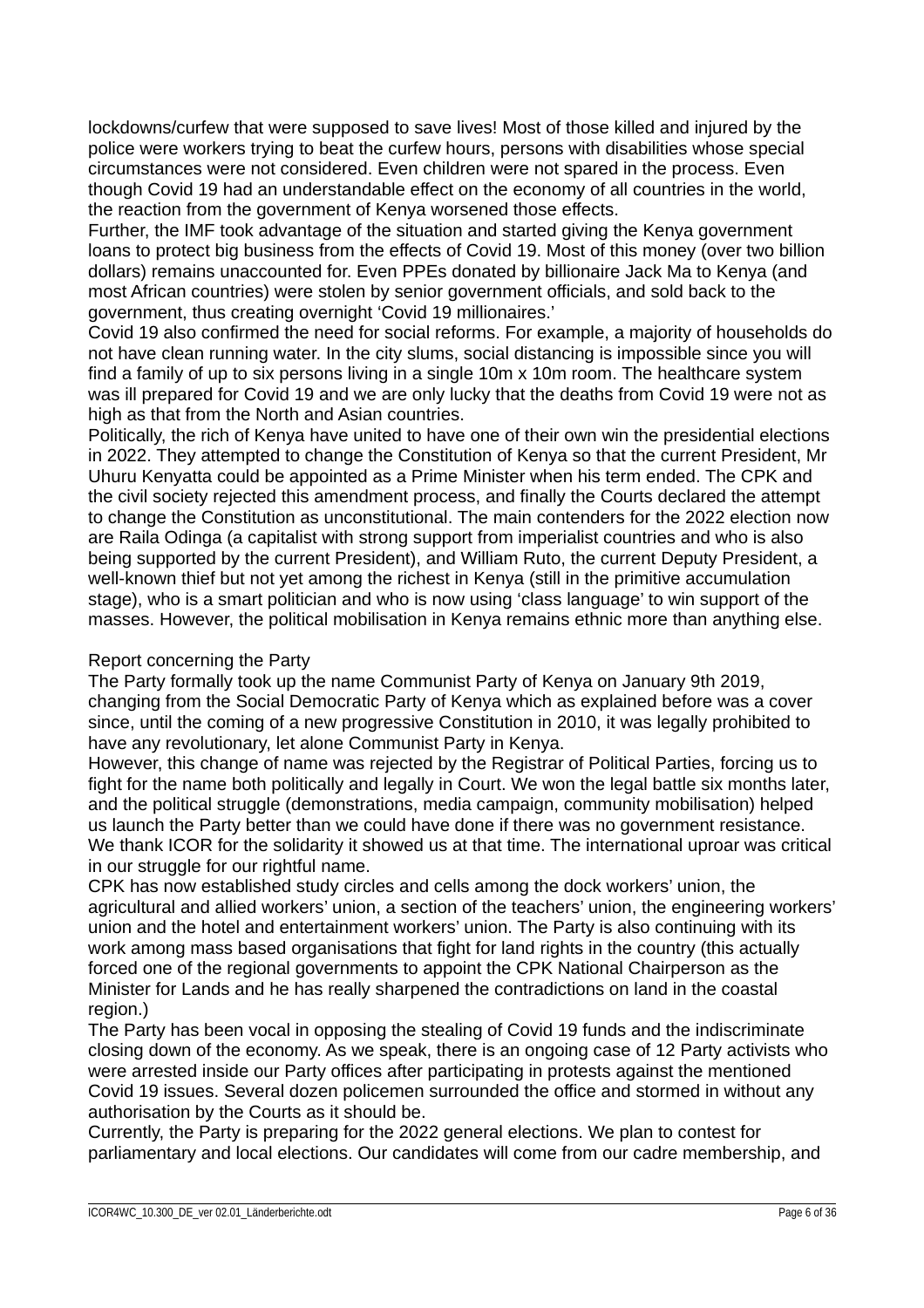lockdowns/curfew that were supposed to save lives! Most of those killed and injured by the police were workers trying to beat the curfew hours, persons with disabilities whose special circumstances were not considered. Even children were not spared in the process. Even though Covid 19 had an understandable effect on the economy of all countries in the world, the reaction from the government of Kenya worsened those effects.

Further, the IMF took advantage of the situation and started giving the Kenya government loans to protect big business from the effects of Covid 19. Most of this money (over two billion dollars) remains unaccounted for. Even PPEs donated by billionaire Jack Ma to Kenya (and most African countries) were stolen by senior government officials, and sold back to the government, thus creating overnight 'Covid 19 millionaires.'

Covid 19 also confirmed the need for social reforms. For example, a majority of households do not have clean running water. In the city slums, social distancing is impossible since you will find a family of up to six persons living in a single 10m x 10m room. The healthcare system was ill prepared for Covid 19 and we are only lucky that the deaths from Covid 19 were not as high as that from the North and Asian countries.

Politically, the rich of Kenya have united to have one of their own win the presidential elections in 2022. They attempted to change the Constitution of Kenya so that the current President, Mr Uhuru Kenyatta could be appointed as a Prime Minister when his term ended. The CPK and the civil society rejected this amendment process, and finally the Courts declared the attempt to change the Constitution as unconstitutional. The main contenders for the 2022 election now are Raila Odinga (a capitalist with strong support from imperialist countries and who is also being supported by the current President), and William Ruto, the current Deputy President, a well-known thief but not yet among the richest in Kenya (still in the primitive accumulation stage), who is a smart politician and who is now using 'class language' to win support of the masses. However, the political mobilisation in Kenya remains ethnic more than anything else.

Report concerning the Party

The Party formally took up the name Communist Party of Kenya on January 9th 2019, changing from the Social Democratic Party of Kenya which as explained before was a cover since, until the coming of a new progressive Constitution in 2010, it was legally prohibited to have any revolutionary, let alone Communist Party in Kenya.

However, this change of name was rejected by the Registrar of Political Parties, forcing us to fight for the name both politically and legally in Court. We won the legal battle six months later, and the political struggle (demonstrations, media campaign, community mobilisation) helped us launch the Party better than we could have done if there was no government resistance. We thank ICOR for the solidarity it showed us at that time. The international uproar was critical in our struggle for our rightful name.

CPK has now established study circles and cells among the dock workers' union, the agricultural and allied workers' union, a section of the teachers' union, the engineering workers' union and the hotel and entertainment workers' union. The Party is also continuing with its work among mass based organisations that fight for land rights in the country (this actually forced one of the regional governments to appoint the CPK National Chairperson as the Minister for Lands and he has really sharpened the contradictions on land in the coastal region.)

The Party has been vocal in opposing the stealing of Covid 19 funds and the indiscriminate closing down of the economy. As we speak, there is an ongoing case of 12 Party activists who were arrested inside our Party offices after participating in protests against the mentioned Covid 19 issues. Several dozen policemen surrounded the office and stormed in without any authorisation by the Courts as it should be.

Currently, the Party is preparing for the 2022 general elections. We plan to contest for parliamentary and local elections. Our candidates will come from our cadre membership, and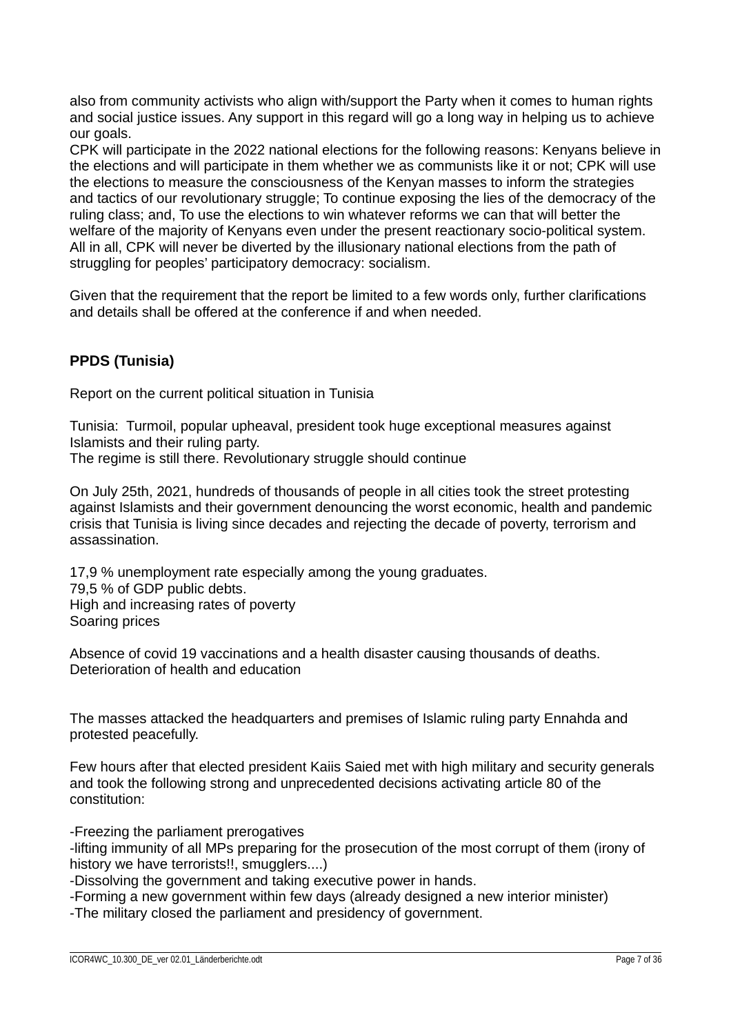also from community activists who align with/support the Party when it comes to human rights and social justice issues. Any support in this regard will go a long way in helping us to achieve our goals.
CPK will participate in the 2022 national elections for the following reasons: Kenyans believe in the elections and will participate in them whether we as communists like it or not; CPK will use the elections to measure the consciousness of the Kenyan masses to inform the strategies and tactics of our revolutionary struggle; To continue exposing the lies of the democracy of the ruling class; and, To use the elections to win whatever reforms we can that will better the welfare of the majority of Kenyans even under the present reactionary socio-political system. All in all, CPK will never be diverted by the illusionary national elections from the path of struggling for peoples' participatory democracy: socialism.

Given that the requirement that the report be limited to a few words only, further clarifications and details shall be offered at the conference if and when needed.

**PPDS (Tunisia)**

Report on the current political situation in Tunisia

Tunisia: Turmoil, popular upheaval, president took huge exceptional measures against Islamists and their ruling party.
The regime is still there. Revolutionary struggle should continue

On July 25th, 2021, hundreds of thousands of people in all cities took the street protesting against Islamists and their government denouncing the worst economic, health and pandemic crisis that Tunisia is living since decades and rejecting the decade of poverty, terrorism and assassination.

17,9 % unemployment rate especially among the young graduates.
79,5 % of GDP public debts.
High and increasing rates of poverty
Soaring prices

Absence of covid 19 vaccinations and a health disaster causing thousands of deaths.
Deterioration of health and education

The masses attacked the headquarters and premises of Islamic ruling party Ennahda and protested peacefully.

Few hours after that elected president Kaiis Saied met with high military and security generals and took the following strong and unprecedented decisions activating article 80 of the constitution:

-Freezing the parliament prerogatives
-lifting immunity of all MPs preparing for the prosecution of the most corrupt of them (irony of history we have terrorists!!, smugglers....)
-Dissolving the government and taking executive power in hands.
-Forming a new government within few days (already designed a new interior minister)
-The military closed the parliament and presidency of government.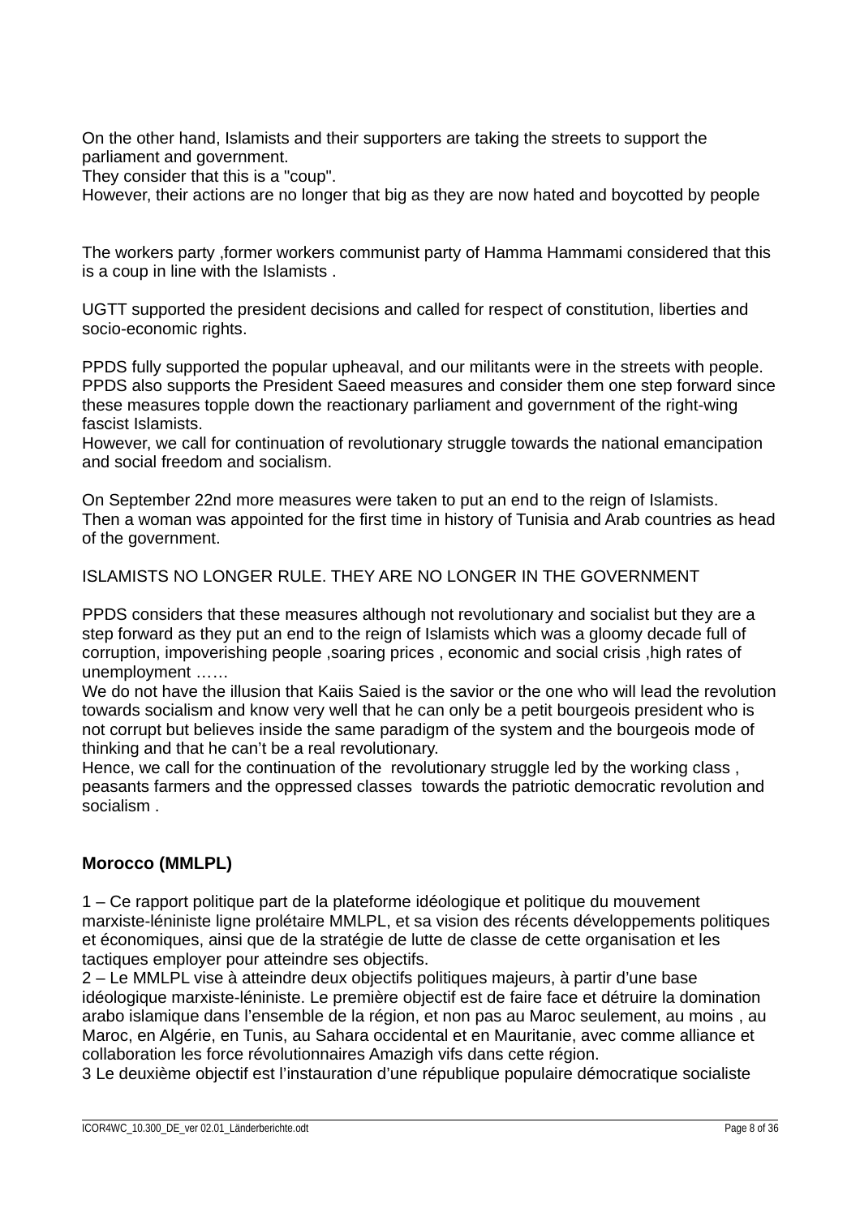On the other hand, Islamists and their supporters are taking the streets to support the parliament and government.
They consider that this is a "coup".
However, their actions are no longer that big as they are now hated and boycotted by people

The workers party ,former workers communist party of Hamma Hammami considered that this is a coup in line with the Islamists .

UGTT supported the president decisions and called for respect of constitution, liberties and socio-economic rights.

PPDS fully supported the popular upheaval, and our militants were in the streets with people.
PPDS also supports the President Saeed measures and consider them one step forward since these measures topple down the reactionary parliament and government of the right-wing fascist Islamists.
However, we call for continuation of revolutionary struggle towards the national emancipation and social freedom and socialism.

On September 22nd more measures were taken to put an end to the reign of Islamists.
Then a woman was appointed for the first time in history of Tunisia and Arab countries as head of the government.

ISLAMISTS NO LONGER RULE. THEY ARE NO LONGER IN THE GOVERNMENT

PPDS considers that these measures although not revolutionary and socialist but they are a step forward as they put an end to the reign of Islamists which was a gloomy decade full of corruption, impoverishing people ,soaring prices , economic and social crisis ,high rates of unemployment ……
We do not have the illusion that Kaiis Saied is the savior or the one who will lead the revolution towards socialism and know very well that he can only be a petit bourgeois president who is not corrupt but believes inside the same paradigm of the system and the bourgeois mode of thinking and that he can't be a real revolutionary.
Hence, we call for the continuation of the revolutionary struggle led by the working class , peasants farmers and the oppressed classes towards the patriotic democratic revolution and socialism .

### Morocco (MMLPL)

1 – Ce rapport politique part de la plateforme idéologique et politique du mouvement marxiste-léniniste ligne prolétaire MMLPL, et sa vision des récents développements politiques et économiques, ainsi que de la stratégie de lutte de classe de cette organisation et les tactiques employer pour atteindre ses objectifs.
2 – Le MMLPL vise à atteindre deux objectifs politiques majeurs, à partir d'une base idéologique marxiste-léniniste. Le première objectif est de faire face et détruire la domination arabo islamique dans l'ensemble de la région, et non pas au Maroc seulement, au moins , au Maroc, en Algérie, en Tunis, au Sahara occidental et en Mauritanie, avec comme alliance et collaboration les force révolutionnaires Amazigh vifs dans cette région.
3 Le deuxième objectif est l'instauration d'une république populaire démocratique socialiste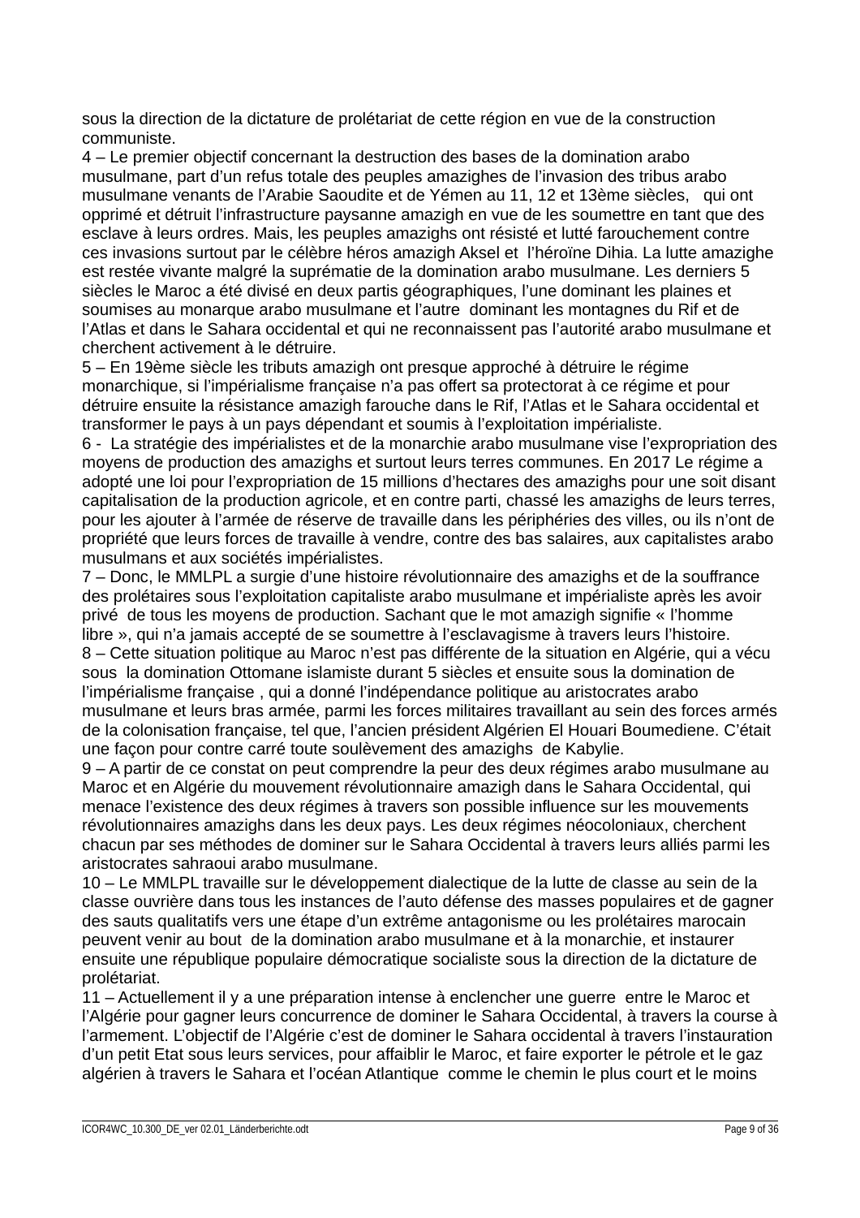sous la direction de la dictature de prolétariat de cette région en vue de la construction communiste.

4 – Le premier objectif concernant la destruction des bases de la domination arabo musulmane, part d'un refus totale des peuples amazighes de l'invasion des tribus arabo musulmane venants de l'Arabie Saoudite et de Yémen au 11, 12 et 13ème siècles, qui ont opprimé et détruit l'infrastructure paysanne amazigh en vue de les soumettre en tant que des esclave à leurs ordres. Mais, les peuples amazighs ont résisté et lutté farouchement contre ces invasions surtout par le célèbre héros amazigh Aksel et l'héroïne Dihia. La lutte amazighe est restée vivante malgré la suprématie de la domination arabo musulmane. Les derniers 5 siècles le Maroc a été divisé en deux partis géographiques, l'une dominant les plaines et soumises au monarque arabo musulmane et l'autre dominant les montagnes du Rif et de l'Atlas et dans le Sahara occidental et qui ne reconnaissent pas l'autorité arabo musulmane et cherchent activement à le détruire.

5 – En 19ème siècle les tributs amazigh ont presque approché à détruire le régime monarchique, si l'impérialisme française n'a pas offert sa protectorat à ce régime et pour détruire ensuite la résistance amazigh farouche dans le Rif, l'Atlas et le Sahara occidental et transformer le pays à un pays dépendant et soumis à l'exploitation impérialiste.

6 - La stratégie des impérialistes et de la monarchie arabo musulmane vise l'expropriation des moyens de production des amazighs et surtout leurs terres communes. En 2017 Le régime a adopté une loi pour l'expropriation de 15 millions d'hectares des amazighs pour une soit disant capitalisation de la production agricole, et en contre parti, chassé les amazighs de leurs terres, pour les ajouter à l'armée de réserve de travaille dans les périphéries des villes, ou ils n'ont de propriété que leurs forces de travaille à vendre, contre des bas salaires, aux capitalistes arabo musulmans et aux sociétés impérialistes.

7 – Donc, le MMLPL a surgie d'une histoire révolutionnaire des amazighs et de la souffrance des prolétaires sous l'exploitation capitaliste arabo musulmane et impérialiste après les avoir privé de tous les moyens de production. Sachant que le mot amazigh signifie « l'homme libre », qui n'a jamais accepté de se soumettre à l'esclavagisme à travers leurs l'histoire.

8 – Cette situation politique au Maroc n'est pas différente de la situation en Algérie, qui a vécu sous la domination Ottomane islamiste durant 5 siècles et ensuite sous la domination de l'impérialisme française , qui a donné l'indépendance politique au aristocrates arabo musulmane et leurs bras armée, parmi les forces militaires travaillant au sein des forces armés de la colonisation française, tel que, l'ancien président Algérien El Houari Boumediene. C'était une façon pour contre carré toute soulèvement des amazighs de Kabylie.

9 – A partir de ce constat on peut comprendre la peur des deux régimes arabo musulmane au Maroc et en Algérie du mouvement révolutionnaire amazigh dans le Sahara Occidental, qui menace l'existence des deux régimes à travers son possible influence sur les mouvements révolutionnaires amazighs dans les deux pays. Les deux régimes néocoloniaux, cherchent chacun par ses méthodes de dominer sur le Sahara Occidental à travers leurs alliés parmi les aristocrates sahraoui arabo musulmane.

10 – Le MMLPL travaille sur le développement dialectique de la lutte de classe au sein de la classe ouvrière dans tous les instances de l'auto défense des masses populaires et de gagner des sauts qualitatifs vers une étape d'un extrême antagonisme ou les prolétaires marocain peuvent venir au bout de la domination arabo musulmane et à la monarchie, et instaurer ensuite une république populaire démocratique socialiste sous la direction de la dictature de prolétariat.

11 – Actuellement il y a une préparation intense à enclencher une guerre entre le Maroc et l'Algérie pour gagner leurs concurrence de dominer le Sahara Occidental, à travers la course à l'armement. L'objectif de l'Algérie c'est de dominer le Sahara occidental à travers l'instauration d'un petit Etat sous leurs services, pour affaiblir le Maroc, et faire exporter le pétrole et le gaz algérien à travers le Sahara et l'océan Atlantique comme le chemin le plus court et le moins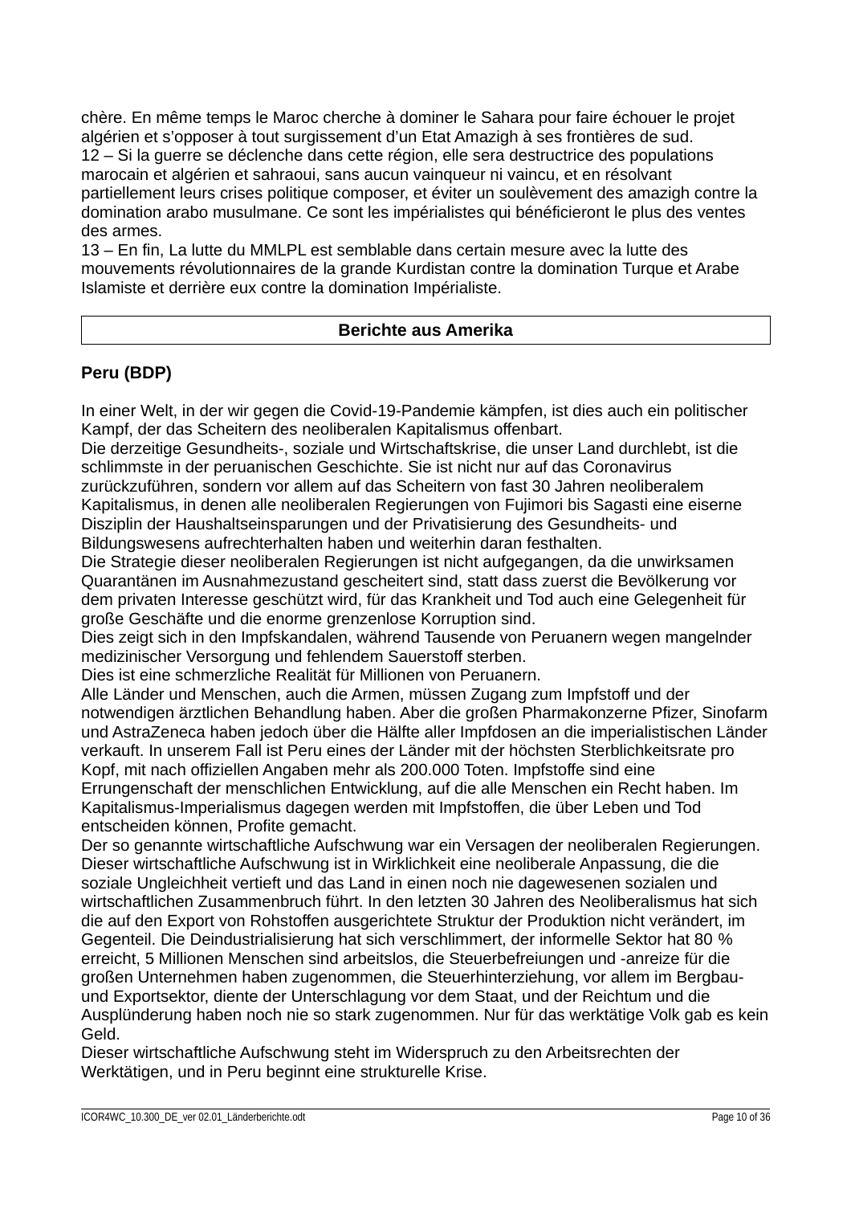chère. En même temps le Maroc cherche à dominer le Sahara pour faire échouer le projet algérien et s'opposer à tout surgissement d'un Etat Amazigh à ses frontières de sud.

12 – Si la guerre se déclenche dans cette région, elle sera destructrice des populations marocain et algérien et sahraoui, sans aucun vainqueur ni vaincu, et en résolvant partiellement leurs crises politique composer, et éviter un soulèvement des amazigh contre la domination arabo musulmane. Ce sont les impérialistes qui bénéficieront le plus des ventes des armes.

13 – En fin, La lutte du MMLPL est semblable dans certain mesure avec la lutte des mouvements révolutionnaires de la grande Kurdistan contre la domination Turque et Arabe Islamiste et derrière eux contre la domination Impérialiste.

## Berichte aus Amerika

### Peru (BDP)

In einer Welt, in der wir gegen die Covid-19-Pandemie kämpfen, ist dies auch ein politischer Kampf, der das Scheitern des neoliberalen Kapitalismus offenbart.

Die derzeitige Gesundheits-, soziale und Wirtschaftskrise, die unser Land durchlebt, ist die schlimmste in der peruanischen Geschichte. Sie ist nicht nur auf das Coronavirus zurückzuführen, sondern vor allem auf das Scheitern von fast 30 Jahren neoliberalem Kapitalismus, in denen alle neoliberalen Regierungen von Fujimori bis Sagasti eine eiserne Disziplin der Haushaltseinsparungen und der Privatisierung des Gesundheits- und Bildungswesens aufrechterhalten haben und weiterhin daran festhalten.

Die Strategie dieser neoliberalen Regierungen ist nicht aufgegangen, da die unwirksamen Quarantänen im Ausnahmezustand gescheitert sind, statt dass zuerst die Bevölkerung vor dem privaten Interesse geschützt wird, für das Krankheit und Tod auch eine Gelegenheit für große Geschäfte und die enorme grenzenlose Korruption sind.

Dies zeigt sich in den Impfskandalen, während Tausende von Peruanern wegen mangelnder medizinischer Versorgung und fehlendem Sauerstoff sterben.

Dies ist eine schmerzliche Realität für Millionen von Peruanern.

Alle Länder und Menschen, auch die Armen, müssen Zugang zum Impfstoff und der notwendigen ärztlichen Behandlung haben. Aber die großen Pharmakonzerne Pfizer, Sinofarm und AstraZeneca haben jedoch über die Hälfte aller Impfdosen an die imperialistischen Länder verkauft. In unserem Fall ist Peru eines der Länder mit der höchsten Sterblichkeitsrate pro Kopf, mit nach offiziellen Angaben mehr als 200.000 Toten. Impfstoffe sind eine Errungenschaft der menschlichen Entwicklung, auf die alle Menschen ein Recht haben. Im Kapitalismus-Imperialismus dagegen werden mit Impfstoffen, die über Leben und Tod entscheiden können, Profite gemacht.

Der so genannte wirtschaftliche Aufschwung war ein Versagen der neoliberalen Regierungen. Dieser wirtschaftliche Aufschwung ist in Wirklichkeit eine neoliberale Anpassung, die die soziale Ungleichheit vertieft und das Land in einen noch nie dagewesenen sozialen und wirtschaftlichen Zusammenbruch führt. In den letzten 30 Jahren des Neoliberalismus hat sich die auf den Export von Rohstoffen ausgerichtete Struktur der Produktion nicht verändert, im Gegenteil. Die Deindustrialisierung hat sich verschlimmert, der informelle Sektor hat 80 % erreicht, 5 Millionen Menschen sind arbeitslos, die Steuerbefreiungen und -anreize für die großen Unternehmen haben zugenommen, die Steuerhinterziehung, vor allem im Bergbau- und Exportsektor, diente der Unterschlagung vor dem Staat, und der Reichtum und die Ausplünderung haben noch nie so stark zugenommen. Nur für das werktätige Volk gab es kein Geld.

Dieser wirtschaftliche Aufschwung steht im Widerspruch zu den Arbeitsrechten der Werktätigen, und in Peru beginnt eine strukturelle Krise.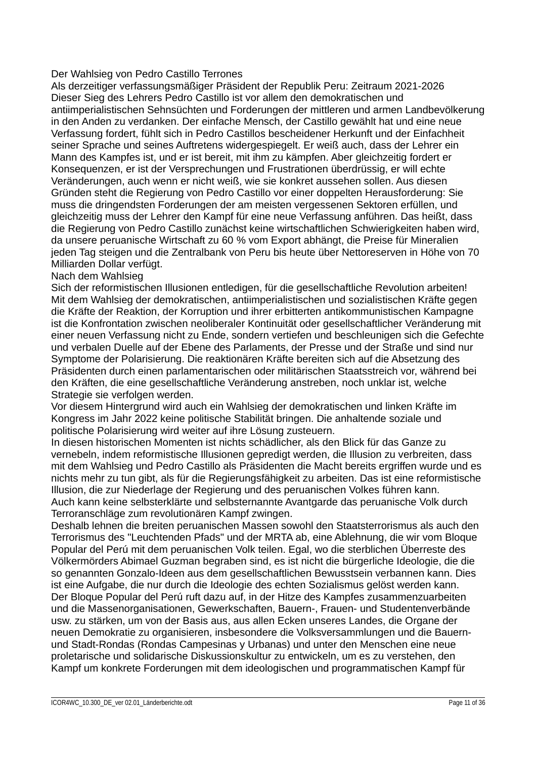### Der Wahlsieg von Pedro Castillo Terrones

Als derzeitiger verfassungsmäßiger Präsident der Republik Peru: Zeitraum 2021-2026

Dieser Sieg des Lehrers Pedro Castillo ist vor allem den demokratischen und antiimperialistischen Sehnsüchten und Forderungen der mittleren und armen Landbevölkerung in den Anden zu verdanken. Der einfache Mensch, der Castillo gewählt hat und eine neue Verfassung fordert, fühlt sich in Pedro Castillos bescheidener Herkunft und der Einfachheit seiner Sprache und seines Auftretens widergespiegelt. Er weiß auch, dass der Lehrer ein Mann des Kampfes ist, und er ist bereit, mit ihm zu kämpfen. Aber gleichzeitig fordert er Konsequenzen, er ist der Versprechungen und Frustrationen überdrüssig, er will echte Veränderungen, auch wenn er nicht weiß, wie sie konkret aussehen sollen. Aus diesen Gründen steht die Regierung von Pedro Castillo vor einer doppelten Herausforderung: Sie muss die dringendsten Forderungen der am meisten vergessenen Sektoren erfüllen, und gleichzeitig muss der Lehrer den Kampf für eine neue Verfassung anführen. Das heißt, dass die Regierung von Pedro Castillo zunächst keine wirtschaftlichen Schwierigkeiten haben wird, da unsere peruanische Wirtschaft zu 60 % vom Export abhängt, die Preise für Mineralien jeden Tag steigen und die Zentralbank von Peru bis heute über Nettoreserven in Höhe von 70 Milliarden Dollar verfügt.

### Nach dem Wahlsieg

Sich der reformistischen Illusionen entledigen, für die gesellschaftliche Revolution arbeiten!

Mit dem Wahlsieg der demokratischen, antiimperialistischen und sozialistischen Kräfte gegen die Kräfte der Reaktion, der Korruption und ihrer erbitterten antikommunistischen Kampagne ist die Konfrontation zwischen neoliberaler Kontinuität oder gesellschaftlicher Veränderung mit einer neuen Verfassung nicht zu Ende, sondern vertiefen und beschleunigen sich die Gefechte und verbalen Duelle auf der Ebene des Parlaments, der Presse und der Straße und sind nur Symptome der Polarisierung. Die reaktionären Kräfte bereiten sich auf die Absetzung des Präsidenten durch einen parlamentarischen oder militärischen Staatsstreich vor, während bei den Kräften, die eine gesellschaftliche Veränderung anstreben, noch unklar ist, welche Strategie sie verfolgen werden.

Vor diesem Hintergrund wird auch ein Wahlsieg der demokratischen und linken Kräfte im Kongress im Jahr 2022 keine politische Stabilität bringen. Die anhaltende soziale und politische Polarisierung wird weiter auf ihre Lösung zusteuern.

In diesen historischen Momenten ist nichts schädlicher, als den Blick für das Ganze zu vernebeln, indem reformistische Illusionen gepredigt werden, die Illusion zu verbreiten, dass mit dem Wahlsieg und Pedro Castillo als Präsidenten die Macht bereits ergriffen wurde und es nichts mehr zu tun gibt, als für die Regierungsfähigkeit zu arbeiten. Das ist eine reformistische Illusion, die zur Niederlage der Regierung und des peruanischen Volkes führen kann.

Auch kann keine selbsterklärte und selbsternannte Avantgarde das peruanische Volk durch Terroranschläge zum revolutionären Kampf zwingen.

Deshalb lehnen die breiten peruanischen Massen sowohl den Staatsterrorismus als auch den Terrorismus des "Leuchtenden Pfads" und der MRTA ab, eine Ablehnung, die wir vom Bloque Popular del Perú mit dem peruanischen Volk teilen. Egal, wo die sterblichen Überreste des Völkermörders Abimael Guzman begraben sind, es ist nicht die bürgerliche Ideologie, die die so genannten Gonzalo-Ideen aus dem gesellschaftlichen Bewusstsein verbannen kann. Dies ist eine Aufgabe, die nur durch die Ideologie des echten Sozialismus gelöst werden kann.

Der Bloque Popular del Perú ruft dazu auf, in der Hitze des Kampfes zusammenzuarbeiten und die Massenorganisationen, Gewerkschaften, Bauern-, Frauen- und Studentenverbände usw. zu stärken, um von der Basis aus, aus allen Ecken unseres Landes, die Organe der neuen Demokratie zu organisieren, insbesondere die Volksversammlungen und die Bauern- und Stadt-Rondas (Rondas Campesinas y Urbanas) und unter den Menschen eine neue proletarische und solidarische Diskussionskultur zu entwickeln, um es zu verstehen, den Kampf um konkrete Forderungen mit dem ideologischen und programmatischen Kampf für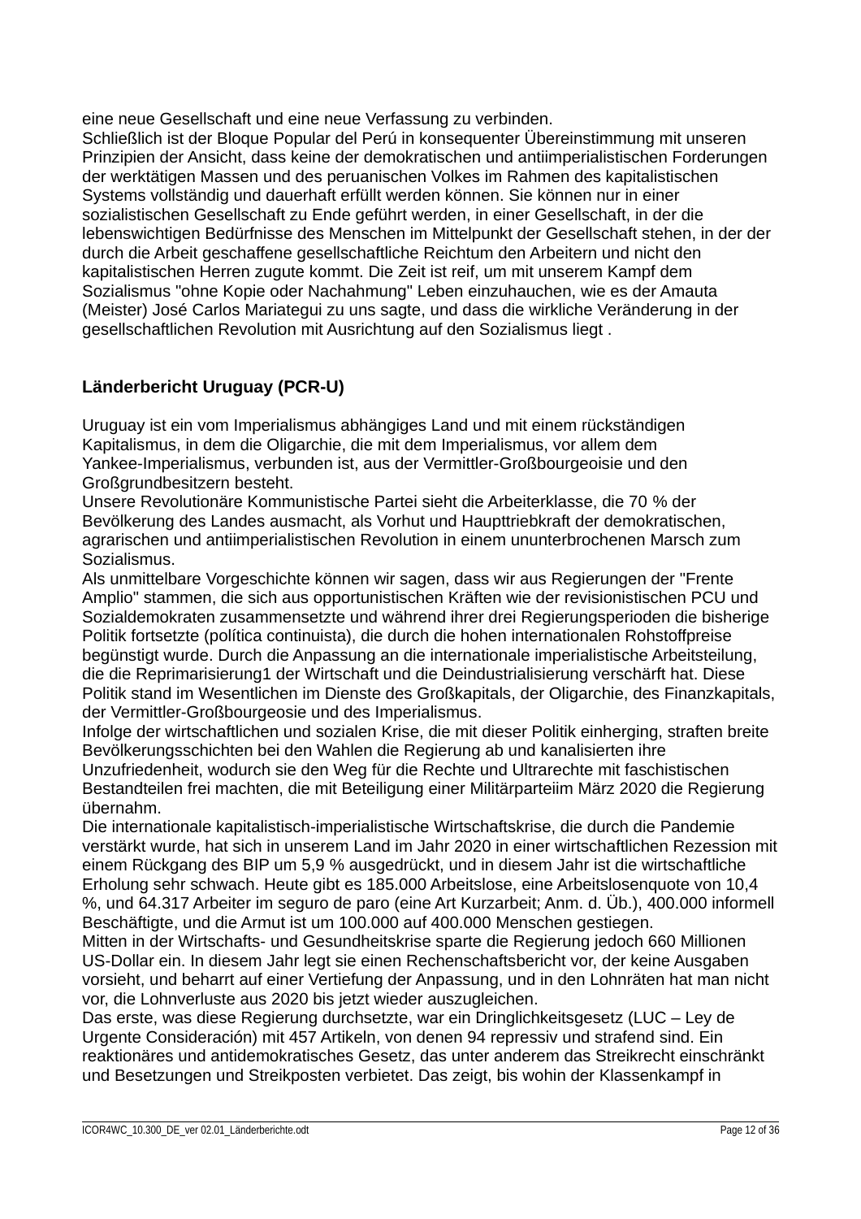eine neue Gesellschaft und eine neue Verfassung zu verbinden.
Schließlich ist der Bloque Popular del Perú in konsequenter Übereinstimmung mit unseren Prinzipien der Ansicht, dass keine der demokratischen und antiimperialistischen Forderungen der werktätigen Massen und des peruanischen Volkes im Rahmen des kapitalistischen Systems vollständig und dauerhaft erfüllt werden können. Sie können nur in einer sozialistischen Gesellschaft zu Ende geführt werden, in einer Gesellschaft, in der die lebenswichtigen Bedürfnisse des Menschen im Mittelpunkt der Gesellschaft stehen, in der der durch die Arbeit geschaffene gesellschaftliche Reichtum den Arbeitern und nicht den kapitalistischen Herren zugute kommt. Die Zeit ist reif, um mit unserem Kampf dem Sozialismus "ohne Kopie oder Nachahmung" Leben einzuhauchen, wie es der Amauta (Meister) José Carlos Mariategui zu uns sagte, und dass die wirkliche Veränderung in der gesellschaftlichen Revolution mit Ausrichtung auf den Sozialismus liegt .

## Länderbericht Uruguay (PCR-U)

Uruguay ist ein vom Imperialismus abhängiges Land und mit einem rückständigen Kapitalismus, in dem die Oligarchie, die mit dem Imperialismus, vor allem dem Yankee-Imperialismus, verbunden ist, aus der Vermittler-Großbourgeoisie und den Großgrundbesitzern besteht.
Unsere Revolutionäre Kommunistische Partei sieht die Arbeiterklasse, die 70 % der Bevölkerung des Landes ausmacht, als Vorhut und Haupttriebkraft der demokratischen, agrarischen und antiimperialistischen Revolution in einem ununterbrochenen Marsch zum Sozialismus.
Als unmittelbare Vorgeschichte können wir sagen, dass wir aus Regierungen der "Frente Amplio" stammen, die sich aus opportunistischen Kräften wie der revisionistischen PCU und Sozialdemokraten zusammensetzte und während ihrer drei Regierungsperioden die bisherige Politik fortsetzte (política continuista), die durch die hohen internationalen Rohstoffpreise begünstigt wurde. Durch die Anpassung an die internationale imperialistische Arbeitsteilung, die die Reprimarisierung1 der Wirtschaft und die Deindustrialisierung verschärft hat. Diese Politik stand im Wesentlichen im Dienste des Großkapitals, der Oligarchie, des Finanzkapitals, der Vermittler-Großbourgeosie und des Imperialismus.
Infolge der wirtschaftlichen und sozialen Krise, die mit dieser Politik einherging, straften breite Bevölkerungsschichten bei den Wahlen die Regierung ab und kanalisierten ihre Unzufriedenheit, wodurch sie den Weg für die Rechte und Ultrarechte mit faschistischen Bestandteilen frei machten, die mit Beteiligung einer Militärparteiim März 2020 die Regierung übernahm.
Die internationale kapitalistisch-imperialistische Wirtschaftskrise, die durch die Pandemie verstärkt wurde, hat sich in unserem Land im Jahr 2020 in einer wirtschaftlichen Rezession mit einem Rückgang des BIP um 5,9 % ausgedrückt, und in diesem Jahr ist die wirtschaftliche Erholung sehr schwach. Heute gibt es 185.000 Arbeitslose, eine Arbeitslosenquote von 10,4 %, und 64.317 Arbeiter im seguro de paro (eine Art Kurzarbeit; Anm. d. Üb.), 400.000 informell Beschäftigte, und die Armut ist um 100.000 auf 400.000 Menschen gestiegen.
Mitten in der Wirtschafts- und Gesundheitskrise sparte die Regierung jedoch 660 Millionen US-Dollar ein. In diesem Jahr legt sie einen Rechenschaftsbericht vor, der keine Ausgaben vorsieht, und beharrt auf einer Vertiefung der Anpassung, und in den Lohnräten hat man nicht vor, die Lohnverluste aus 2020 bis jetzt wieder auszugleichen.
Das erste, was diese Regierung durchsetzte, war ein Dringlichkeitsgesetz (LUC – Ley de Urgente Consideración) mit 457 Artikeln, von denen 94 repressiv und strafend sind. Ein reaktionäres und antidemokratisches Gesetz, das unter anderem das Streikrecht einschränkt und Besetzungen und Streikposten verbietet. Das zeigt, bis wohin der Klassenkampf in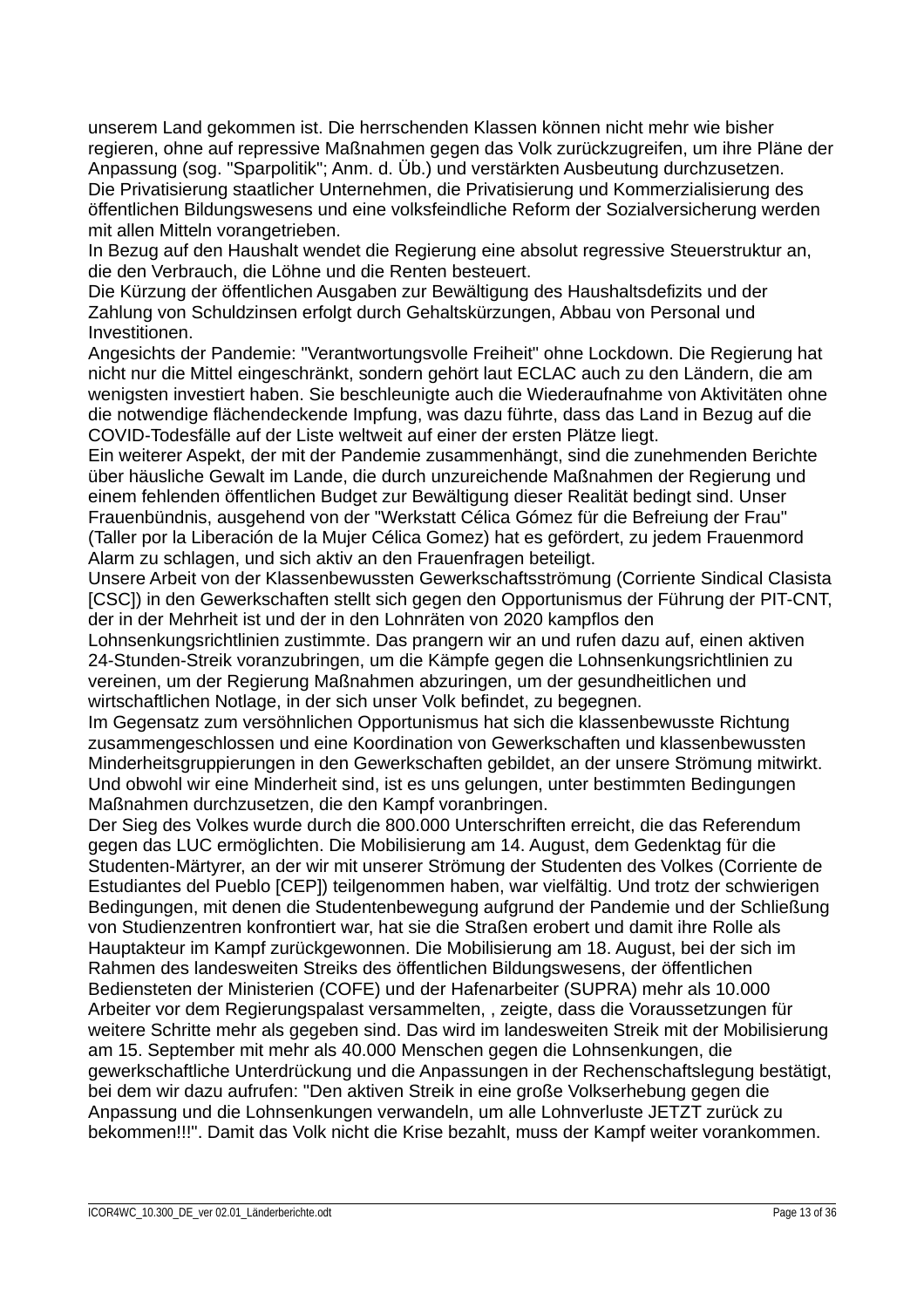unserem Land gekommen ist. Die herrschenden Klassen können nicht mehr wie bisher regieren, ohne auf repressive Maßnahmen gegen das Volk zurückzugreifen, um ihre Pläne der Anpassung (sog. "Sparpolitik"; Anm. d. Üb.) und verstärkten Ausbeutung durchzusetzen.
Die Privatisierung staatlicher Unternehmen, die Privatisierung und Kommerzialisierung des öffentlichen Bildungswesens und eine volksfeindliche Reform der Sozialversicherung werden mit allen Mitteln vorangetrieben.
In Bezug auf den Haushalt wendet die Regierung eine absolut regressive Steuerstruktur an, die den Verbrauch, die Löhne und die Renten besteuert.
Die Kürzung der öffentlichen Ausgaben zur Bewältigung des Haushaltsdefizits und der Zahlung von Schuldzinsen erfolgt durch Gehaltskürzungen, Abbau von Personal und Investitionen.
Angesichts der Pandemie: "Verantwortungsvolle Freiheit" ohne Lockdown. Die Regierung hat nicht nur die Mittel eingeschränkt, sondern gehört laut ECLAC auch zu den Ländern, die am wenigsten investiert haben. Sie beschleunigte auch die Wiederaufnahme von Aktivitäten ohne die notwendige flächendeckende Impfung, was dazu führte, dass das Land in Bezug auf die COVID-Todesfälle auf der Liste weltweit auf einer der ersten Plätze liegt.
Ein weiterer Aspekt, der mit der Pandemie zusammenhängt, sind die zunehmenden Berichte über häusliche Gewalt im Lande, die durch unzureichende Maßnahmen der Regierung und einem fehlenden öffentlichen Budget zur Bewältigung dieser Realität bedingt sind. Unser Frauenbündnis, ausgehend von der "Werkstatt Célica Gómez für die Befreiung der Frau" (Taller por la Liberación de la Mujer Célica Gomez) hat es gefördert, zu jedem Frauenmord Alarm zu schlagen, und sich aktiv an den Frauenfragen beteiligt.
Unsere Arbeit von der Klassenbewussten Gewerkschaftsströmung (Corriente Sindical Clasista [CSC]) in den Gewerkschaften stellt sich gegen den Opportunismus der Führung der PIT-CNT, der in der Mehrheit ist und der in den Lohnräten von 2020 kampflos den Lohnsenkungsrichtlinien zustimmte. Das prangern wir an und rufen dazu auf, einen aktiven 24-Stunden-Streik voranzubringen, um die Kämpfe gegen die Lohnsenkungsrichtlinien zu vereinen, um der Regierung Maßnahmen abzuringen, um der gesundheitlichen und wirtschaftlichen Notlage, in der sich unser Volk befindet, zu begegnen.
Im Gegensatz zum versöhnlichen Opportunismus hat sich die klassenbewusste Richtung zusammengeschlossen und eine Koordination von Gewerkschaften und klassenbewussten Minderheitsgruppierungen in den Gewerkschaften gebildet, an der unsere Strömung mitwirkt. Und obwohl wir eine Minderheit sind, ist es uns gelungen, unter bestimmten Bedingungen Maßnahmen durchzusetzen, die den Kampf voranbringen.
Der Sieg des Volkes wurde durch die 800.000 Unterschriften erreicht, die das Referendum gegen das LUC ermöglichten. Die Mobilisierung am 14. August, dem Gedenktag für die Studenten-Märtyrer, an der wir mit unserer Strömung der Studenten des Volkes (Corriente de Estudiantes del Pueblo [CEP]) teilgenommen haben, war vielfältig. Und trotz der schwierigen Bedingungen, mit denen die Studentenbewegung aufgrund der Pandemie und der Schließung von Studienzentren konfrontiert war, hat sie die Straßen erobert und damit ihre Rolle als Hauptakteur im Kampf zurückgewonnen. Die Mobilisierung am 18. August, bei der sich im Rahmen des landesweiten Streiks des öffentlichen Bildungswesens, der öffentlichen Bediensteten der Ministerien (COFE) und der Hafenarbeiter (SUPRA) mehr als 10.000 Arbeiter vor dem Regierungspalast versammelten, , zeigte, dass die Voraussetzungen für weitere Schritte mehr als gegeben sind. Das wird im landesweiten Streik mit der Mobilisierung am 15. September mit mehr als 40.000 Menschen gegen die Lohnsenkungen, die gewerkschaftliche Unterdrückung und die Anpassungen in der Rechenschaftslegung bestätigt, bei dem wir dazu aufrufen: "Den aktiven Streik in eine große Volkserhebung gegen die Anpassung und die Lohnsenkungen verwandeln, um alle Lohnverluste JETZT zurück zu bekommen!!!". Damit das Volk nicht die Krise bezahlt, muss der Kampf weiter vorankommen.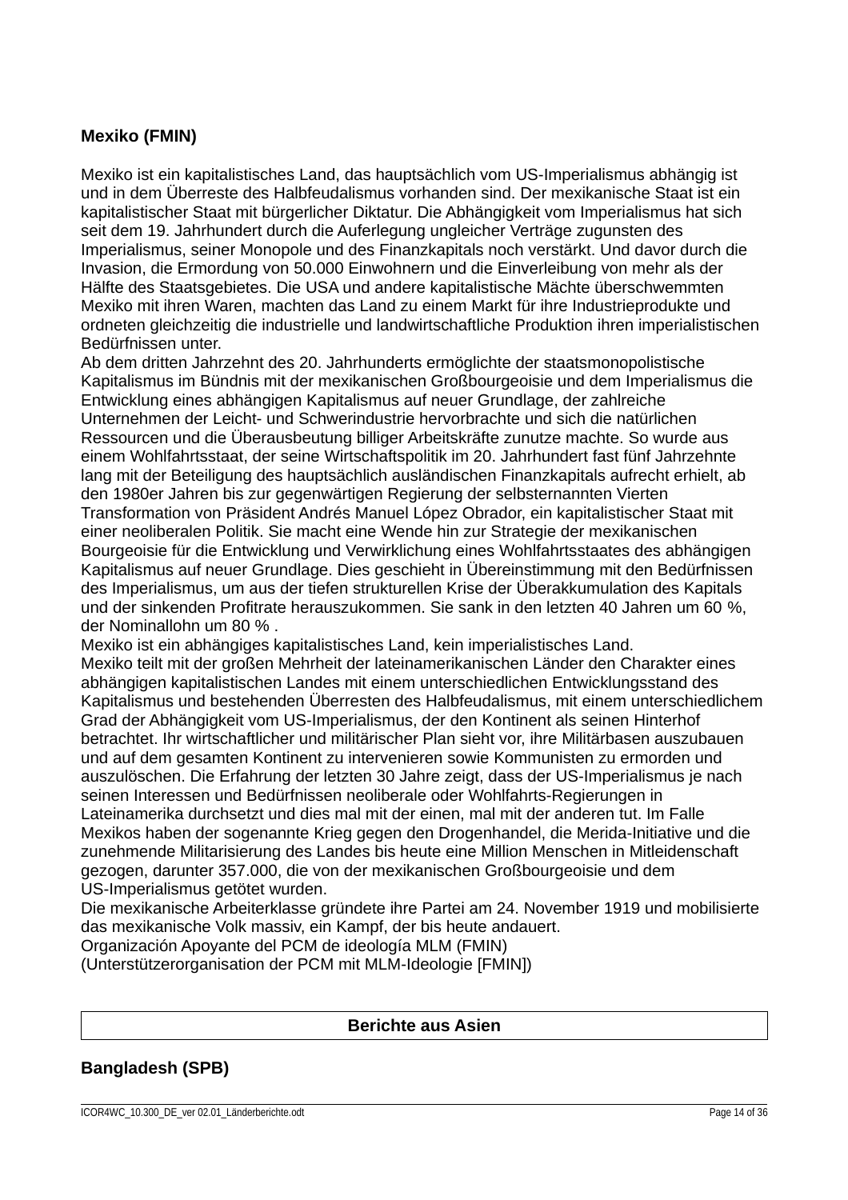### Mexiko (FMIN)

Mexiko ist ein kapitalistisches Land, das hauptsächlich vom US-Imperialismus abhängig ist und in dem Überreste des Halbfeudalismus vorhanden sind. Der mexikanische Staat ist ein kapitalistischer Staat mit bürgerlicher Diktatur. Die Abhängigkeit vom Imperialismus hat sich seit dem 19. Jahrhundert durch die Auferlegung ungleicher Verträge zugunsten des Imperialismus, seiner Monopole und des Finanzkapitals noch verstärkt. Und davor durch die Invasion, die Ermordung von 50.000 Einwohnern und die Einverleibung von mehr als der Hälfte des Staatsgebietes. Die USA und andere kapitalistische Mächte überschwemmten Mexiko mit ihren Waren, machten das Land zu einem Markt für ihre Industrieprodukte und ordneten gleichzeitig die industrielle und landwirtschaftliche Produktion ihren imperialistischen Bedürfnissen unter.

Ab dem dritten Jahrzehnt des 20. Jahrhunderts ermöglichte der staatsmonopolistische Kapitalismus im Bündnis mit der mexikanischen Großbourgeoisie und dem Imperialismus die Entwicklung eines abhängigen Kapitalismus auf neuer Grundlage, der zahlreiche Unternehmen der Leicht- und Schwerindustrie hervorbrachte und sich die natürlichen Ressourcen und die Überausbeutung billiger Arbeitskräfte zunutze machte. So wurde aus einem Wohlfahrtsstaat, der seine Wirtschaftspolitik im 20. Jahrhundert fast fünf Jahrzehnte lang mit der Beteiligung des hauptsächlich ausländischen Finanzkapitals aufrecht erhielt, ab den 1980er Jahren bis zur gegenwärtigen Regierung der selbsternannten Vierten Transformation von Präsident Andrés Manuel López Obrador, ein kapitalistischer Staat mit einer neoliberalen Politik. Sie macht eine Wende hin zur Strategie der mexikanischen Bourgeoisie für die Entwicklung und Verwirklichung eines Wohlfahrtsstaates des abhängigen Kapitalismus auf neuer Grundlage. Dies geschieht in Übereinstimmung mit den Bedürfnissen des Imperialismus, um aus der tiefen strukturellen Krise der Überakkumulation des Kapitals und der sinkenden Profitrate herauszukommen. Sie sank in den letzten 40 Jahren um 60 %, der Nominallohn um 80 % .

Mexiko ist ein abhängiges kapitalistisches Land, kein imperialistisches Land.

Mexiko teilt mit der großen Mehrheit der lateinamerikanischen Länder den Charakter eines abhängigen kapitalistischen Landes mit einem unterschiedlichen Entwicklungsstand des Kapitalismus und bestehenden Überresten des Halbfeudalismus, mit einem unterschiedlichem Grad der Abhängigkeit vom US-Imperialismus, der den Kontinent als seinen Hinterhof betrachtet. Ihr wirtschaftlicher und militärischer Plan sieht vor, ihre Militärbasen auszubauen und auf dem gesamten Kontinent zu intervenieren sowie Kommunisten zu ermorden und auszulöschen. Die Erfahrung der letzten 30 Jahre zeigt, dass der US-Imperialismus je nach seinen Interessen und Bedürfnissen neoliberale oder Wohlfahrts-Regierungen in Lateinamerika durchsetzt und dies mal mit der einen, mal mit der anderen tut. Im Falle Mexikos haben der sogenannte Krieg gegen den Drogenhandel, die Merida-Initiative und die zunehmende Militarisierung des Landes bis heute eine Million Menschen in Mitleidenschaft gezogen, darunter 357.000, die von der mexikanischen Großbourgeoisie und dem US-Imperialismus getötet wurden.

Die mexikanische Arbeiterklasse gründete ihre Partei am 24. November 1919 und mobilisierte das mexikanische Volk massiv, ein Kampf, der bis heute andauert.

Organización Apoyante del PCM de ideología MLM (FMIN)
(Unterstützerorganisation der PCM mit MLM-Ideologie [FMIN])

## Berichte aus Asien

### Bangladesh (SPB)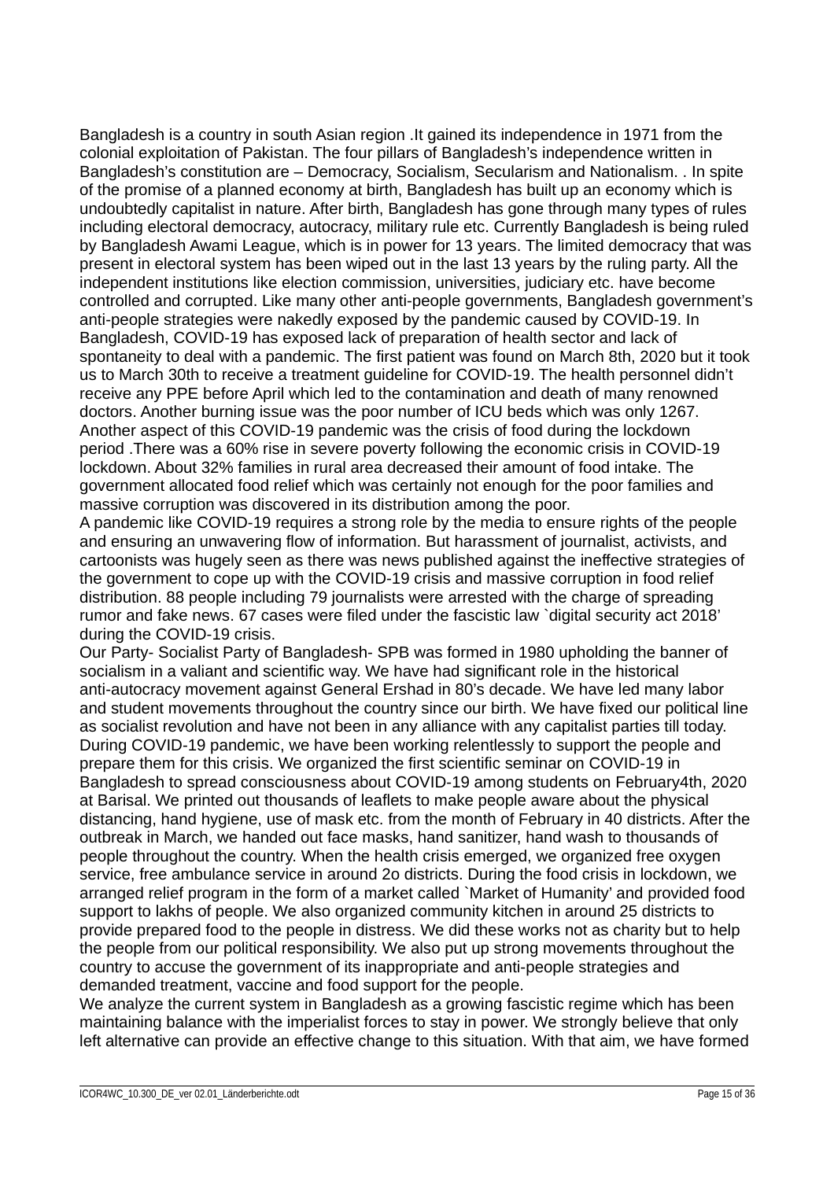Bangladesh is a country in south Asian region .It gained its independence in 1971 from the colonial exploitation of Pakistan. The four pillars of Bangladesh's independence written in Bangladesh's constitution are – Democracy, Socialism, Secularism and Nationalism. . In spite of the promise of a planned economy at birth, Bangladesh has built up an economy which is undoubtedly capitalist in nature. After birth, Bangladesh has gone through many types of rules including electoral democracy, autocracy, military rule etc. Currently Bangladesh is being ruled by Bangladesh Awami League, which is in power for 13 years. The limited democracy that was present in electoral system has been wiped out in the last 13 years by the ruling party. All the independent institutions like election commission, universities, judiciary etc. have become controlled and corrupted. Like many other anti-people governments, Bangladesh government's anti-people strategies were nakedly exposed by the pandemic caused by COVID-19. In Bangladesh, COVID-19 has exposed lack of preparation of health sector and lack of spontaneity to deal with a pandemic. The first patient was found on March 8th, 2020 but it took us to March 30th to receive a treatment guideline for COVID-19. The health personnel didn't receive any PPE before April which led to the contamination and death of many renowned doctors. Another burning issue was the poor number of ICU beds which was only 1267. Another aspect of this COVID-19 pandemic was the crisis of food during the lockdown period .There was a 60% rise in severe poverty following the economic crisis in COVID-19 lockdown. About 32% families in rural area decreased their amount of food intake. The government allocated food relief which was certainly not enough for the poor families and massive corruption was discovered in its distribution among the poor.

A pandemic like COVID-19 requires a strong role by the media to ensure rights of the people and ensuring an unwavering flow of information. But harassment of journalist, activists, and cartoonists was hugely seen as there was news published against the ineffective strategies of the government to cope up with the COVID-19 crisis and massive corruption in food relief distribution. 88 people including 79 journalists were arrested with the charge of spreading rumor and fake news. 67 cases were filed under the fascistic law `digital security act 2018' during the COVID-19 crisis.

Our Party- Socialist Party of Bangladesh- SPB was formed in 1980 upholding the banner of socialism in a valiant and scientific way. We have had significant role in the historical anti-autocracy movement against General Ershad in 80's decade. We have led many labor and student movements throughout the country since our birth. We have fixed our political line as socialist revolution and have not been in any alliance with any capitalist parties till today. During COVID-19 pandemic, we have been working relentlessly to support the people and prepare them for this crisis. We organized the first scientific seminar on COVID-19 in Bangladesh to spread consciousness about COVID-19 among students on February4th, 2020 at Barisal. We printed out thousands of leaflets to make people aware about the physical distancing, hand hygiene, use of mask etc. from the month of February in 40 districts. After the outbreak in March, we handed out face masks, hand sanitizer, hand wash to thousands of people throughout the country. When the health crisis emerged, we organized free oxygen service, free ambulance service in around 2o districts. During the food crisis in lockdown, we arranged relief program in the form of a market called `Market of Humanity' and provided food support to lakhs of people. We also organized community kitchen in around 25 districts to provide prepared food to the people in distress. We did these works not as charity but to help the people from our political responsibility. We also put up strong movements throughout the country to accuse the government of its inappropriate and anti-people strategies and demanded treatment, vaccine and food support for the people.

We analyze the current system in Bangladesh as a growing fascistic regime which has been maintaining balance with the imperialist forces to stay in power. We strongly believe that only left alternative can provide an effective change to this situation. With that aim, we have formed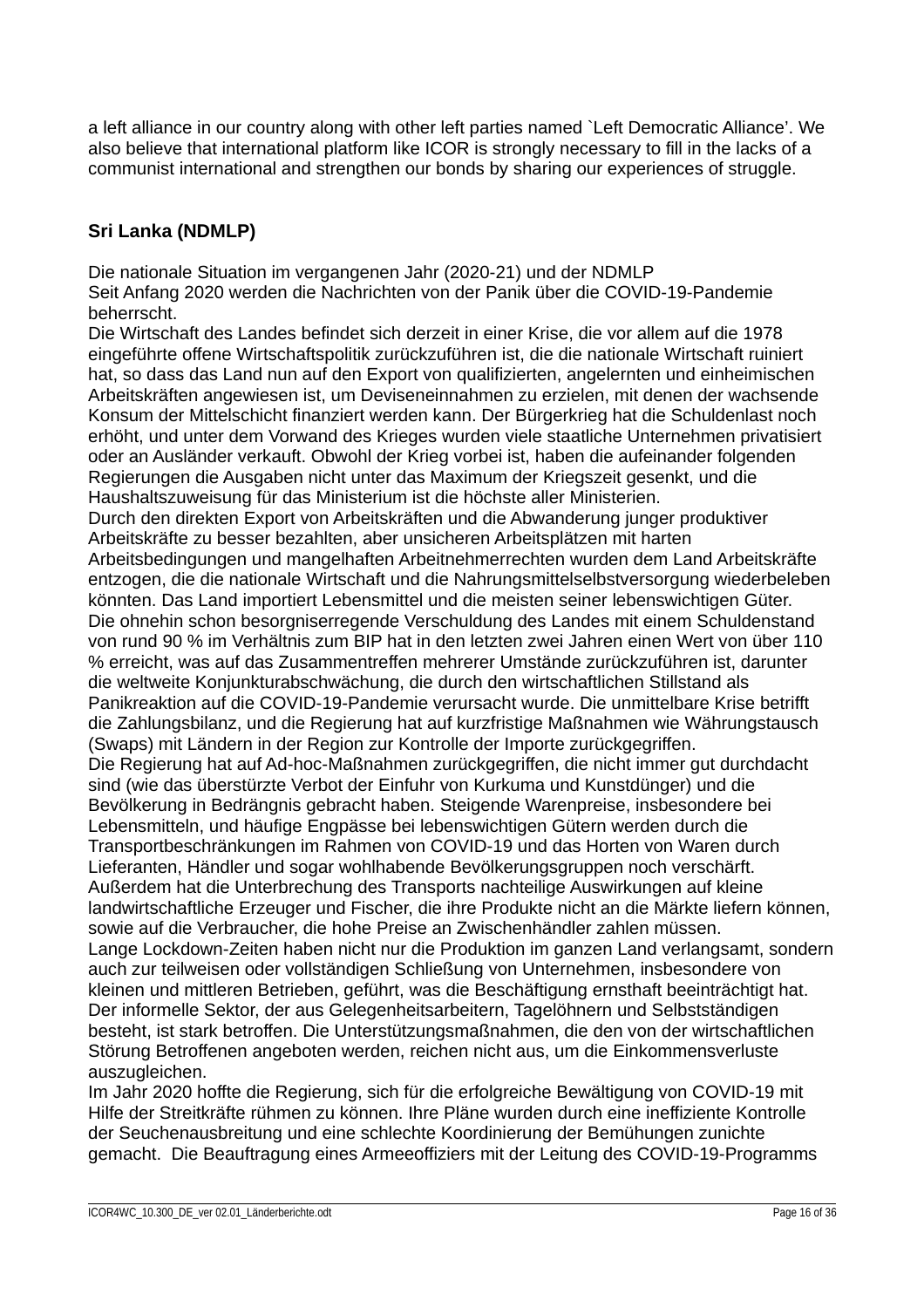a left alliance in our country along with other left parties named `Left Democratic Alliance'. We also believe that international platform like ICOR is strongly necessary to fill in the lacks of a communist international and strengthen our bonds by sharing our experiences of struggle.

## Sri Lanka (NDMLP)

Die nationale Situation im vergangenen Jahr (2020-21) und der NDMLP
Seit Anfang 2020 werden die Nachrichten von der Panik über die COVID-19-Pandemie beherrscht.
Die Wirtschaft des Landes befindet sich derzeit in einer Krise, die vor allem auf die 1978 eingeführte offene Wirtschaftspolitik zurückzuführen ist, die die nationale Wirtschaft ruiniert hat, so dass das Land nun auf den Export von qualifizierten, angelernten und einheimischen Arbeitskräften angewiesen ist, um Deviseneinnahmen zu erzielen, mit denen der wachsende Konsum der Mittelschicht finanziert werden kann. Der Bürgerkrieg hat die Schuldenlast noch erhöht, und unter dem Vorwand des Krieges wurden viele staatliche Unternehmen privatisiert oder an Ausländer verkauft. Obwohl der Krieg vorbei ist, haben die aufeinander folgenden Regierungen die Ausgaben nicht unter das Maximum der Kriegszeit gesenkt, und die Haushaltszuweisung für das Ministerium ist die höchste aller Ministerien.
Durch den direkten Export von Arbeitskräften und die Abwanderung junger produktiver Arbeitskräfte zu besser bezahlten, aber unsicheren Arbeitsplätzen mit harten Arbeitsbedingungen und mangelhaften Arbeitnehmerrechten wurden dem Land Arbeitskräfte entzogen, die die nationale Wirtschaft und die Nahrungsmittelselbstversorgung wiederbeleben könnten. Das Land importiert Lebensmittel und die meisten seiner lebenswichtigen Güter.
Die ohnehin schon besorgniserregende Verschuldung des Landes mit einem Schuldenstand von rund 90 % im Verhältnis zum BIP hat in den letzten zwei Jahren einen Wert von über 110 % erreicht, was auf das Zusammentreffen mehrerer Umstände zurückzuführen ist, darunter die weltweite Konjunkturabschwächung, die durch den wirtschaftlichen Stillstand als Panikreaktion auf die COVID-19-Pandemie verursacht wurde. Die unmittelbare Krise betrifft die Zahlungsbilanz, und die Regierung hat auf kurzfristige Maßnahmen wie Währungstausch (Swaps) mit Ländern in der Region zur Kontrolle der Importe zurückgegriffen.
Die Regierung hat auf Ad-hoc-Maßnahmen zurückgegriffen, die nicht immer gut durchdacht sind (wie das überstürzte Verbot der Einfuhr von Kurkuma und Kunstdünger) und die Bevölkerung in Bedrängnis gebracht haben. Steigende Warenpreise, insbesondere bei Lebensmitteln, und häufige Engpässe bei lebenswichtigen Gütern werden durch die Transportbeschränkungen im Rahmen von COVID-19 und das Horten von Waren durch Lieferanten, Händler und sogar wohlhabende Bevölkerungsgruppen noch verschärft. Außerdem hat die Unterbrechung des Transports nachteilige Auswirkungen auf kleine landwirtschaftliche Erzeuger und Fischer, die ihre Produkte nicht an die Märkte liefern können, sowie auf die Verbraucher, die hohe Preise an Zwischenhändler zahlen müssen.
Lange Lockdown-Zeiten haben nicht nur die Produktion im ganzen Land verlangsamt, sondern auch zur teilweisen oder vollständigen Schließung von Unternehmen, insbesondere von kleinen und mittleren Betrieben, geführt, was die Beschäftigung ernsthaft beeinträchtigt hat. Der informelle Sektor, der aus Gelegenheitsarbeitern, Tagelöhnern und Selbstständigen besteht, ist stark betroffen. Die Unterstützungsmaßnahmen, die den von der wirtschaftlichen Störung Betroffenen angeboten werden, reichen nicht aus, um die Einkommensverluste auszugleichen.
Im Jahr 2020 hoffte die Regierung, sich für die erfolgreiche Bewältigung von COVID-19 mit Hilfe der Streitkräfte rühmen zu können. Ihre Pläne wurden durch eine ineffiziente Kontrolle der Seuchenausbreitung und eine schlechte Koordinierung der Bemühungen zunichte gemacht. Die Beauftragung eines Armeeoffiziers mit der Leitung des COVID-19-Programms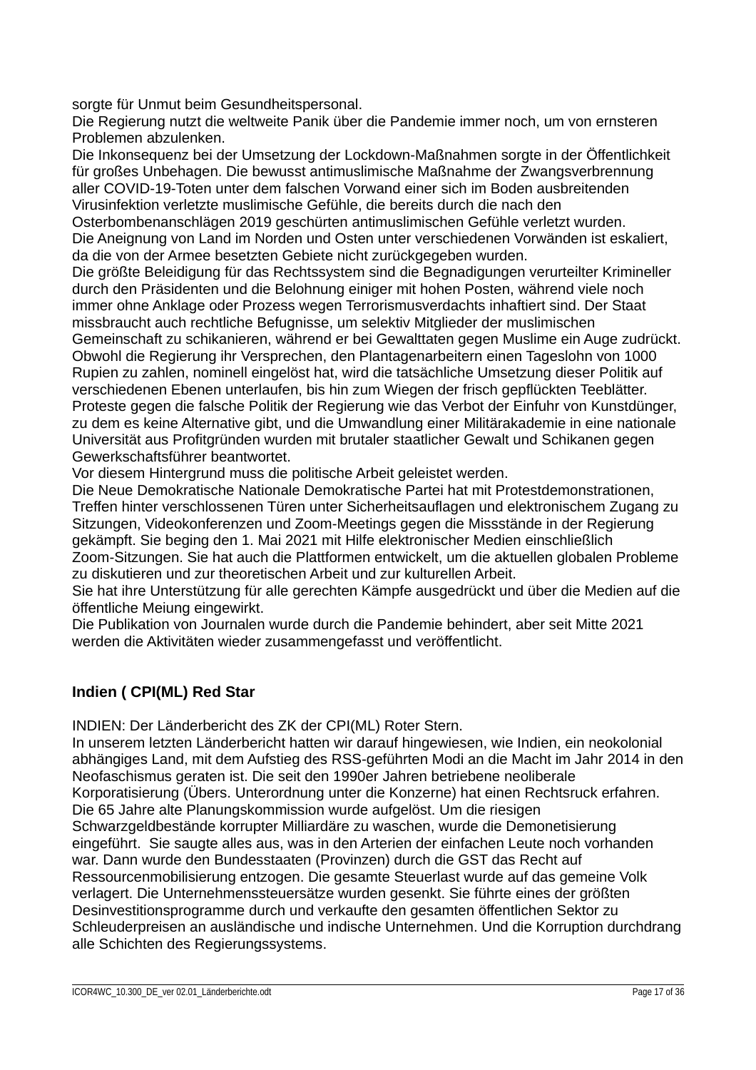sorgte für Unmut beim Gesundheitspersonal.
Die Regierung nutzt die weltweite Panik über die Pandemie immer noch, um von ernsteren Problemen abzulenken.
Die Inkonsequenz bei der Umsetzung der Lockdown-Maßnahmen sorgte in der Öffentlichkeit für großes Unbehagen. Die bewusst antimuslimische Maßnahme der Zwangsverbrennung aller COVID-19-Toten unter dem falschen Vorwand einer sich im Boden ausbreitenden Virusinfektion verletzte muslimische Gefühle, die bereits durch die nach den Osterbombenanschlägen 2019 geschürten antimuslimischen Gefühle verletzt wurden.
Die Aneignung von Land im Norden und Osten unter verschiedenen Vorwänden ist eskaliert, da die von der Armee besetzten Gebiete nicht zurückgegeben wurden.
Die größte Beleidigung für das Rechtssystem sind die Begnadigungen verurteilter Krimineller durch den Präsidenten und die Belohnung einiger mit hohen Posten, während viele noch immer ohne Anklage oder Prozess wegen Terrorismusverdachts inhaftiert sind. Der Staat missbraucht auch rechtliche Befugnisse, um selektiv Mitglieder der muslimischen Gemeinschaft zu schikanieren, während er bei Gewalttaten gegen Muslime ein Auge zudrückt.
Obwohl die Regierung ihr Versprechen, den Plantagenarbeitern einen Tageslohn von 1000 Rupien zu zahlen, nominell eingelöst hat, wird die tatsächliche Umsetzung dieser Politik auf verschiedenen Ebenen unterlaufen, bis hin zum Wiegen der frisch gepflückten Teeblätter.
Proteste gegen die falsche Politik der Regierung wie das Verbot der Einfuhr von Kunstdünger, zu dem es keine Alternative gibt, und die Umwandlung einer Militärakademie in eine nationale Universität aus Profitgründen wurden mit brutaler staatlicher Gewalt und Schikanen gegen Gewerkschaftsführer beantwortet.
Vor diesem Hintergrund muss die politische Arbeit geleistet werden.
Die Neue Demokratische Nationale Demokratische Partei hat mit Protestdemonstrationen, Treffen hinter verschlossenen Türen unter Sicherheitsauflagen und elektronischem Zugang zu Sitzungen, Videokonferenzen und Zoom-Meetings gegen die Missstände in der Regierung gekämpft. Sie beging den 1. Mai 2021 mit Hilfe elektronischer Medien einschließlich Zoom-Sitzungen. Sie hat auch die Plattformen entwickelt, um die aktuellen globalen Probleme zu diskutieren und zur theoretischen Arbeit und zur kulturellen Arbeit.
Sie hat ihre Unterstützung für alle gerechten Kämpfe ausgedrückt und über die Medien auf die öffentliche Meiung eingewirkt.
Die Publikation von Journalen wurde durch die Pandemie behindert, aber seit Mitte 2021 werden die Aktivitäten wieder zusammengefasst und veröffentlicht.

## Indien ( CPI(ML) Red Star

INDIEN: Der Länderbericht des ZK der CPI(ML) Roter Stern.
In unserem letzten Länderbericht hatten wir darauf hingewiesen, wie Indien, ein neokolonial abhängiges Land, mit dem Aufstieg des RSS-geführten Modi an die Macht im Jahr 2014 in den Neofaschismus geraten ist. Die seit den 1990er Jahren betriebene neoliberale Korporatisierung (Übers. Unterordnung unter die Konzerne) hat einen Rechtsruck erfahren. Die 65 Jahre alte Planungskommission wurde aufgelöst. Um die riesigen Schwarzgeldbestände korrupter Milliardäre zu waschen, wurde die Demonetisierung eingeführt. Sie saugte alles aus, was in den Arterien der einfachen Leute noch vorhanden war. Dann wurde den Bundesstaaten (Provinzen) durch die GST das Recht auf Ressourcenmobilisierung entzogen. Die gesamte Steuerlast wurde auf das gemeine Volk verlagert. Die Unternehmenssteuersätze wurden gesenkt. Sie führte eines der größten Desinvestitionsprogramme durch und verkaufte den gesamten öffentlichen Sektor zu Schleuderpreisen an ausländische und indische Unternehmen. Und die Korruption durchdrang alle Schichten des Regierungssystems.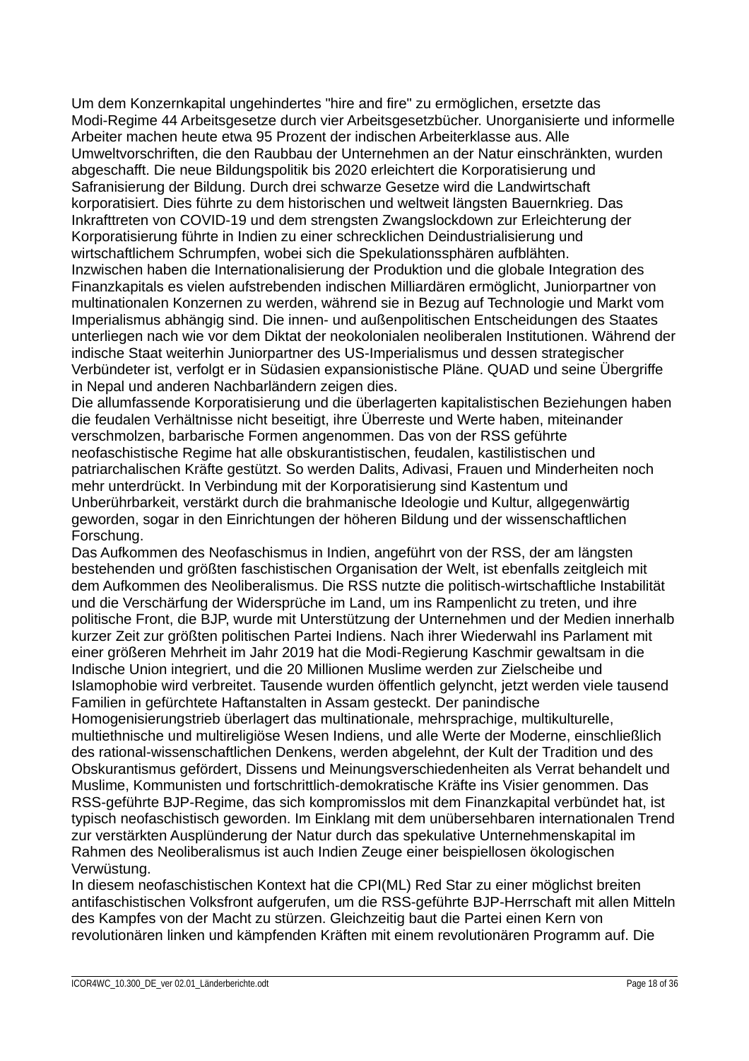Um dem Konzernkapital ungehindertes "hire and fire" zu ermöglichen, ersetzte das Modi-Regime 44 Arbeitsgesetze durch vier Arbeitsgesetzbücher. Unorganisierte und informelle Arbeiter machen heute etwa 95 Prozent der indischen Arbeiterklasse aus. Alle Umweltvorschriften, die den Raubbau der Unternehmen an der Natur einschränkten, wurden abgeschafft. Die neue Bildungspolitik bis 2020 erleichtert die Korporatisierung und Safranisierung der Bildung. Durch drei schwarze Gesetze wird die Landwirtschaft korporatisiert. Dies führte zu dem historischen und weltweit längsten Bauernkrieg. Das Inkrafttreten von COVID-19 und dem strengsten Zwangslockdown zur Erleichterung der Korporatisierung führte in Indien zu einer schrecklichen Deindustrialisierung und wirtschaftlichem Schrumpfen, wobei sich die Spekulationssphären aufblähten.

Inzwischen haben die Internationalisierung der Produktion und die globale Integration des Finanzkapitals es vielen aufstrebenden indischen Milliardären ermöglicht, Juniorpartner von multinationalen Konzernen zu werden, während sie in Bezug auf Technologie und Markt vom Imperialismus abhängig sind. Die innen- und außenpolitischen Entscheidungen des Staates unterliegen nach wie vor dem Diktat der neokolonialen neoliberalen Institutionen. Während der indische Staat weiterhin Juniorpartner des US-Imperialismus und dessen strategischer Verbündeter ist, verfolgt er in Südasien expansionistische Pläne. QUAD und seine Übergriffe in Nepal und anderen Nachbarländern zeigen dies.

Die allumfassende Korporatisierung und die überlagerten kapitalistischen Beziehungen haben die feudalen Verhältnisse nicht beseitigt, ihre Überreste und Werte haben, miteinander verschmolzen, barbarische Formen angenommen. Das von der RSS geführte neofaschistische Regime hat alle obskurantistischen, feudalen, kastilistischen und patriarchalischen Kräfte gestützt. So werden Dalits, Adivasi, Frauen und Minderheiten noch mehr unterdrückt. In Verbindung mit der Korporatisierung sind Kastentum und Unberührbarkeit, verstärkt durch die brahmanische Ideologie und Kultur, allgegenwärtig geworden, sogar in den Einrichtungen der höheren Bildung und der wissenschaftlichen Forschung.

Das Aufkommen des Neofaschismus in Indien, angeführt von der RSS, der am längsten bestehenden und größten faschistischen Organisation der Welt, ist ebenfalls zeitgleich mit dem Aufkommen des Neoliberalismus. Die RSS nutzte die politisch-wirtschaftliche Instabilität und die Verschärfung der Widersprüche im Land, um ins Rampenlicht zu treten, und ihre politische Front, die BJP, wurde mit Unterstützung der Unternehmen und der Medien innerhalb kurzer Zeit zur größten politischen Partei Indiens. Nach ihrer Wiederwahl ins Parlament mit einer größeren Mehrheit im Jahr 2019 hat die Modi-Regierung Kaschmir gewaltsam in die Indische Union integriert, und die 20 Millionen Muslime werden zur Zielscheibe und Islamophobie wird verbreitet. Tausende wurden öffentlich gelyncht, jetzt werden viele tausend Familien in gefürchtete Haftanstalten in Assam gesteckt. Der panindische Homogenisierungstrieb überlagert das multinationale, mehrsprachige, multikulturelle, multiethnische und multireligiöse Wesen Indiens, und alle Werte der Moderne, einschließlich des rational-wissenschaftlichen Denkens, werden abgelehnt, der Kult der Tradition und des Obskurantismus gefördert, Dissens und Meinungsverschiedenheiten als Verrat behandelt und Muslime, Kommunisten und fortschrittlich-demokratische Kräfte ins Visier genommen. Das RSS-geführte BJP-Regime, das sich kompromisslos mit dem Finanzkapital verbündet hat, ist typisch neofaschistisch geworden. Im Einklang mit dem unübersehbaren internationalen Trend zur verstärkten Ausplünderung der Natur durch das spekulative Unternehmenskapital im Rahmen des Neoliberalismus ist auch Indien Zeuge einer beispiellosen ökologischen Verwüstung.

In diesem neofaschistischen Kontext hat die CPI(ML) Red Star zu einer möglichst breiten antifaschistischen Volksfront aufgerufen, um die RSS-geführte BJP-Herrschaft mit allen Mitteln des Kampfes von der Macht zu stürzen. Gleichzeitig baut die Partei einen Kern von revolutionären linken und kämpfenden Kräften mit einem revolutionären Programm auf. Die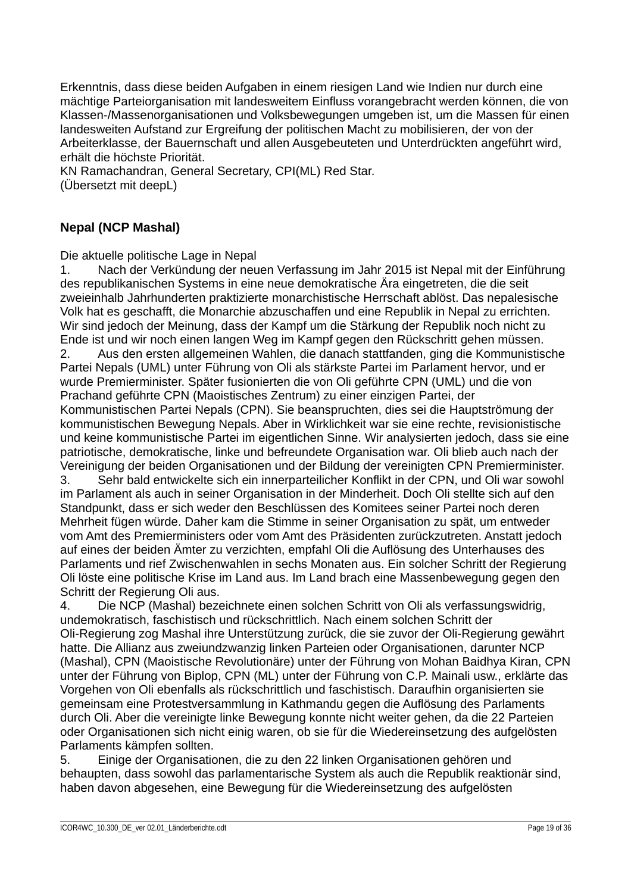Erkenntnis, dass diese beiden Aufgaben in einem riesigen Land wie Indien nur durch eine mächtige Parteiorganisation mit landesweitem Einfluss vorangebracht werden können, die von Klassen-/Massenorganisationen und Volksbewegungen umgeben ist, um die Massen für einen landesweiten Aufstand zur Ergreifung der politischen Macht zu mobilisieren, der von der Arbeiterklasse, der Bauernschaft und allen Ausgebeuteten und Unterdrückten angeführt wird, erhält die höchste Priorität.
KN Ramachandran, General Secretary, CPI(ML) Red Star.
(Übersetzt mit deepL)

**Nepal (NCP Mashal)**

Die aktuelle politische Lage in Nepal

1. Nach der Verkündung der neuen Verfassung im Jahr 2015 ist Nepal mit der Einführung des republikanischen Systems in eine neue demokratische Ära eingetreten, die die seit zweieinhalb Jahrhunderten praktizierte monarchistische Herrschaft ablöst. Das nepalesische Volk hat es geschafft, die Monarchie abzuschaffen und eine Republik in Nepal zu errichten. Wir sind jedoch der Meinung, dass der Kampf um die Stärkung der Republik noch nicht zu Ende ist und wir noch einen langen Weg im Kampf gegen den Rückschritt gehen müssen.
2. Aus den ersten allgemeinen Wahlen, die danach stattfanden, ging die Kommunistische Partei Nepals (UML) unter Führung von Oli als stärkste Partei im Parlament hervor, und er wurde Premierminister. Später fusionierten die von Oli geführte CPN (UML) und die von Prachand geführte CPN (Maoistisches Zentrum) zu einer einzigen Partei, der Kommunistischen Partei Nepals (CPN). Sie beanspruchten, dies sei die Hauptströmung der kommunistischen Bewegung Nepals. Aber in Wirklichkeit war sie eine rechte, revisionistische und keine kommunistische Partei im eigentlichen Sinne. Wir analysierten jedoch, dass sie eine patriotische, demokratische, linke und befreundete Organisation war. Oli blieb auch nach der Vereinigung der beiden Organisationen und der Bildung der vereinigten CPN Premierminister.
3. Sehr bald entwickelte sich ein innerparteilicher Konflikt in der CPN, und Oli war sowohl im Parlament als auch in seiner Organisation in der Minderheit. Doch Oli stellte sich auf den Standpunkt, dass er sich weder den Beschlüssen des Komitees seiner Partei noch deren Mehrheit fügen würde. Daher kam die Stimme in seiner Organisation zu spät, um entweder vom Amt des Premierministers oder vom Amt des Präsidenten zurückzutreten. Anstatt jedoch auf eines der beiden Ämter zu verzichten, empfahl Oli die Auflösung des Unterhauses des Parlaments und rief Zwischenwahlen in sechs Monaten aus. Ein solcher Schritt der Regierung Oli löste eine politische Krise im Land aus. Im Land brach eine Massenbewegung gegen den Schritt der Regierung Oli aus.
4. Die NCP (Mashal) bezeichnete einen solchen Schritt von Oli als verfassungswidrig, undemokratisch, faschistisch und rückschrittlich. Nach einem solchen Schritt der Oli-Regierung zog Mashal ihre Unterstützung zurück, die sie zuvor der Oli-Regierung gewährt hatte. Die Allianz aus zweiundzwanzig linken Parteien oder Organisationen, darunter NCP (Mashal), CPN (Maoistische Revolutionäre) unter der Führung von Mohan Baidhya Kiran, CPN unter der Führung von Biplop, CPN (ML) unter der Führung von C.P. Mainali usw., erklärte das Vorgehen von Oli ebenfalls als rückschrittlich und faschistisch. Daraufhin organisierten sie gemeinsam eine Protestversammlung in Kathmandu gegen die Auflösung des Parlaments durch Oli. Aber die vereinigte linke Bewegung konnte nicht weiter gehen, da die 22 Parteien oder Organisationen sich nicht einig waren, ob sie für die Wiedereinsetzung des aufgelösten Parlaments kämpfen sollten.
5. Einige der Organisationen, die zu den 22 linken Organisationen gehören und behaupten, dass sowohl das parlamentarische System als auch die Republik reaktionär sind, haben davon abgesehen, eine Bewegung für die Wiedereinsetzung des aufgelösten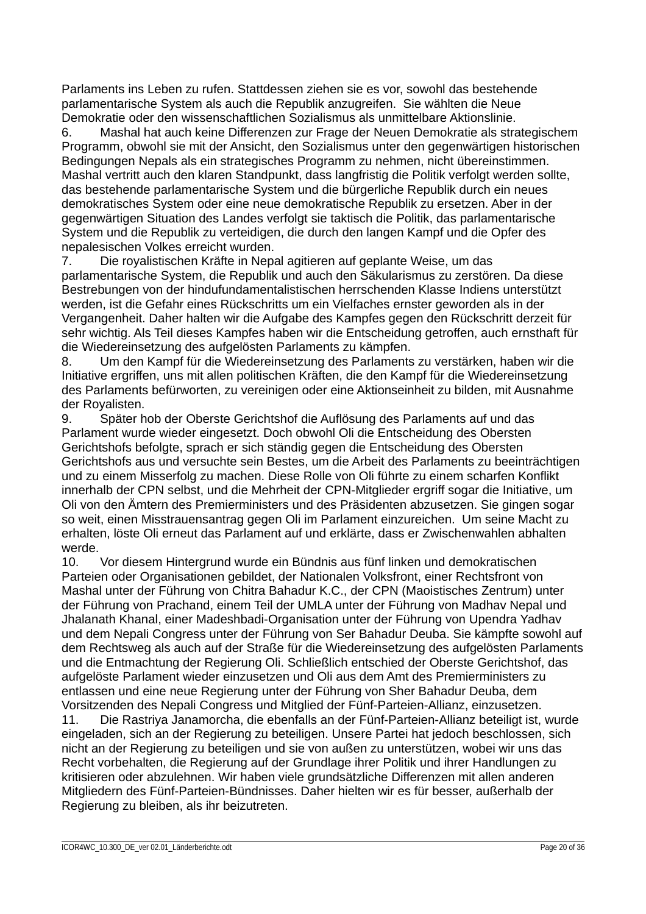Parlaments ins Leben zu rufen. Stattdessen ziehen sie es vor, sowohl das bestehende parlamentarische System als auch die Republik anzugreifen. Sie wählten die Neue Demokratie oder den wissenschaftlichen Sozialismus als unmittelbare Aktionslinie.

6. Mashal hat auch keine Differenzen zur Frage der Neuen Demokratie als strategischem Programm, obwohl sie mit der Ansicht, den Sozialismus unter den gegenwärtigen historischen Bedingungen Nepals als ein strategisches Programm zu nehmen, nicht übereinstimmen. Mashal vertritt auch den klaren Standpunkt, dass langfristig die Politik verfolgt werden sollte, das bestehende parlamentarische System und die bürgerliche Republik durch ein neues demokratisches System oder eine neue demokratische Republik zu ersetzen. Aber in der gegenwärtigen Situation des Landes verfolgt sie taktisch die Politik, das parlamentarische System und die Republik zu verteidigen, die durch den langen Kampf und die Opfer des nepalesischen Volkes erreicht wurden.

7. Die royalistischen Kräfte in Nepal agitieren auf geplante Weise, um das parlamentarische System, die Republik und auch den Säkularismus zu zerstören. Da diese Bestrebungen von der hindufundamentalistischen herrschenden Klasse Indiens unterstützt werden, ist die Gefahr eines Rückschritts um ein Vielfaches ernster geworden als in der Vergangenheit. Daher halten wir die Aufgabe des Kampfes gegen den Rückschritt derzeit für sehr wichtig. Als Teil dieses Kampfes haben wir die Entscheidung getroffen, auch ernsthaft für die Wiedereinsetzung des aufgelösten Parlaments zu kämpfen.

8. Um den Kampf für die Wiedereinsetzung des Parlaments zu verstärken, haben wir die Initiative ergriffen, uns mit allen politischen Kräften, die den Kampf für die Wiedereinsetzung des Parlaments befürworten, zu vereinigen oder eine Aktionseinheit zu bilden, mit Ausnahme der Royalisten.

9. Später hob der Oberste Gerichtshof die Auflösung des Parlaments auf und das Parlament wurde wieder eingesetzt. Doch obwohl Oli die Entscheidung des Obersten Gerichtshofs befolgte, sprach er sich ständig gegen die Entscheidung des Obersten Gerichtshofs aus und versuchte sein Bestes, um die Arbeit des Parlaments zu beeinträchtigen und zu einem Misserfolg zu machen. Diese Rolle von Oli führte zu einem scharfen Konflikt innerhalb der CPN selbst, und die Mehrheit der CPN-Mitglieder ergriff sogar die Initiative, um Oli von den Ämtern des Premierministers und des Präsidenten abzusetzen. Sie gingen sogar so weit, einen Misstrauensantrag gegen Oli im Parlament einzureichen. Um seine Macht zu erhalten, löste Oli erneut das Parlament auf und erklärte, dass er Zwischenwahlen abhalten werde.

10. Vor diesem Hintergrund wurde ein Bündnis aus fünf linken und demokratischen Parteien oder Organisationen gebildet, der Nationalen Volksfront, einer Rechtsfront von Mashal unter der Führung von Chitra Bahadur K.C., der CPN (Maoistisches Zentrum) unter der Führung von Prachand, einem Teil der UMLA unter der Führung von Madhav Nepal und Jhalanath Khanal, einer Madeshbadi-Organisation unter der Führung von Upendra Yadhav und dem Nepali Congress unter der Führung von Ser Bahadur Deuba. Sie kämpfte sowohl auf dem Rechtsweg als auch auf der Straße für die Wiedereinsetzung des aufgelösten Parlaments und die Entmachtung der Regierung Oli. Schließlich entschied der Oberste Gerichtshof, das aufgelöste Parlament wieder einzusetzen und Oli aus dem Amt des Premierministers zu entlassen und eine neue Regierung unter der Führung von Sher Bahadur Deuba, dem Vorsitzenden des Nepali Congress und Mitglied der Fünf-Parteien-Allianz, einzusetzen.

11. Die Rastriya Janamorcha, die ebenfalls an der Fünf-Parteien-Allianz beteiligt ist, wurde eingeladen, sich an der Regierung zu beteiligen. Unsere Partei hat jedoch beschlossen, sich nicht an der Regierung zu beteiligen und sie von außen zu unterstützen, wobei wir uns das Recht vorbehalten, die Regierung auf der Grundlage ihrer Politik und ihrer Handlungen zu kritisieren oder abzulehnen. Wir haben viele grundsätzliche Differenzen mit allen anderen Mitgliedern des Fünf-Parteien-Bündnisses. Daher hielten wir es für besser, außerhalb der Regierung zu bleiben, als ihr beizutreten.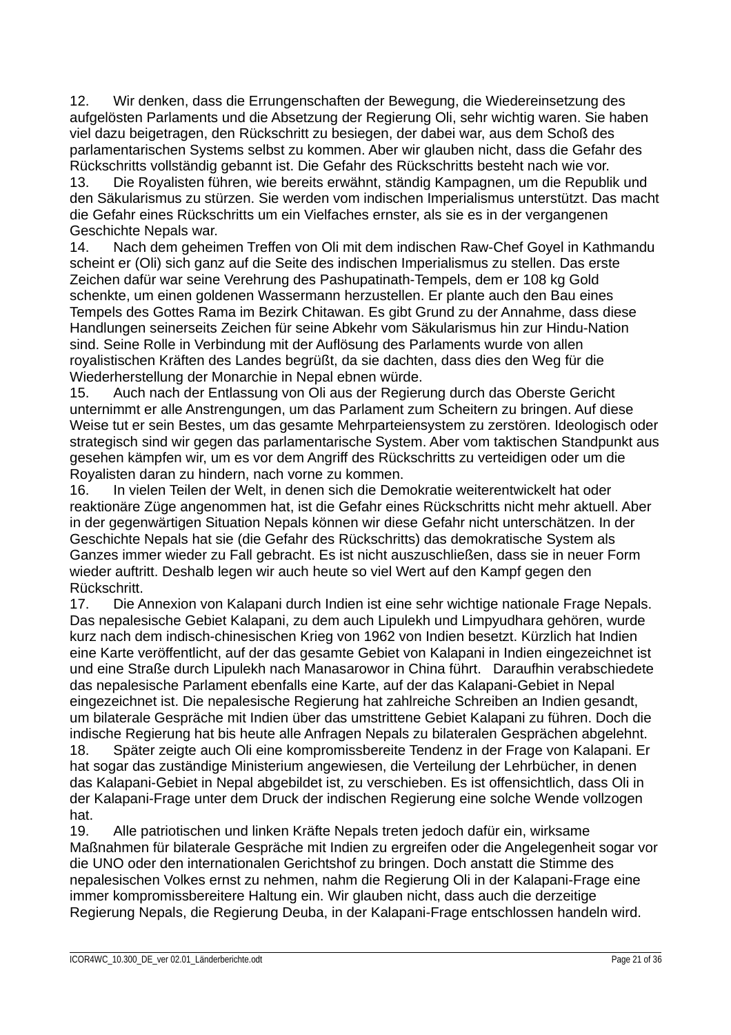12. Wir denken, dass die Errungenschaften der Bewegung, die Wiedereinsetzung des aufgelösten Parlaments und die Absetzung der Regierung Oli, sehr wichtig waren. Sie haben viel dazu beigetragen, den Rückschritt zu besiegen, der dabei war, aus dem Schoß des parlamentarischen Systems selbst zu kommen. Aber wir glauben nicht, dass die Gefahr des Rückschritts vollständig gebannt ist. Die Gefahr des Rückschritts besteht nach wie vor.

13. Die Royalisten führen, wie bereits erwähnt, ständig Kampagnen, um die Republik und den Säkularismus zu stürzen. Sie werden vom indischen Imperialismus unterstützt. Das macht die Gefahr eines Rückschritts um ein Vielfaches ernster, als sie es in der vergangenen Geschichte Nepals war.

14. Nach dem geheimen Treffen von Oli mit dem indischen Raw-Chef Goyel in Kathmandu scheint er (Oli) sich ganz auf die Seite des indischen Imperialismus zu stellen. Das erste Zeichen dafür war seine Verehrung des Pashupatinath-Tempels, dem er 108 kg Gold schenkte, um einen goldenen Wassermann herzustellen. Er plante auch den Bau eines Tempels des Gottes Rama im Bezirk Chitawan. Es gibt Grund zu der Annahme, dass diese Handlungen seinerseits Zeichen für seine Abkehr vom Säkularismus hin zur Hindu-Nation sind. Seine Rolle in Verbindung mit der Auflösung des Parlaments wurde von allen royalistischen Kräften des Landes begrüßt, da sie dachten, dass dies den Weg für die Wiederherstellung der Monarchie in Nepal ebnen würde.

15. Auch nach der Entlassung von Oli aus der Regierung durch das Oberste Gericht unternimmt er alle Anstrengungen, um das Parlament zum Scheitern zu bringen. Auf diese Weise tut er sein Bestes, um das gesamte Mehrparteiensystem zu zerstören. Ideologisch oder strategisch sind wir gegen das parlamentarische System. Aber vom taktischen Standpunkt aus gesehen kämpfen wir, um es vor dem Angriff des Rückschritts zu verteidigen oder um die Royalisten daran zu hindern, nach vorne zu kommen.

16. In vielen Teilen der Welt, in denen sich die Demokratie weiterentwickelt hat oder reaktionäre Züge angenommen hat, ist die Gefahr eines Rückschritts nicht mehr aktuell. Aber in der gegenwärtigen Situation Nepals können wir diese Gefahr nicht unterschätzen. In der Geschichte Nepals hat sie (die Gefahr des Rückschritts) das demokratische System als Ganzes immer wieder zu Fall gebracht. Es ist nicht auszuschließen, dass sie in neuer Form wieder auftritt. Deshalb legen wir auch heute so viel Wert auf den Kampf gegen den Rückschritt.

17. Die Annexion von Kalapani durch Indien ist eine sehr wichtige nationale Frage Nepals. Das nepalesische Gebiet Kalapani, zu dem auch Lipulekh und Limpyudhara gehören, wurde kurz nach dem indisch-chinesischen Krieg von 1962 von Indien besetzt. Kürzlich hat Indien eine Karte veröffentlicht, auf der das gesamte Gebiet von Kalapani in Indien eingezeichnet ist und eine Straße durch Lipulekh nach Manasarowor in China führt. Daraufhin verabschiedete das nepalesische Parlament ebenfalls eine Karte, auf der das Kalapani-Gebiet in Nepal eingezeichnet ist. Die nepalesische Regierung hat zahlreiche Schreiben an Indien gesandt, um bilaterale Gespräche mit Indien über das umstrittene Gebiet Kalapani zu führen. Doch die indische Regierung hat bis heute alle Anfragen Nepals zu bilateralen Gesprächen abgelehnt.

18. Später zeigte auch Oli eine kompromissbereite Tendenz in der Frage von Kalapani. Er hat sogar das zuständige Ministerium angewiesen, die Verteilung der Lehrbücher, in denen das Kalapani-Gebiet in Nepal abgebildet ist, zu verschieben. Es ist offensichtlich, dass Oli in der Kalapani-Frage unter dem Druck der indischen Regierung eine solche Wende vollzogen hat.

19. Alle patriotischen und linken Kräfte Nepals treten jedoch dafür ein, wirksame Maßnahmen für bilaterale Gespräche mit Indien zu ergreifen oder die Angelegenheit sogar vor die UNO oder den internationalen Gerichtshof zu bringen. Doch anstatt die Stimme des nepalesischen Volkes ernst zu nehmen, nahm die Regierung Oli in der Kalapani-Frage eine immer kompromissbereitere Haltung ein. Wir glauben nicht, dass auch die derzeitige Regierung Nepals, die Regierung Deuba, in der Kalapani-Frage entschlossen handeln wird.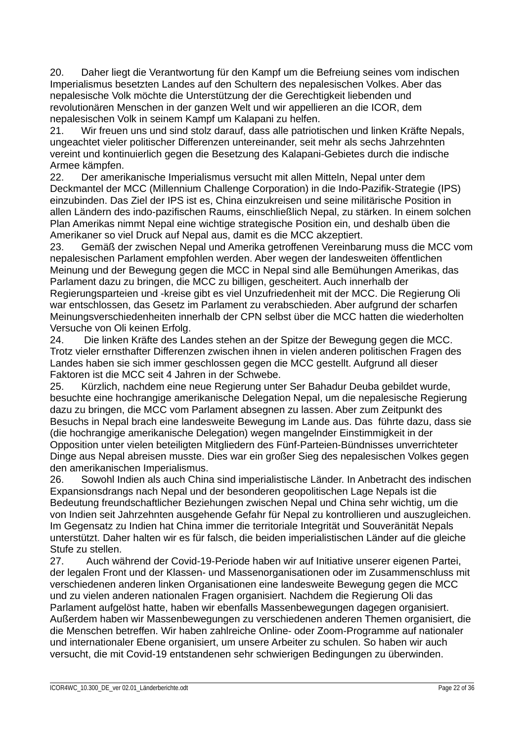20. Daher liegt die Verantwortung für den Kampf um die Befreiung seines vom indischen Imperialismus besetzten Landes auf den Schultern des nepalesischen Volkes. Aber das nepalesische Volk möchte die Unterstützung der die Gerechtigkeit liebenden und revolutionären Menschen in der ganzen Welt und wir appellieren an die ICOR, dem nepalesischen Volk in seinem Kampf um Kalapani zu helfen.

21. Wir freuen uns und sind stolz darauf, dass alle patriotischen und linken Kräfte Nepals, ungeachtet vieler politischer Differenzen untereinander, seit mehr als sechs Jahrzehnten vereint und kontinuierlich gegen die Besetzung des Kalapani-Gebietes durch die indische Armee kämpfen.

22. Der amerikanische Imperialismus versucht mit allen Mitteln, Nepal unter dem Deckmantel der MCC (Millennium Challenge Corporation) in die Indo-Pazifik-Strategie (IPS) einzubinden. Das Ziel der IPS ist es, China einzukreisen und seine militärische Position in allen Ländern des indo-pazifischen Raums, einschließlich Nepal, zu stärken. In einem solchen Plan Amerikas nimmt Nepal eine wichtige strategische Position ein, und deshalb üben die Amerikaner so viel Druck auf Nepal aus, damit es die MCC akzeptiert.

23. Gemäß der zwischen Nepal und Amerika getroffenen Vereinbarung muss die MCC vom nepalesischen Parlament empfohlen werden. Aber wegen der landesweiten öffentlichen Meinung und der Bewegung gegen die MCC in Nepal sind alle Bemühungen Amerikas, das Parlament dazu zu bringen, die MCC zu billigen, gescheitert. Auch innerhalb der Regierungsparteien und -kreise gibt es viel Unzufriedenheit mit der MCC. Die Regierung Oli war entschlossen, das Gesetz im Parlament zu verabschieden. Aber aufgrund der scharfen Meinungsverschiedenheiten innerhalb der CPN selbst über die MCC hatten die wiederholten Versuche von Oli keinen Erfolg.

24. Die linken Kräfte des Landes stehen an der Spitze der Bewegung gegen die MCC. Trotz vieler ernsthafter Differenzen zwischen ihnen in vielen anderen politischen Fragen des Landes haben sie sich immer geschlossen gegen die MCC gestellt. Aufgrund all dieser Faktoren ist die MCC seit 4 Jahren in der Schwebe.

25. Kürzlich, nachdem eine neue Regierung unter Ser Bahadur Deuba gebildet wurde, besuchte eine hochrangige amerikanische Delegation Nepal, um die nepalesische Regierung dazu zu bringen, die MCC vom Parlament absegnen zu lassen. Aber zum Zeitpunkt des Besuchs in Nepal brach eine landesweite Bewegung im Lande aus. Das führte dazu, dass sie (die hochrangige amerikanische Delegation) wegen mangelnder Einstimmigkeit in der Opposition unter vielen beteiligten Mitgliedern des Fünf-Parteien-Bündnisses unverrichteter Dinge aus Nepal abreisen musste. Dies war ein großer Sieg des nepalesischen Volkes gegen den amerikanischen Imperialismus.

26. Sowohl Indien als auch China sind imperialistische Länder. In Anbetracht des indischen Expansionsdrangs nach Nepal und der besonderen geopolitischen Lage Nepals ist die Bedeutung freundschaftlicher Beziehungen zwischen Nepal und China sehr wichtig, um die von Indien seit Jahrzehnten ausgehende Gefahr für Nepal zu kontrollieren und auszugleichen. Im Gegensatz zu Indien hat China immer die territoriale Integrität und Souveränität Nepals unterstützt. Daher halten wir es für falsch, die beiden imperialistischen Länder auf die gleiche Stufe zu stellen.

27. Auch während der Covid-19-Periode haben wir auf Initiative unserer eigenen Partei, der legalen Front und der Klassen- und Massenorganisationen oder im Zusammenschluss mit verschiedenen anderen linken Organisationen eine landesweite Bewegung gegen die MCC und zu vielen anderen nationalen Fragen organisiert. Nachdem die Regierung Oli das Parlament aufgelöst hatte, haben wir ebenfalls Massenbewegungen dagegen organisiert. Außerdem haben wir Massenbewegungen zu verschiedenen anderen Themen organisiert, die die Menschen betreffen. Wir haben zahlreiche Online- oder Zoom-Programme auf nationaler und internationaler Ebene organisiert, um unsere Arbeiter zu schulen. So haben wir auch versucht, die mit Covid-19 entstandenen sehr schwierigen Bedingungen zu überwinden.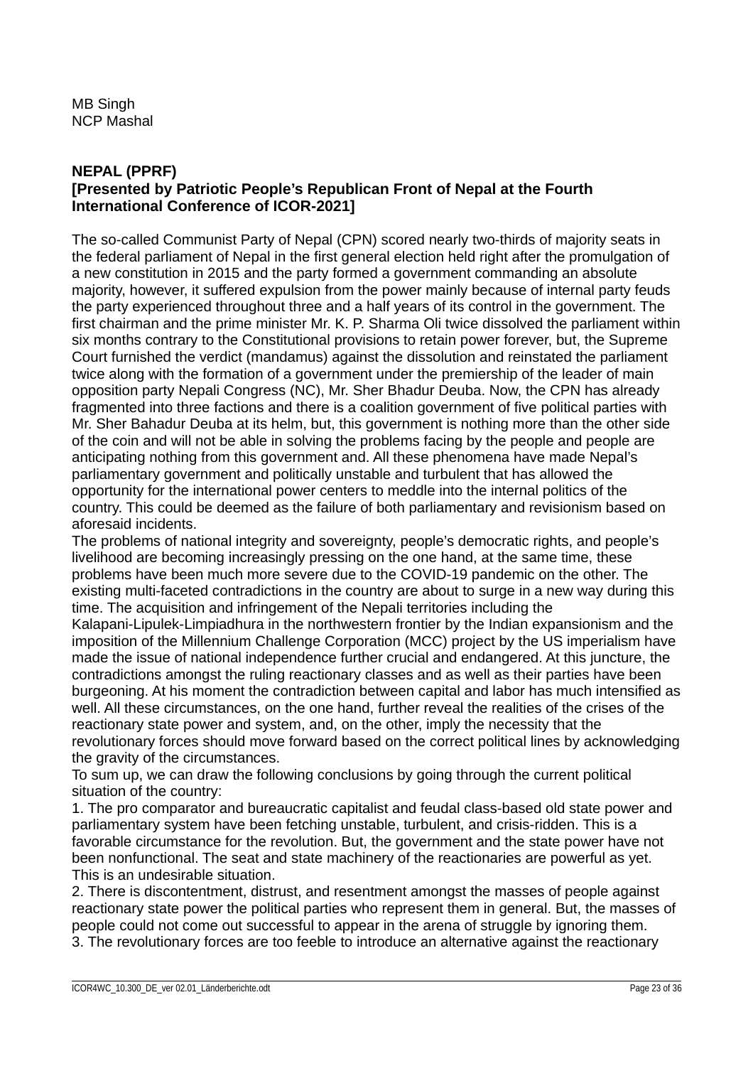MB Singh
NCP Mashal

**NEPAL (PPRF)**
**[Presented by Patriotic People's Republican Front of Nepal at the Fourth International Conference of ICOR-2021]**

The so-called Communist Party of Nepal (CPN) scored nearly two-thirds of majority seats in the federal parliament of Nepal in the first general election held right after the promulgation of a new constitution in 2015 and the party formed a government commanding an absolute majority, however, it suffered expulsion from the power mainly because of internal party feuds the party experienced throughout three and a half years of its control in the government. The first chairman and the prime minister Mr. K. P. Sharma Oli twice dissolved the parliament within six months contrary to the Constitutional provisions to retain power forever, but, the Supreme Court furnished the verdict (mandamus) against the dissolution and reinstated the parliament twice along with the formation of a government under the premiership of the leader of main opposition party Nepali Congress (NC), Mr. Sher Bhadur Deuba. Now, the CPN has already fragmented into three factions and there is a coalition government of five political parties with Mr. Sher Bahadur Deuba at its helm, but, this government is nothing more than the other side of the coin and will not be able in solving the problems facing by the people and people are anticipating nothing from this government and. All these phenomena have made Nepal's parliamentary government and politically unstable and turbulent that has allowed the opportunity for the international power centers to meddle into the internal politics of the country. This could be deemed as the failure of both parliamentary and revisionism based on aforesaid incidents.
The problems of national integrity and sovereignty, people's democratic rights, and people's livelihood are becoming increasingly pressing on the one hand, at the same time, these problems have been much more severe due to the COVID-19 pandemic on the other. The existing multi-faceted contradictions in the country are about to surge in a new way during this time. The acquisition and infringement of the Nepali territories including the Kalapani-Lipulek-Limpiadhura in the northwestern frontier by the Indian expansionism and the imposition of the Millennium Challenge Corporation (MCC) project by the US imperialism have made the issue of national independence further crucial and endangered. At this juncture, the contradictions amongst the ruling reactionary classes and as well as their parties have been burgeoning. At his moment the contradiction between capital and labor has much intensified as well. All these circumstances, on the one hand, further reveal the realities of the crises of the reactionary state power and system, and, on the other, imply the necessity that the revolutionary forces should move forward based on the correct political lines by acknowledging the gravity of the circumstances.
To sum up, we can draw the following conclusions by going through the current political situation of the country:
1. The pro comparator and bureaucratic capitalist and feudal class-based old state power and parliamentary system have been fetching unstable, turbulent, and crisis-ridden. This is a favorable circumstance for the revolution. But, the government and the state power have not been nonfunctional. The seat and state machinery of the reactionaries are powerful as yet. This is an undesirable situation.
2. There is discontentment, distrust, and resentment amongst the masses of people against reactionary state power the political parties who represent them in general. But, the masses of people could not come out successful to appear in the arena of struggle by ignoring them.
3. The revolutionary forces are too feeble to introduce an alternative against the reactionary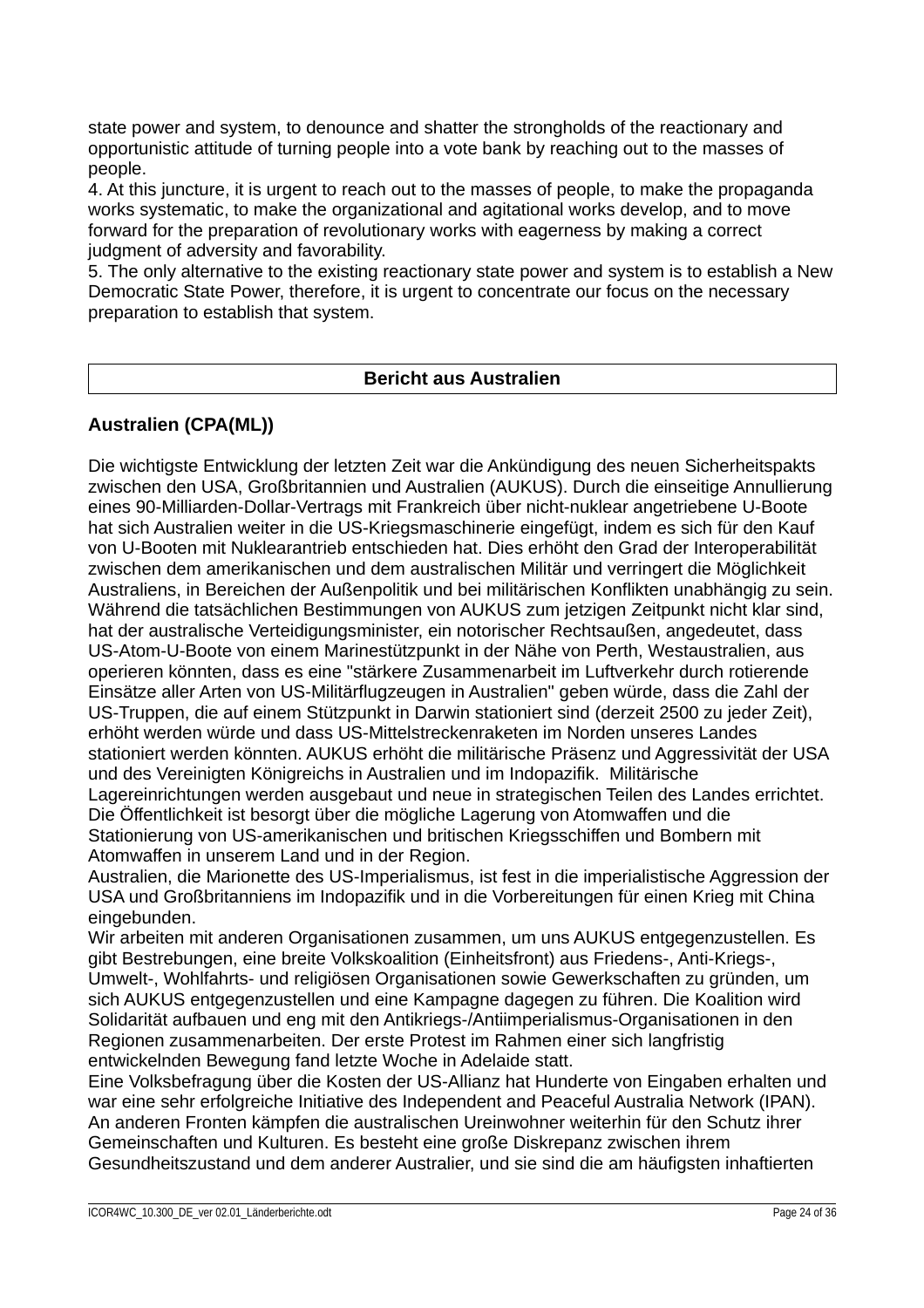state power and system, to denounce and shatter the strongholds of the reactionary and opportunistic attitude of turning people into a vote bank by reaching out to the masses of people.

4. At this juncture, it is urgent to reach out to the masses of people, to make the propaganda works systematic, to make the organizational and agitational works develop, and to move forward for the preparation of revolutionary works with eagerness by making a correct judgment of adversity and favorability.

5. The only alternative to the existing reactionary state power and system is to establish a New Democratic State Power, therefore, it is urgent to concentrate our focus on the necessary preparation to establish that system.

## Bericht aus Australien

### Australien (CPA(ML))

Die wichtigste Entwicklung der letzten Zeit war die Ankündigung des neuen Sicherheitspakts zwischen den USA, Großbritannien und Australien (AUKUS). Durch die einseitige Annullierung eines 90-Milliarden-Dollar-Vertrags mit Frankreich über nicht-nuklear angetriebene U-Boote hat sich Australien weiter in die US-Kriegsmaschinerie eingefügt, indem es sich für den Kauf von U-Booten mit Nuklearantrieb entschieden hat. Dies erhöht den Grad der Interoperabilität zwischen dem amerikanischen und dem australischen Militär und verringert die Möglichkeit Australiens, in Bereichen der Außenpolitik und bei militärischen Konflikten unabhängig zu sein. Während die tatsächlichen Bestimmungen von AUKUS zum jetzigen Zeitpunkt nicht klar sind, hat der australische Verteidigungsminister, ein notorischer Rechtsaußen, angedeutet, dass US-Atom-U-Boote von einem Marinestützpunkt in der Nähe von Perth, Westaustralien, aus operieren könnten, dass es eine "stärkere Zusammenarbeit im Luftverkehr durch rotierende Einsätze aller Arten von US-Militärflugzeugen in Australien" geben würde, dass die Zahl der US-Truppen, die auf einem Stützpunkt in Darwin stationiert sind (derzeit 2500 zu jeder Zeit), erhöht werden würde und dass US-Mittelstreckenraketen im Norden unseres Landes stationiert werden könnten. AUKUS erhöht die militärische Präsenz und Aggressivität der USA und des Vereinigten Königreichs in Australien und im Indopazifik. Militärische Lagereinrichtungen werden ausgebaut und neue in strategischen Teilen des Landes errichtet. Die Öffentlichkeit ist besorgt über die mögliche Lagerung von Atomwaffen und die Stationierung von US-amerikanischen und britischen Kriegsschiffen und Bombern mit Atomwaffen in unserem Land und in der Region.

Australien, die Marionette des US-Imperialismus, ist fest in die imperialistische Aggression der USA und Großbritanniens im Indopazifik und in die Vorbereitungen für einen Krieg mit China eingebunden.

Wir arbeiten mit anderen Organisationen zusammen, um uns AUKUS entgegenzustellen. Es gibt Bestrebungen, eine breite Volkskoalition (Einheitsfront) aus Friedens-, Anti-Kriegs-, Umwelt-, Wohlfahrts- und religiösen Organisationen sowie Gewerkschaften zu gründen, um sich AUKUS entgegenzustellen und eine Kampagne dagegen zu führen. Die Koalition wird Solidarität aufbauen und eng mit den Antikriegs-/Antiimperialismus-Organisationen in den Regionen zusammenarbeiten. Der erste Protest im Rahmen einer sich langfristig entwickelnden Bewegung fand letzte Woche in Adelaide statt.

Eine Volksbefragung über die Kosten der US-Allianz hat Hunderte von Eingaben erhalten und war eine sehr erfolgreiche Initiative des Independent and Peaceful Australia Network (IPAN).

An anderen Fronten kämpfen die australischen Ureinwohner weiterhin für den Schutz ihrer Gemeinschaften und Kulturen. Es besteht eine große Diskrepanz zwischen ihrem Gesundheitszustand und dem anderer Australier, und sie sind die am häufigsten inhaftierten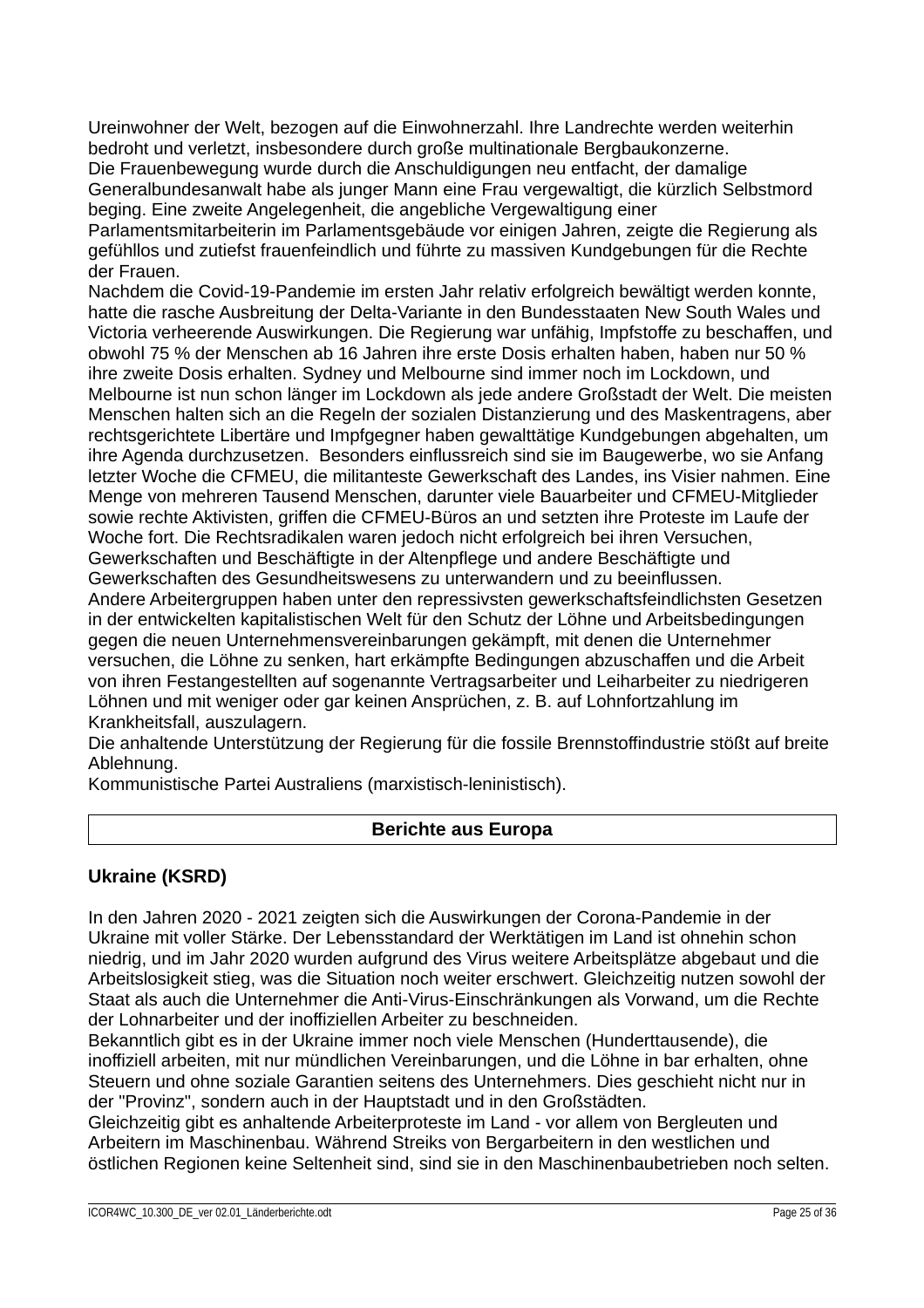Ureinwohner der Welt, bezogen auf die Einwohnerzahl. Ihre Landrechte werden weiterhin bedroht und verletzt, insbesondere durch große multinationale Bergbaukonzerne.
Die Frauenbewegung wurde durch die Anschuldigungen neu entfacht, der damalige Generalbundesanwalt habe als junger Mann eine Frau vergewaltigt, die kürzlich Selbstmord beging. Eine zweite Angelegenheit, die angebliche Vergewaltigung einer Parlamentsmitarbeiterin im Parlamentsgebäude vor einigen Jahren, zeigte die Regierung als gefühllos und zutiefst frauenfeindlich und führte zu massiven Kundgebungen für die Rechte der Frauen.
Nachdem die Covid-19-Pandemie im ersten Jahr relativ erfolgreich bewältigt werden konnte, hatte die rasche Ausbreitung der Delta-Variante in den Bundesstaaten New South Wales und Victoria verheerende Auswirkungen. Die Regierung war unfähig, Impfstoffe zu beschaffen, und obwohl 75 % der Menschen ab 16 Jahren ihre erste Dosis erhalten haben, haben nur 50 % ihre zweite Dosis erhalten. Sydney und Melbourne sind immer noch im Lockdown, und Melbourne ist nun schon länger im Lockdown als jede andere Großstadt der Welt. Die meisten Menschen halten sich an die Regeln der sozialen Distanzierung und des Maskentragens, aber rechtsgerichtete Libertäre und Impfgegner haben gewalttätige Kundgebungen abgehalten, um ihre Agenda durchzusetzen. Besonders einflussreich sind sie im Baugewerbe, wo sie Anfang letzter Woche die CFMEU, die militanteste Gewerkschaft des Landes, ins Visier nahmen. Eine Menge von mehreren Tausend Menschen, darunter viele Bauarbeiter und CFMEU-Mitglieder sowie rechte Aktivisten, griffen die CFMEU-Büros an und setzten ihre Proteste im Laufe der Woche fort. Die Rechtsradikalen waren jedoch nicht erfolgreich bei ihren Versuchen, Gewerkschaften und Beschäftigte in der Altenpflege und andere Beschäftigte und Gewerkschaften des Gesundheitswesens zu unterwandern und zu beeinflussen.
Andere Arbeitergruppen haben unter den repressivsten gewerkschaftsfeindlichsten Gesetzen in der entwickelten kapitalistischen Welt für den Schutz der Löhne und Arbeitsbedingungen gegen die neuen Unternehmensvereinbarungen gekämpft, mit denen die Unternehmer versuchen, die Löhne zu senken, hart erkämpfte Bedingungen abzuschaffen und die Arbeit von ihren Festangestellten auf sogenannte Vertragsarbeiter und Leiharbeiter zu niedrigeren Löhnen und mit weniger oder gar keinen Ansprüchen, z. B. auf Lohnfortzahlung im Krankheitsfall, auszulagern.
Die anhaltende Unterstützung der Regierung für die fossile Brennstoffindustrie stößt auf breite Ablehnung.
Kommunistische Partei Australiens (marxistisch-leninistisch).

## Berichte aus Europa

### Ukraine (KSRD)

In den Jahren 2020 - 2021 zeigten sich die Auswirkungen der Corona-Pandemie in der Ukraine mit voller Stärke. Der Lebensstandard der Werktätigen im Land ist ohnehin schon niedrig, und im Jahr 2020 wurden aufgrund des Virus weitere Arbeitsplätze abgebaut und die Arbeitslosigkeit stieg, was die Situation noch weiter erschwert. Gleichzeitig nutzen sowohl der Staat als auch die Unternehmer die Anti-Virus-Einschränkungen als Vorwand, um die Rechte der Lohnarbeiter und der inoffiziellen Arbeiter zu beschneiden.
Bekanntlich gibt es in der Ukraine immer noch viele Menschen (Hunderttausende), die inoffiziell arbeiten, mit nur mündlichen Vereinbarungen, und die Löhne in bar erhalten, ohne Steuern und ohne soziale Garantien seitens des Unternehmers. Dies geschieht nicht nur in der "Provinz", sondern auch in der Hauptstadt und in den Großstädten.
Gleichzeitig gibt es anhaltende Arbeiterproteste im Land - vor allem von Bergleuten und Arbeitern im Maschinenbau. Während Streiks von Bergarbeitern in den westlichen und östlichen Regionen keine Seltenheit sind, sind sie in den Maschinenbaubetrieben noch selten.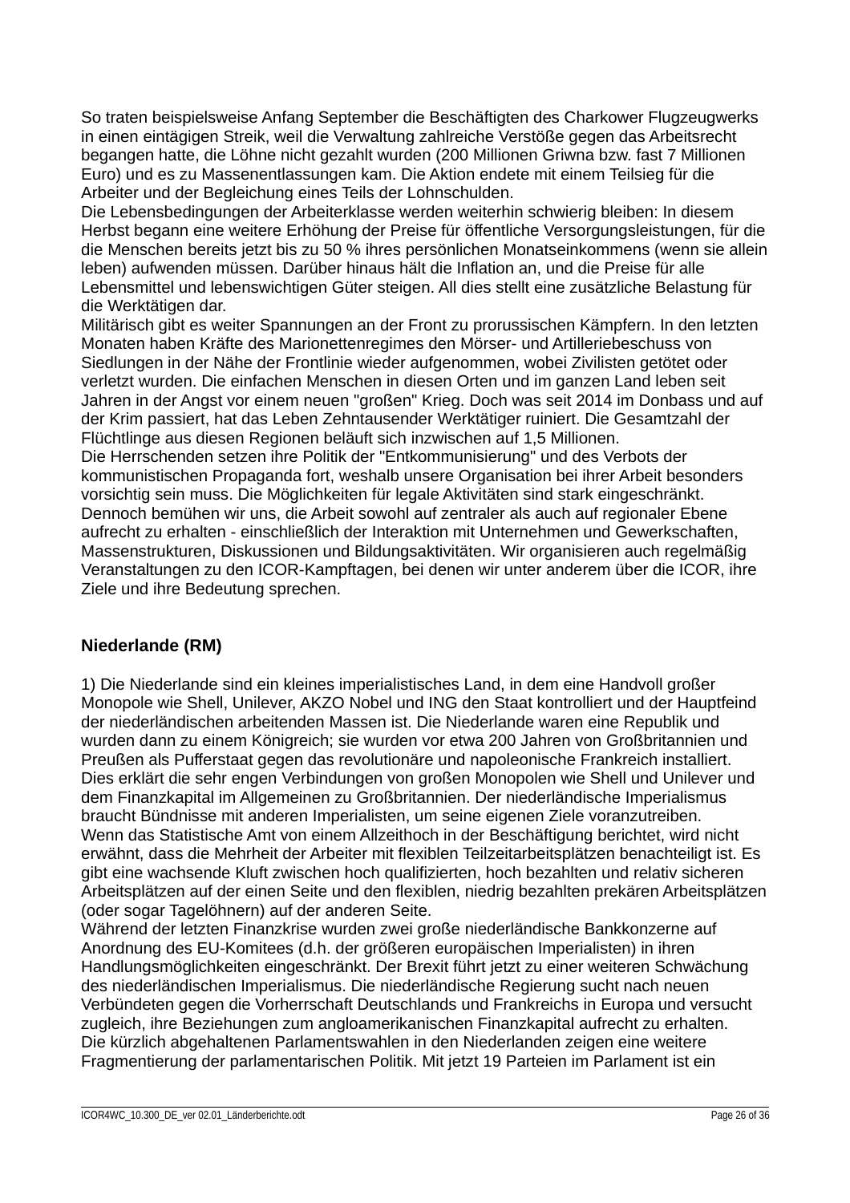So traten beispielsweise Anfang September die Beschäftigten des Charkower Flugzeugwerks in einen eintägigen Streik, weil die Verwaltung zahlreiche Verstöße gegen das Arbeitsrecht begangen hatte, die Löhne nicht gezahlt wurden (200 Millionen Griwna bzw. fast 7 Millionen Euro) und es zu Massenentlassungen kam. Die Aktion endete mit einem Teilsieg für die Arbeiter und der Begleichung eines Teils der Lohnschulden.
Die Lebensbedingungen der Arbeiterklasse werden weiterhin schwierig bleiben: In diesem Herbst begann eine weitere Erhöhung der Preise für öffentliche Versorgungsleistungen, für die die Menschen bereits jetzt bis zu 50 % ihres persönlichen Monatseinkommens (wenn sie allein leben) aufwenden müssen. Darüber hinaus hält die Inflation an, und die Preise für alle Lebensmittel und lebenswichtigen Güter steigen. All dies stellt eine zusätzliche Belastung für die Werktätigen dar.
Militärisch gibt es weiter Spannungen an der Front zu prorussischen Kämpfern. In den letzten Monaten haben Kräfte des Marionettenregimes den Mörser- und Artilleriebeschuss von Siedlungen in der Nähe der Frontlinie wieder aufgenommen, wobei Zivilisten getötet oder verletzt wurden. Die einfachen Menschen in diesen Orten und im ganzen Land leben seit Jahren in der Angst vor einem neuen "großen" Krieg. Doch was seit 2014 im Donbass und auf der Krim passiert, hat das Leben Zehntausender Werktätiger ruiniert. Die Gesamtzahl der Flüchtlinge aus diesen Regionen beläuft sich inzwischen auf 1,5 Millionen.
Die Herrschenden setzen ihre Politik der "Entkommunisierung" und des Verbots der kommunistischen Propaganda fort, weshalb unsere Organisation bei ihrer Arbeit besonders vorsichtig sein muss. Die Möglichkeiten für legale Aktivitäten sind stark eingeschränkt. Dennoch bemühen wir uns, die Arbeit sowohl auf zentraler als auch auf regionaler Ebene aufrecht zu erhalten - einschließlich der Interaktion mit Unternehmen und Gewerkschaften, Massenstrukturen, Diskussionen und Bildungsaktivitäten. Wir organisieren auch regelmäßig Veranstaltungen zu den ICOR-Kampftagen, bei denen wir unter anderem über die ICOR, ihre Ziele und ihre Bedeutung sprechen.

## Niederlande (RM)

1) Die Niederlande sind ein kleines imperialistisches Land, in dem eine Handvoll großer Monopole wie Shell, Unilever, AKZO Nobel und ING den Staat kontrolliert und der Hauptfeind der niederländischen arbeitenden Massen ist. Die Niederlande waren eine Republik und wurden dann zu einem Königreich; sie wurden vor etwa 200 Jahren von Großbritannien und Preußen als Pufferstaat gegen das revolutionäre und napoleonische Frankreich installiert. Dies erklärt die sehr engen Verbindungen von großen Monopolen wie Shell und Unilever und dem Finanzkapital im Allgemeinen zu Großbritannien. Der niederländische Imperialismus braucht Bündnisse mit anderen Imperialisten, um seine eigenen Ziele voranzutreiben.
Wenn das Statistische Amt von einem Allzeithoch in der Beschäftigung berichtet, wird nicht erwähnt, dass die Mehrheit der Arbeiter mit flexiblen Teilzeitarbeitsplätzen benachteiligt ist. Es gibt eine wachsende Kluft zwischen hoch qualifizierten, hoch bezahlten und relativ sicheren Arbeitsplätzen auf der einen Seite und den flexiblen, niedrig bezahlten prekären Arbeitsplätzen (oder sogar Tagelöhnern) auf der anderen Seite.
Während der letzten Finanzkrise wurden zwei große niederländische Bankkonzerne auf Anordnung des EU-Komitees (d.h. der größeren europäischen Imperialisten) in ihren Handlungsmöglichkeiten eingeschränkt. Der Brexit führt jetzt zu einer weiteren Schwächung des niederländischen Imperialismus. Die niederländische Regierung sucht nach neuen Verbündeten gegen die Vorherrschaft Deutschlands und Frankreichs in Europa und versucht zugleich, ihre Beziehungen zum angloamerikanischen Finanzkapital aufrecht zu erhalten.
Die kürzlich abgehaltenen Parlamentswahlen in den Niederlanden zeigen eine weitere Fragmentierung der parlamentarischen Politik. Mit jetzt 19 Parteien im Parlament ist ein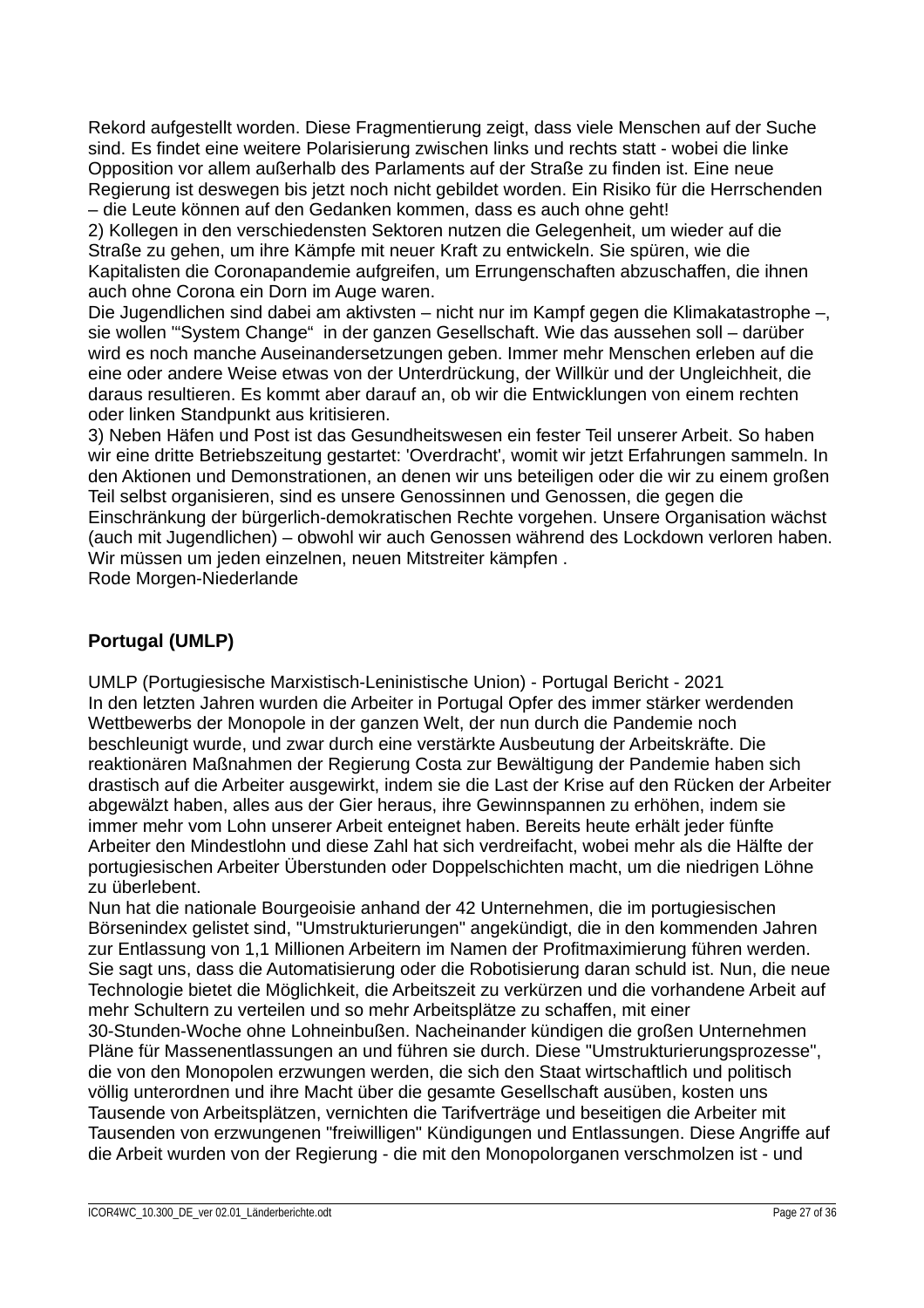Rekord aufgestellt worden. Diese Fragmentierung zeigt, dass viele Menschen auf der Suche sind. Es findet eine weitere Polarisierung zwischen links und rechts statt - wobei die linke Opposition vor allem außerhalb des Parlaments auf der Straße zu finden ist. Eine neue Regierung ist deswegen bis jetzt noch nicht gebildet worden. Ein Risiko für die Herrschenden – die Leute können auf den Gedanken kommen, dass es auch ohne geht!

2) Kollegen in den verschiedensten Sektoren nutzen die Gelegenheit, um wieder auf die Straße zu gehen, um ihre Kämpfe mit neuer Kraft zu entwickeln. Sie spüren, wie die Kapitalisten die Coronapandemie aufgreifen, um Errungenschaften abzuschaffen, die ihnen auch ohne Corona ein Dorn im Auge waren.

Die Jugendlichen sind dabei am aktivsten – nicht nur im Kampf gegen die Klimakatastrophe –, sie wollen "“System Change“ in der ganzen Gesellschaft. Wie das aussehen soll – darüber wird es noch manche Auseinandersetzungen geben. Immer mehr Menschen erleben auf die eine oder andere Weise etwas von der Unterdrückung, der Willkür und der Ungleichheit, die daraus resultieren. Es kommt aber darauf an, ob wir die Entwicklungen von einem rechten oder linken Standpunkt aus kritisieren.

3) Neben Häfen und Post ist das Gesundheitswesen ein fester Teil unserer Arbeit. So haben wir eine dritte Betriebszeitung gestartet: 'Overdracht', womit wir jetzt Erfahrungen sammeln. In den Aktionen und Demonstrationen, an denen wir uns beteiligen oder die wir zu einem großen Teil selbst organisieren, sind es unsere Genossinnen und Genossen, die gegen die Einschränkung der bürgerlich-demokratischen Rechte vorgehen. Unsere Organisation wächst (auch mit Jugendlichen) – obwohl wir auch Genossen während des Lockdown verloren haben. Wir müssen um jeden einzelnen, neuen Mitstreiter kämpfen .

Rode Morgen-Niederlande

## Portugal (UMLP)

UMLP (Portugiesische Marxistisch-Leninistische Union) - Portugal Bericht - 2021

In den letzten Jahren wurden die Arbeiter in Portugal Opfer des immer stärker werdenden Wettbewerbs der Monopole in der ganzen Welt, der nun durch die Pandemie noch beschleunigt wurde, und zwar durch eine verstärkte Ausbeutung der Arbeitskräfte. Die reaktionären Maßnahmen der Regierung Costa zur Bewältigung der Pandemie haben sich drastisch auf die Arbeiter ausgewirkt, indem sie die Last der Krise auf den Rücken der Arbeiter abgewälzt haben, alles aus der Gier heraus, ihre Gewinnspannen zu erhöhen, indem sie immer mehr vom Lohn unserer Arbeit enteignet haben. Bereits heute erhält jeder fünfte Arbeiter den Mindestlohn und diese Zahl hat sich verdreifacht, wobei mehr als die Hälfte der portugiesischen Arbeiter Überstunden oder Doppelschichten macht, um die niedrigen Löhne zu überlebent.

Nun hat die nationale Bourgeoisie anhand der 42 Unternehmen, die im portugiesischen Börsenindex gelistet sind, "Umstrukturierungen" angekündigt, die in den kommenden Jahren zur Entlassung von 1,1 Millionen Arbeitern im Namen der Profitmaximierung führen werden. Sie sagt uns, dass die Automatisierung oder die Robotisierung daran schuld ist. Nun, die neue Technologie bietet die Möglichkeit, die Arbeitszeit zu verkürzen und die vorhandene Arbeit auf mehr Schultern zu verteilen und so mehr Arbeitsplätze zu schaffen, mit einer 30-Stunden-Woche ohne Lohneinbußen. Nacheinander kündigen die großen Unternehmen Pläne für Massenentlassungen an und führen sie durch. Diese "Umstrukturierungsprozesse", die von den Monopolen erzwungen werden, die sich den Staat wirtschaftlich und politisch völlig unterordnen und ihre Macht über die gesamte Gesellschaft ausüben, kosten uns Tausende von Arbeitsplätzen, vernichten die Tarifverträge und beseitigen die Arbeiter mit Tausenden von erzwungenen "freiwilligen" Kündigungen und Entlassungen. Diese Angriffe auf die Arbeit wurden von der Regierung - die mit den Monopolorganen verschmolzen ist - und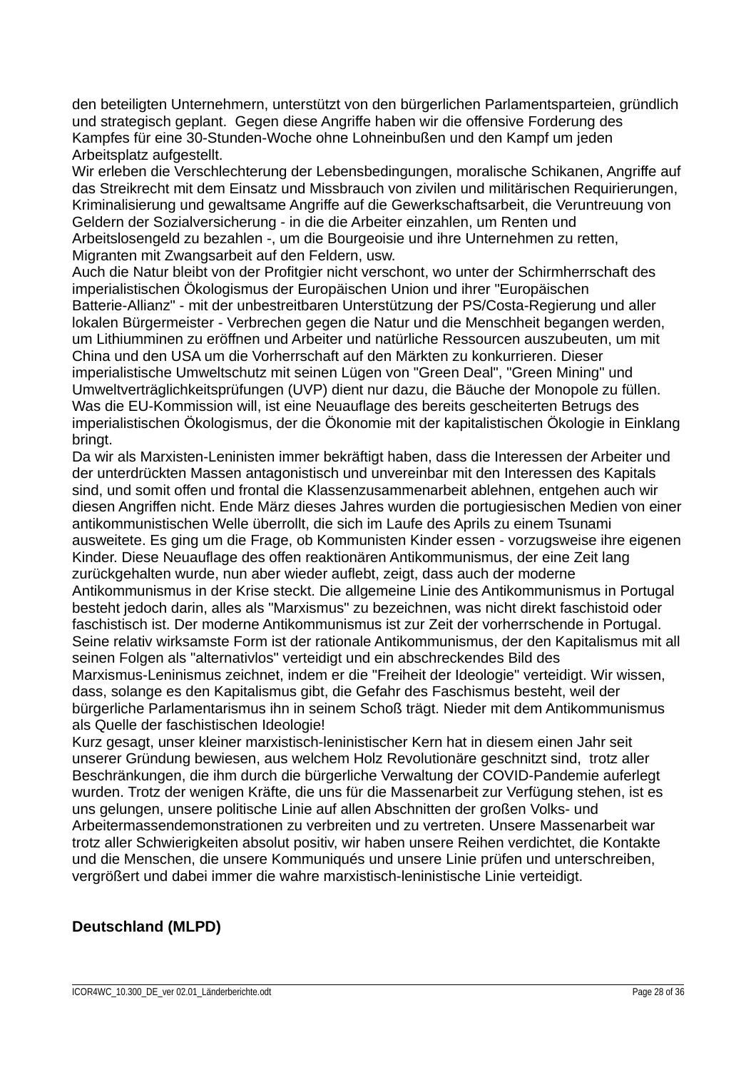den beteiligten Unternehmern, unterstützt von den bürgerlichen Parlamentsparteien, gründlich und strategisch geplant. Gegen diese Angriffe haben wir die offensive Forderung des Kampfes für eine 30-Stunden-Woche ohne Lohneinbußen und den Kampf um jeden Arbeitsplatz aufgestellt.

Wir erleben die Verschlechterung der Lebensbedingungen, moralische Schikanen, Angriffe auf das Streikrecht mit dem Einsatz und Missbrauch von zivilen und militärischen Requirierungen, Kriminalisierung und gewaltsame Angriffe auf die Gewerkschaftsarbeit, die Veruntreuung von Geldern der Sozialversicherung - in die die Arbeiter einzahlen, um Renten und Arbeitslosengeld zu bezahlen -, um die Bourgeoisie und ihre Unternehmen zu retten, Migranten mit Zwangsarbeit auf den Feldern, usw.

Auch die Natur bleibt von der Profitgier nicht verschont, wo unter der Schirmherrschaft des imperialistischen Ökologismus der Europäischen Union und ihrer "Europäischen Batterie-Allianz" - mit der unbestreitbaren Unterstützung der PS/Costa-Regierung und aller lokalen Bürgermeister - Verbrechen gegen die Natur und die Menschheit begangen werden, um Lithiumminen zu eröffnen und Arbeiter und natürliche Ressourcen auszubeuten, um mit China und den USA um die Vorherrschaft auf den Märkten zu konkurrieren. Dieser imperialistische Umweltschutz mit seinen Lügen von "Green Deal", "Green Mining" und Umweltverträglichkeitsprüfungen (UVP) dient nur dazu, die Bäuche der Monopole zu füllen. Was die EU-Kommission will, ist eine Neuauflage des bereits gescheiterten Betrugs des imperialistischen Ökologismus, der die Ökonomie mit der kapitalistischen Ökologie in Einklang bringt.

Da wir als Marxisten-Leninisten immer bekräftigt haben, dass die Interessen der Arbeiter und der unterdrückten Massen antagonistisch und unvereinbar mit den Interessen des Kapitals sind, und somit offen und frontal die Klassenzusammenarbeit ablehnen, entgehen auch wir diesen Angriffen nicht. Ende März dieses Jahres wurden die portugiesischen Medien von einer antikommunistischen Welle überrollt, die sich im Laufe des Aprils zu einem Tsunami ausweitete. Es ging um die Frage, ob Kommunisten Kinder essen - vorzugsweise ihre eigenen Kinder. Diese Neuauflage des offen reaktionären Antikommunismus, der eine Zeit lang zurückgehalten wurde, nun aber wieder auflebt, zeigt, dass auch der moderne Antikommunismus in der Krise steckt. Die allgemeine Linie des Antikommunismus in Portugal besteht jedoch darin, alles als "Marxismus" zu bezeichnen, was nicht direkt faschistoid oder faschistisch ist. Der moderne Antikommunismus ist zur Zeit der vorherrschende in Portugal. Seine relativ wirksamste Form ist der rationale Antikommunismus, der den Kapitalismus mit all seinen Folgen als "alternativlos" verteidigt und ein abschreckendes Bild des Marxismus-Leninismus zeichnet, indem er die "Freiheit der Ideologie" verteidigt. Wir wissen, dass, solange es den Kapitalismus gibt, die Gefahr des Faschismus besteht, weil der bürgerliche Parlamentarismus ihn in seinem Schoß trägt. Nieder mit dem Antikommunismus als Quelle der faschistischen Ideologie!

Kurz gesagt, unser kleiner marxistisch-leninistischer Kern hat in diesem einen Jahr seit unserer Gründung bewiesen, aus welchem Holz Revolutionäre geschnitzt sind, trotz aller Beschränkungen, die ihm durch die bürgerliche Verwaltung der COVID-Pandemie auferlegt wurden. Trotz der wenigen Kräfte, die uns für die Massenarbeit zur Verfügung stehen, ist es uns gelungen, unsere politische Linie auf allen Abschnitten der großen Volks- und Arbeitermassendemonstrationen zu verbreiten und zu vertreten. Unsere Massenarbeit war trotz aller Schwierigkeiten absolut positiv, wir haben unsere Reihen verdichtet, die Kontakte und die Menschen, die unsere Kommuniqués und unsere Linie prüfen und unterschreiben, vergrößert und dabei immer die wahre marxistisch-leninistische Linie verteidigt.

## Deutschland (MLPD)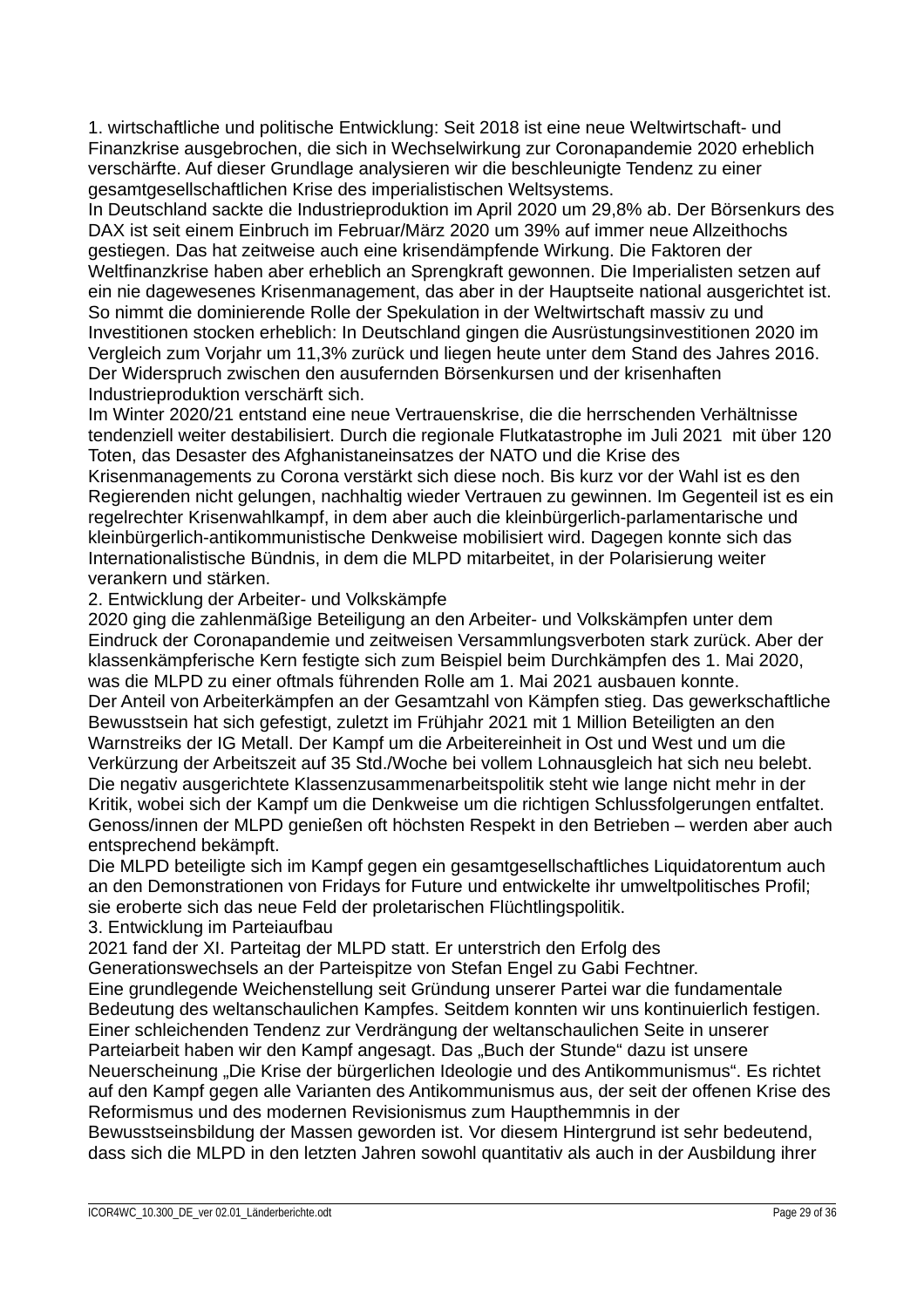1. wirtschaftliche und politische Entwicklung: Seit 2018 ist eine neue Weltwirtschaft- und Finanzkrise ausgebrochen, die sich in Wechselwirkung zur Coronapandemie 2020 erheblich verschärfte. Auf dieser Grundlage analysieren wir die beschleunigte Tendenz zu einer gesamtgesellschaftlichen Krise des imperialistischen Weltsystems.

In Deutschland sackte die Industrieproduktion im April 2020 um 29,8% ab. Der Börsenkurs des DAX ist seit einem Einbruch im Februar/März 2020 um 39% auf immer neue Allzeithochs gestiegen. Das hat zeitweise auch eine krisendämpfende Wirkung. Die Faktoren der Weltfinanzkrise haben aber erheblich an Sprengkraft gewonnen. Die Imperialisten setzen auf ein nie dagewesenes Krisenmanagement, das aber in der Hauptseite national ausgerichtet ist. So nimmt die dominierende Rolle der Spekulation in der Weltwirtschaft massiv zu und Investitionen stocken erheblich: In Deutschland gingen die Ausrüstungsinvestitionen 2020 im Vergleich zum Vorjahr um 11,3% zurück und liegen heute unter dem Stand des Jahres 2016. Der Widerspruch zwischen den ausufernden Börsenkursen und der krisenhaften Industrieproduktion verschärft sich.

Im Winter 2020/21 entstand eine neue Vertrauenskrise, die die herrschenden Verhältnisse tendenziell weiter destabilisiert. Durch die regionale Flutkatastrophe im Juli 2021 mit über 120 Toten, das Desaster des Afghanistaneinsatzes der NATO und die Krise des Krisenmanagements zu Corona verstärkt sich diese noch. Bis kurz vor der Wahl ist es den Regierenden nicht gelungen, nachhaltig wieder Vertrauen zu gewinnen. Im Gegenteil ist es ein regelrechter Krisenwahlkampf, in dem aber auch die kleinbürgerlich-parlamentarische und kleinbürgerlich-antikommunistische Denkweise mobilisiert wird. Dagegen konnte sich das Internationalistische Bündnis, in dem die MLPD mitarbeitet, in der Polarisierung weiter verankern und stärken.

2. Entwicklung der Arbeiter- und Volkskämpfe

2020 ging die zahlenmäßige Beteiligung an den Arbeiter- und Volkskämpfen unter dem Eindruck der Coronapandemie und zeitweisen Versammlungsverboten stark zurück. Aber der klassenkämpferische Kern festigte sich zum Beispiel beim Durchkämpfen des 1. Mai 2020, was die MLPD zu einer oftmals führenden Rolle am 1. Mai 2021 ausbauen konnte.

Der Anteil von Arbeiterkämpfen an der Gesamtzahl von Kämpfen stieg. Das gewerkschaftliche Bewusstsein hat sich gefestigt, zuletzt im Frühjahr 2021 mit 1 Million Beteiligten an den Warnstreiks der IG Metall. Der Kampf um die Arbeitereinheit in Ost und West und um die Verkürzung der Arbeitszeit auf 35 Std./Woche bei vollem Lohnausgleich hat sich neu belebt. Die negativ ausgerichtete Klassenzusammenarbeitspolitik steht wie lange nicht mehr in der Kritik, wobei sich der Kampf um die Denkweise um die richtigen Schlussfolgerungen entfaltet. Genoss/innen der MLPD genießen oft höchsten Respekt in den Betrieben – werden aber auch entsprechend bekämpft.

Die MLPD beteiligte sich im Kampf gegen ein gesamtgesellschaftliches Liquidatorentum auch an den Demonstrationen von Fridays for Future und entwickelte ihr umweltpolitisches Profil; sie eroberte sich das neue Feld der proletarischen Flüchtlingspolitik.

3. Entwicklung im Parteiaufbau

2021 fand der XI. Parteitag der MLPD statt. Er unterstrich den Erfolg des Generationswechsels an der Parteispitze von Stefan Engel zu Gabi Fechtner.

Eine grundlegende Weichenstellung seit Gründung unserer Partei war die fundamentale Bedeutung des weltanschaulichen Kampfes. Seitdem konnten wir uns kontinuierlich festigen. Einer schleichenden Tendenz zur Verdrängung der weltanschaulichen Seite in unserer Parteiarbeit haben wir den Kampf angesagt. Das „Buch der Stunde" dazu ist unsere Neuerscheinung „Die Krise der bürgerlichen Ideologie und des Antikommunismus". Es richtet auf den Kampf gegen alle Varianten des Antikommunismus aus, der seit der offenen Krise des Reformismus und des modernen Revisionismus zum Haupthemmnis in der Bewusstseinsbildung der Massen geworden ist. Vor diesem Hintergrund ist sehr bedeutend, dass sich die MLPD in den letzten Jahren sowohl quantitativ als auch in der Ausbildung ihrer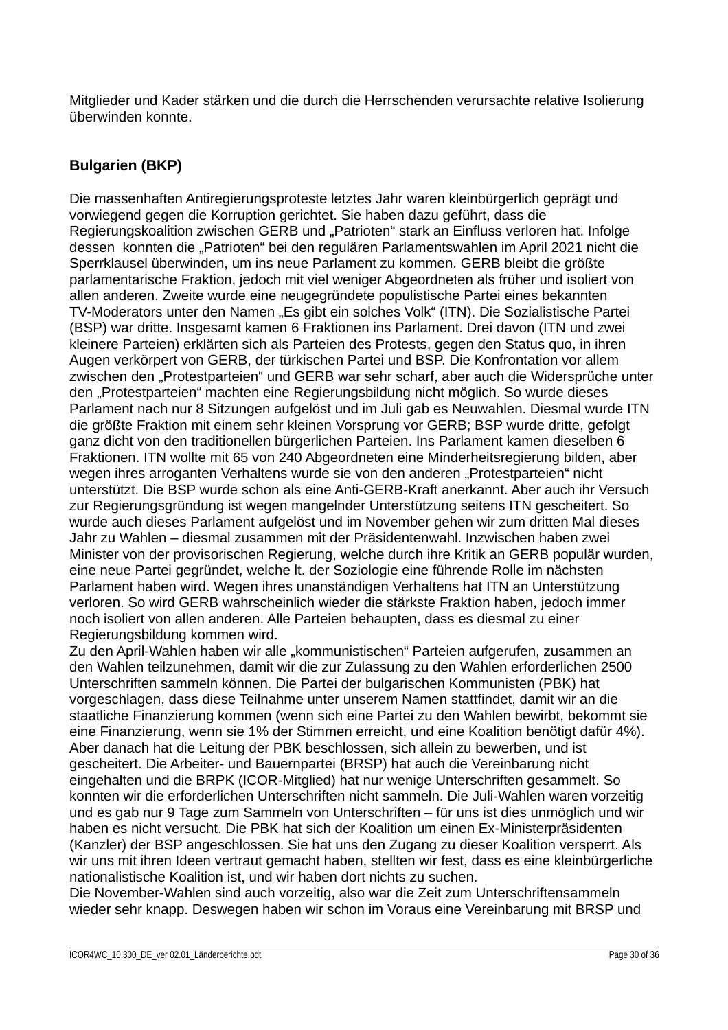Mitglieder und Kader stärken und die durch die Herrschenden verursachte relative Isolierung überwinden konnte.

## Bulgarien (BKP)

Die massenhaften Antiregierungsproteste letztes Jahr waren kleinbürgerlich geprägt und vorwiegend gegen die Korruption gerichtet. Sie haben dazu geführt, dass die Regierungskoalition zwischen GERB und „Patrioten" stark an Einfluss verloren hat. Infolge dessen konnten die „Patrioten" bei den regulären Parlamentswahlen im April 2021 nicht die Sperrklausel überwinden, um ins neue Parlament zu kommen. GERB bleibt die größte parlamentarische Fraktion, jedoch mit viel weniger Abgeordneten als früher und isoliert von allen anderen. Zweite wurde eine neugegründete populistische Partei eines bekannten TV-Moderators unter den Namen „Es gibt ein solches Volk" (ITN). Die Sozialistische Partei (BSP) war dritte. Insgesamt kamen 6 Fraktionen ins Parlament. Drei davon (ITN und zwei kleinere Parteien) erklärten sich als Parteien des Protests, gegen den Status quo, in ihren Augen verkörpert von GERB, der türkischen Partei und BSP. Die Konfrontation vor allem zwischen den „Protestparteien" und GERB war sehr scharf, aber auch die Widersprüche unter den „Protestparteien" machten eine Regierungsbildung nicht möglich. So wurde dieses Parlament nach nur 8 Sitzungen aufgelöst und im Juli gab es Neuwahlen. Diesmal wurde ITN die größte Fraktion mit einem sehr kleinen Vorsprung vor GERB; BSP wurde dritte, gefolgt ganz dicht von den traditionellen bürgerlichen Parteien. Ins Parlament kamen dieselben 6 Fraktionen. ITN wollte mit 65 von 240 Abgeordneten eine Minderheitsregierung bilden, aber wegen ihres arroganten Verhaltens wurde sie von den anderen „Protestparteien" nicht unterstützt. Die BSP wurde schon als eine Anti-GERB-Kraft anerkannt. Aber auch ihr Versuch zur Regierungsgründung ist wegen mangelnder Unterstützung seitens ITN gescheitert. So wurde auch dieses Parlament aufgelöst und im November gehen wir zum dritten Mal dieses Jahr zu Wahlen – diesmal zusammen mit der Präsidentenwahl. Inzwischen haben zwei Minister von der provisorischen Regierung, welche durch ihre Kritik an GERB populär wurden, eine neue Partei gegründet, welche lt. der Soziologie eine führende Rolle im nächsten Parlament haben wird. Wegen ihres unanständigen Verhaltens hat ITN an Unterstützung verloren. So wird GERB wahrscheinlich wieder die stärkste Fraktion haben, jedoch immer noch isoliert von allen anderen. Alle Parteien behaupten, dass es diesmal zu einer Regierungsbildung kommen wird.
Zu den April-Wahlen haben wir alle „kommunistischen" Parteien aufgerufen, zusammen an den Wahlen teilzunehmen, damit wir die zur Zulassung zu den Wahlen erforderlichen 2500 Unterschriften sammeln können. Die Partei der bulgarischen Kommunisten (PBK) hat vorgeschlagen, dass diese Teilnahme unter unserem Namen stattfindet, damit wir an die staatliche Finanzierung kommen (wenn sich eine Partei zu den Wahlen bewirbt, bekommt sie eine Finanzierung, wenn sie 1% der Stimmen erreicht, und eine Koalition benötigt dafür 4%). Aber danach hat die Leitung der PBK beschlossen, sich allein zu bewerben, und ist gescheitert. Die Arbeiter- und Bauernpartei (BRSP) hat auch die Vereinbarung nicht eingehalten und die BRPK (ICOR-Mitglied) hat nur wenige Unterschriften gesammelt. So konnten wir die erforderlichen Unterschriften nicht sammeln. Die Juli-Wahlen waren vorzeitig und es gab nur 9 Tage zum Sammeln von Unterschriften – für uns ist dies unmöglich und wir haben es nicht versucht. Die PBK hat sich der Koalition um einen Ex-Ministerpräsidenten (Kanzler) der BSP angeschlossen. Sie hat uns den Zugang zu dieser Koalition versperrt. Als wir uns mit ihren Ideen vertraut gemacht haben, stellten wir fest, dass es eine kleinbürgerliche nationalistische Koalition ist, und wir haben dort nichts zu suchen.
Die November-Wahlen sind auch vorzeitig, also war die Zeit zum Unterschriftensammeln wieder sehr knapp. Deswegen haben wir schon im Voraus eine Vereinbarung mit BRSP und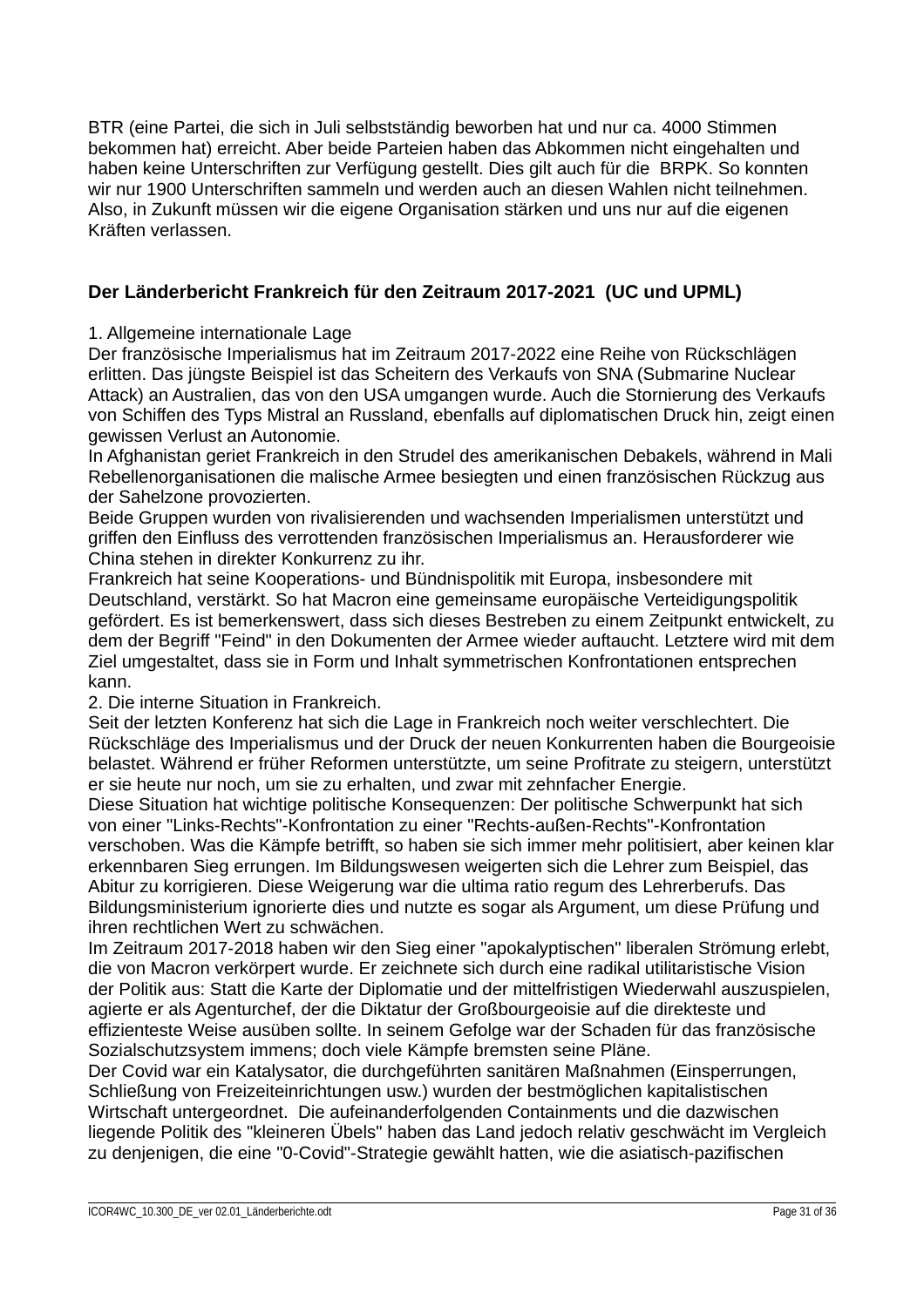BTR (eine Partei, die sich in Juli selbstständig beworben hat und nur ca. 4000 Stimmen bekommen hat) erreicht. Aber beide Parteien haben das Abkommen nicht eingehalten und haben keine Unterschriften zur Verfügung gestellt. Dies gilt auch für die BRPK. So konnten wir nur 1900 Unterschriften sammeln und werden auch an diesen Wahlen nicht teilnehmen. Also, in Zukunft müssen wir die eigene Organisation stärken und uns nur auf die eigenen Kräften verlassen.

## Der Länderbericht Frankreich für den Zeitraum 2017-2021 (UC und UPML)

1. Allgemeine internationale Lage
Der französische Imperialismus hat im Zeitraum 2017-2022 eine Reihe von Rückschlägen erlitten. Das jüngste Beispiel ist das Scheitern des Verkaufs von SNA (Submarine Nuclear Attack) an Australien, das von den USA umgangen wurde. Auch die Stornierung des Verkaufs von Schiffen des Typs Mistral an Russland, ebenfalls auf diplomatischen Druck hin, zeigt einen gewissen Verlust an Autonomie.
In Afghanistan geriet Frankreich in den Strudel des amerikanischen Debakels, während in Mali Rebellenorganisationen die malische Armee besiegten und einen französischen Rückzug aus der Sahelzone provozierten.
Beide Gruppen wurden von rivalisierenden und wachsenden Imperialismen unterstützt und griffen den Einfluss des verrottenden französischen Imperialismus an. Herausforderer wie China stehen in direkter Konkurrenz zu ihr.
Frankreich hat seine Kooperations- und Bündnispolitik mit Europa, insbesondere mit Deutschland, verstärkt. So hat Macron eine gemeinsame europäische Verteidigungspolitik gefördert. Es ist bemerkenswert, dass sich dieses Bestreben zu einem Zeitpunkt entwickelt, zu dem der Begriff "Feind" in den Dokumenten der Armee wieder auftaucht. Letztere wird mit dem Ziel umgestaltet, dass sie in Form und Inhalt symmetrischen Konfrontationen entsprechen kann.
2. Die interne Situation in Frankreich.
Seit der letzten Konferenz hat sich die Lage in Frankreich noch weiter verschlechtert. Die Rückschläge des Imperialismus und der Druck der neuen Konkurrenten haben die Bourgeoisie belastet. Während er früher Reformen unterstützte, um seine Profitrate zu steigern, unterstützt er sie heute nur noch, um sie zu erhalten, und zwar mit zehnfacher Energie.
Diese Situation hat wichtige politische Konsequenzen: Der politische Schwerpunkt hat sich von einer "Links-Rechts"-Konfrontation zu einer "Rechts-außen-Rechts"-Konfrontation verschoben. Was die Kämpfe betrifft, so haben sie sich immer mehr politisiert, aber keinen klar erkennbaren Sieg errungen. Im Bildungswesen weigerten sich die Lehrer zum Beispiel, das Abitur zu korrigieren. Diese Weigerung war die ultima ratio regum des Lehrerberufs. Das Bildungsministerium ignorierte dies und nutzte es sogar als Argument, um diese Prüfung und ihren rechtlichen Wert zu schwächen.
Im Zeitraum 2017-2018 haben wir den Sieg einer "apokalyptischen" liberalen Strömung erlebt, die von Macron verkörpert wurde. Er zeichnete sich durch eine radikal utilitaristische Vision der Politik aus: Statt die Karte der Diplomatie und der mittelfristigen Wiederwahl auszuspielen, agierte er als Agenturchef, der die Diktatur der Großbourgeoisie auf die direkteste und effizienteste Weise ausüben sollte. In seinem Gefolge war der Schaden für das französische Sozialschutzsystem immens; doch viele Kämpfe bremsten seine Pläne.
Der Covid war ein Katalysator, die durchgeführten sanitären Maßnahmen (Einsperrungen, Schließung von Freizeiteinrichtungen usw.) wurden der bestmöglichen kapitalistischen Wirtschaft untergeordnet. Die aufeinanderfolgenden Containments und die dazwischen liegende Politik des "kleineren Übels" haben das Land jedoch relativ geschwächt im Vergleich zu denjenigen, die eine "0-Covid"-Strategie gewählt hatten, wie die asiatisch-pazifischen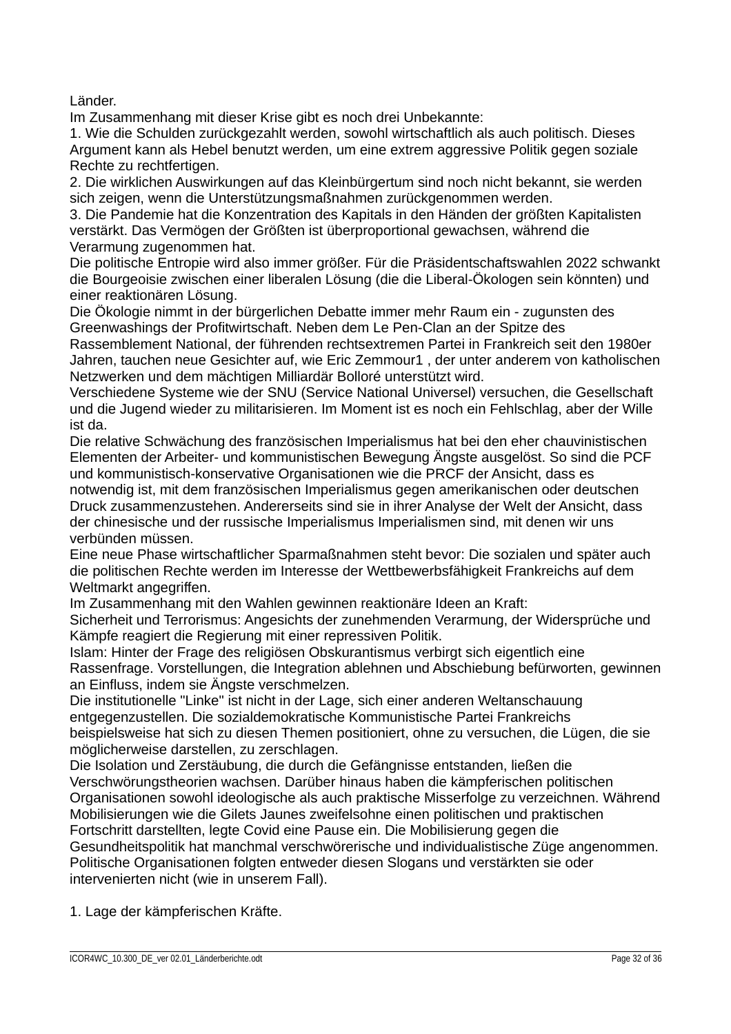Länder.

Im Zusammenhang mit dieser Krise gibt es noch drei Unbekannte:

1. Wie die Schulden zurückgezahlt werden, sowohl wirtschaftlich als auch politisch. Dieses Argument kann als Hebel benutzt werden, um eine extrem aggressive Politik gegen soziale Rechte zu rechtfertigen.
2. Die wirklichen Auswirkungen auf das Kleinbürgertum sind noch nicht bekannt, sie werden sich zeigen, wenn die Unterstützungsmaßnahmen zurückgenommen werden.
3. Die Pandemie hat die Konzentration des Kapitals in den Händen der größten Kapitalisten verstärkt. Das Vermögen der Größten ist überproportional gewachsen, während die Verarmung zugenommen hat.

Die politische Entropie wird also immer größer. Für die Präsidentschaftswahlen 2022 schwankt die Bourgeoisie zwischen einer liberalen Lösung (die die Liberal-Ökologen sein könnten) und einer reaktionären Lösung.

Die Ökologie nimmt in der bürgerlichen Debatte immer mehr Raum ein - zugunsten des Greenwashings der Profitwirtschaft. Neben dem Le Pen-Clan an der Spitze des Rassemblement National, der führenden rechtsextremen Partei in Frankreich seit den 1980er Jahren, tauchen neue Gesichter auf, wie Eric Zemmour[1] , der unter anderem von katholischen Netzwerken und dem mächtigen Milliardär Bolloré unterstützt wird.

Verschiedene Systeme wie der SNU (Service National Universel) versuchen, die Gesellschaft und die Jugend wieder zu militarisieren. Im Moment ist es noch ein Fehlschlag, aber der Wille ist da.

Die relative Schwächung des französischen Imperialismus hat bei den eher chauvinistischen Elementen der Arbeiter- und kommunistischen Bewegung Ängste ausgelöst. So sind die PCF und kommunistisch-konservative Organisationen wie die PRCF der Ansicht, dass es notwendig ist, mit dem französischen Imperialismus gegen amerikanischen oder deutschen Druck zusammenzustehen. Andererseits sind sie in ihrer Analyse der Welt der Ansicht, dass der chinesische und der russische Imperialismus Imperialismen sind, mit denen wir uns verbünden müssen.

Eine neue Phase wirtschaftlicher Sparmaßnahmen steht bevor: Die sozialen und später auch die politischen Rechte werden im Interesse der Wettbewerbsfähigkeit Frankreichs auf dem Weltmarkt angegriffen.

Im Zusammenhang mit den Wahlen gewinnen reaktionäre Ideen an Kraft:

Sicherheit und Terrorismus: Angesichts der zunehmenden Verarmung, der Widersprüche und Kämpfe reagiert die Regierung mit einer repressiven Politik.

Islam: Hinter der Frage des religiösen Obskurantismus verbirgt sich eigentlich eine Rassenfrage. Vorstellungen, die Integration ablehnen und Abschiebung befürworten, gewinnen an Einfluss, indem sie Ängste verschmelzen.

Die institutionelle "Linke" ist nicht in der Lage, sich einer anderen Weltanschauung entgegenzustellen. Die sozialdemokratische Kommunistische Partei Frankreichs beispielsweise hat sich zu diesen Themen positioniert, ohne zu versuchen, die Lügen, die sie möglicherweise darstellen, zu zerschlagen.

Die Isolation und Zerstäubung, die durch die Gefängnisse entstanden, ließen die Verschwörungstheorien wachsen. Darüber hinaus haben die kämpferischen politischen Organisationen sowohl ideologische als auch praktische Misserfolge zu verzeichnen. Während Mobilisierungen wie die Gilets Jaunes zweifelsohne einen politischen und praktischen Fortschritt darstellten, legte Covid eine Pause ein. Die Mobilisierung gegen die Gesundheitspolitik hat manchmal verschwörerische und individualistische Züge angenommen. Politische Organisationen folgten entweder diesen Slogans und verstärkten sie oder intervenierten nicht (wie in unserem Fall).

1. Lage der kämpferischen Kräfte.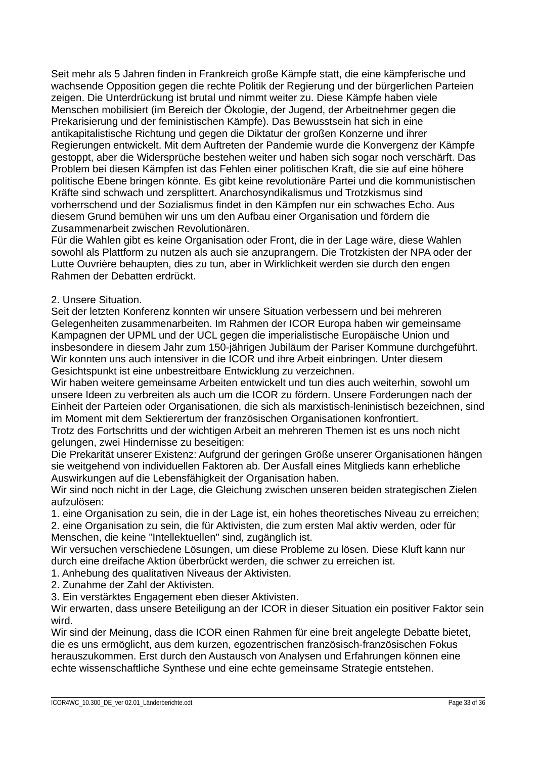Seit mehr als 5 Jahren finden in Frankreich große Kämpfe statt, die eine kämpferische und wachsende Opposition gegen die rechte Politik der Regierung und der bürgerlichen Parteien zeigen. Die Unterdrückung ist brutal und nimmt weiter zu. Diese Kämpfe haben viele Menschen mobilisiert (im Bereich der Ökologie, der Jugend, der Arbeitnehmer gegen die Prekarisierung und der feministischen Kämpfe). Das Bewusstsein hat sich in eine antikapitalistische Richtung und gegen die Diktatur der großen Konzerne und ihrer Regierungen entwickelt. Mit dem Auftreten der Pandemie wurde die Konvergenz der Kämpfe gestoppt, aber die Widersprüche bestehen weiter und haben sich sogar noch verschärft. Das Problem bei diesen Kämpfen ist das Fehlen einer politischen Kraft, die sie auf eine höhere politische Ebene bringen könnte. Es gibt keine revolutionäre Partei und die kommunistischen Kräfte sind schwach und zersplittert. Anarchosyndikalismus und Trotzkismus sind vorherrschend und der Sozialismus findet in den Kämpfen nur ein schwaches Echo. Aus diesem Grund bemühen wir uns um den Aufbau einer Organisation und fördern die Zusammenarbeit zwischen Revolutionären.
Für die Wahlen gibt es keine Organisation oder Front, die in der Lage wäre, diese Wahlen sowohl als Plattform zu nutzen als auch sie anzuprangern. Die Trotzkisten der NPA oder der Lutte Ouvrière behaupten, dies zu tun, aber in Wirklichkeit werden sie durch den engen Rahmen der Debatten erdrückt.

2. Unsere Situation.
Seit der letzten Konferenz konnten wir unsere Situation verbessern und bei mehreren Gelegenheiten zusammenarbeiten. Im Rahmen der ICOR Europa haben wir gemeinsame Kampagnen der UPML und der UCL gegen die imperialistische Europäische Union und insbesondere in diesem Jahr zum 150-jährigen Jubiläum der Pariser Kommune durchgeführt. Wir konnten uns auch intensiver in die ICOR und ihre Arbeit einbringen. Unter diesem Gesichtspunkt ist eine unbestreitbare Entwicklung zu verzeichnen.
Wir haben weitere gemeinsame Arbeiten entwickelt und tun dies auch weiterhin, sowohl um unsere Ideen zu verbreiten als auch um die ICOR zu fördern. Unsere Forderungen nach der Einheit der Parteien oder Organisationen, die sich als marxistisch-leninistisch bezeichnen, sind im Moment mit dem Sektierertum der französischen Organisationen konfrontiert.
Trotz des Fortschritts und der wichtigen Arbeit an mehreren Themen ist es uns noch nicht gelungen, zwei Hindernisse zu beseitigen:
Die Prekarität unserer Existenz: Aufgrund der geringen Größe unserer Organisationen hängen sie weitgehend von individuellen Faktoren ab. Der Ausfall eines Mitglieds kann erhebliche Auswirkungen auf die Lebensfähigkeit der Organisation haben.
Wir sind noch nicht in der Lage, die Gleichung zwischen unseren beiden strategischen Zielen aufzulösen:
1. eine Organisation zu sein, die in der Lage ist, ein hohes theoretisches Niveau zu erreichen;
2. eine Organisation zu sein, die für Aktivisten, die zum ersten Mal aktiv werden, oder für Menschen, die keine "Intellektuellen" sind, zugänglich ist.
Wir versuchen verschiedene Lösungen, um diese Probleme zu lösen. Diese Kluft kann nur durch eine dreifache Aktion überbrückt werden, die schwer zu erreichen ist.
1. Anhebung des qualitativen Niveaus der Aktivisten.
2. Zunahme der Zahl der Aktivisten.
3. Ein verstärktes Engagement eben dieser Aktivisten.
Wir erwarten, dass unsere Beteiligung an der ICOR in dieser Situation ein positiver Faktor sein wird.
Wir sind der Meinung, dass die ICOR einen Rahmen für eine breit angelegte Debatte bietet, die es uns ermöglicht, aus dem kurzen, egozentrischen französisch-französischen Fokus herauszukommen. Erst durch den Austausch von Analysen und Erfahrungen können eine echte wissenschaftliche Synthese und eine echte gemeinsame Strategie entstehen.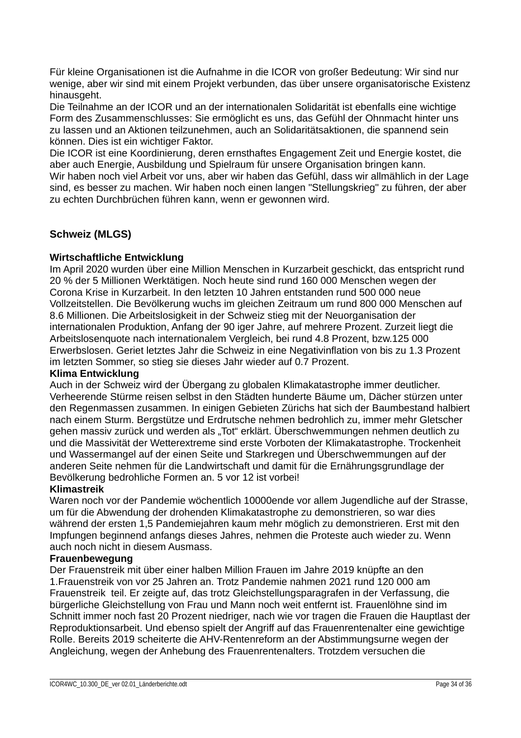Für kleine Organisationen ist die Aufnahme in die ICOR von großer Bedeutung: Wir sind nur wenige, aber wir sind mit einem Projekt verbunden, das über unsere organisatorische Existenz hinausgeht.
Die Teilnahme an der ICOR und an der internationalen Solidarität ist ebenfalls eine wichtige Form des Zusammenschlusses: Sie ermöglicht es uns, das Gefühl der Ohnmacht hinter uns zu lassen und an Aktionen teilzunehmen, auch an Solidaritätsaktionen, die spannend sein können. Dies ist ein wichtiger Faktor.
Die ICOR ist eine Koordinierung, deren ernsthaftes Engagement Zeit und Energie kostet, die aber auch Energie, Ausbildung und Spielraum für unsere Organisation bringen kann.
Wir haben noch viel Arbeit vor uns, aber wir haben das Gefühl, dass wir allmählich in der Lage sind, es besser zu machen. Wir haben noch einen langen "Stellungskrieg" zu führen, der aber zu echten Durchbrüchen führen kann, wenn er gewonnen wird.

## Schweiz (MLGS)

**Wirtschaftliche Entwicklung**
Im April 2020 wurden über eine Million Menschen in Kurzarbeit geschickt, das entspricht rund 20 % der 5 Millionen Werktätigen. Noch heute sind rund 160 000 Menschen wegen der Corona Krise in Kurzarbeit. In den letzten 10 Jahren entstanden rund 500 000 neue Vollzeitstellen. Die Bevölkerung wuchs im gleichen Zeitraum um rund 800 000 Menschen auf 8.6 Millionen. Die Arbeitslosigkeit in der Schweiz stieg mit der Neuorganisation der internationalen Produktion, Anfang der 90 iger Jahre, auf mehrere Prozent. Zurzeit liegt die Arbeitslosenquote nach internationalem Vergleich, bei rund 4.8 Prozent, bzw.125 000 Erwerbslosen. Geriet letztes Jahr die Schweiz in eine Negativinflation von bis zu 1.3 Prozent im letzten Sommer, so stieg sie dieses Jahr wieder auf 0.7 Prozent.

**Klima Entwicklung**
Auch in der Schweiz wird der Übergang zu globalen Klimakatastrophe immer deutlicher. Verheerende Stürme reisen selbst in den Städten hunderte Bäume um, Dächer stürzen unter den Regenmassen zusammen. In einigen Gebieten Zürichs hat sich der Baumbestand halbiert nach einem Sturm. Bergstütze und Erdrutsche nehmen bedrohlich zu, immer mehr Gletscher gehen massiv zurück und werden als „Tot“ erklärt. Überschwemmungen nehmen deutlich zu und die Massivität der Wetterextreme sind erste Vorboten der Klimakatastrophe. Trockenheit und Wassermangel auf der einen Seite und Starkregen und Überschwemmungen auf der anderen Seite nehmen für die Landwirtschaft und damit für die Ernährungsgrundlage der Bevölkerung bedrohliche Formen an. 5 vor 12 ist vorbei!

**Klimastreik**
Waren noch vor der Pandemie wöchentlich 10000ende vor allem Jugendliche auf der Strasse, um für die Abwendung der drohenden Klimakatastrophe zu demonstrieren, so war dies während der ersten 1,5 Pandemiejahren kaum mehr möglich zu demonstrieren. Erst mit den Impfungen beginnend anfangs dieses Jahres, nehmen die Proteste auch wieder zu. Wenn auch noch nicht in diesem Ausmass.

**Frauenbewegung**
Der Frauenstreik mit über einer halben Million Frauen im Jahre 2019 knüpfte an den 1.Frauenstreik von vor 25 Jahren an. Trotz Pandemie nahmen 2021 rund 120 000 am Frauenstreik teil. Er zeigte auf, das trotz Gleichstellungsparagrafen in der Verfassung, die bürgerliche Gleichstellung von Frau und Mann noch weit entfernt ist. Frauenlöhne sind im Schnitt immer noch fast 20 Prozent niedriger, nach wie vor tragen die Frauen die Hauptlast der Reproduktionsarbeit. Und ebenso spielt der Angriff auf das Frauenrentenalter eine gewichtige Rolle. Bereits 2019 scheiterte die AHV-Rentenreform an der Abstimmungsurne wegen der Angleichung, wegen der Anhebung des Frauenrentenalters. Trotzdem versuchen die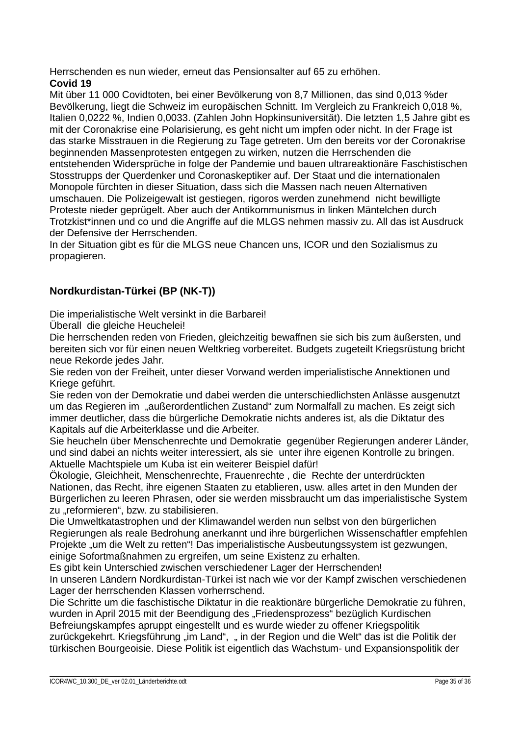Herrschenden es nun wieder, erneut das Pensionsalter auf 65 zu erhöhen.

**Covid 19**

Mit über 11 000 Covidtoten, bei einer Bevölkerung von 8,7 Millionen, das sind 0,013 %der Bevölkerung, liegt die Schweiz im europäischen Schnitt. Im Vergleich zu Frankreich 0,018 %, Italien 0,0222 %, Indien 0,0033. (Zahlen John Hopkinsuniversität). Die letzten 1,5 Jahre gibt es mit der Coronakrise eine Polarisierung, es geht nicht um impfen oder nicht. In der Frage ist das starke Misstrauen in die Regierung zu Tage getreten. Um den bereits vor der Coronakrise beginnenden Massenprotesten entgegen zu wirken, nutzen die Herrschenden die entstehenden Widersprüche in folge der Pandemie und bauen ultrareaktionäre Faschistischen Stosstrupps der Querdenker und Coronaskeptiker auf. Der Staat und die internationalen Monopole fürchten in dieser Situation, dass sich die Massen nach neuen Alternativen umschauen. Die Polizeigewalt ist gestiegen, rigoros werden zunehmend nicht bewilligte Proteste nieder geprügelt. Aber auch der Antikommunismus in linken Mäntelchen durch Trotzkist*innen und co und die Angriffe auf die MLGS nehmen massiv zu. All das ist Ausdruck der Defensive der Herrschenden.

In der Situation gibt es für die MLGS neue Chancen uns, ICOR und den Sozialismus zu propagieren.

## Nordkurdistan-Türkei (BP (NK-T))

Die imperialistische Welt versinkt in die Barbarei!

Überall die gleiche Heuchelei!

Die herrschenden reden von Frieden, gleichzeitig bewaffnen sie sich bis zum äußersten, und bereiten sich vor für einen neuen Weltkrieg vorbereitet. Budgets zugeteilt Kriegsrüstung bricht neue Rekorde jedes Jahr.

Sie reden von der Freiheit, unter dieser Vorwand werden imperialistische Annektionen und Kriege geführt.

Sie reden von der Demokratie und dabei werden die unterschiedlichsten Anlässe ausgenutzt um das Regieren im „außerordentlichen Zustand" zum Normalfall zu machen. Es zeigt sich immer deutlicher, dass die bürgerliche Demokratie nichts anderes ist, als die Diktatur des Kapitals auf die Arbeiterklasse und die Arbeiter.

Sie heucheln über Menschenrechte und Demokratie gegenüber Regierungen anderer Länder, und sind dabei an nichts weiter interessiert, als sie unter ihre eigenen Kontrolle zu bringen. Aktuelle Machtspiele um Kuba ist ein weiterer Beispiel dafür!

Ökologie, Gleichheit, Menschenrechte, Frauenrechte , die Rechte der unterdrückten Nationen, das Recht, ihre eigenen Staaten zu etablieren, usw. alles artet in den Munden der Bürgerlichen zu leeren Phrasen, oder sie werden missbraucht um das imperialistische System zu „reformieren", bzw. zu stabilisieren.

Die Umweltkatastrophen und der Klimawandel werden nun selbst von den bürgerlichen Regierungen als reale Bedrohung anerkannt und ihre bürgerlichen Wissenschaftler empfehlen Projekte „um die Welt zu retten"! Das imperialistische Ausbeutungssystem ist gezwungen, einige Sofortmaßnahmen zu ergreifen, um seine Existenz zu erhalten.

Es gibt kein Unterschied zwischen verschiedener Lager der Herrschenden!

In unseren Ländern Nordkurdistan-Türkei ist nach wie vor der Kampf zwischen verschiedenen Lager der herrschenden Klassen vorherrschend.

Die Schritte um die faschistische Diktatur in die reaktionäre bürgerliche Demokratie zu führen, wurden in April 2015 mit der Beendigung des „Friedensprozess" bezüglich Kurdischen Befreiungskampfes apruppt eingestellt und es wurde wieder zu offener Kriegspolitik zurückgekehrt. Kriegsführung „im Land", „ in der Region und die Welt" das ist die Politik der türkischen Bourgeoisie. Diese Politik ist eigentlich das Wachstum- und Expansionspolitik der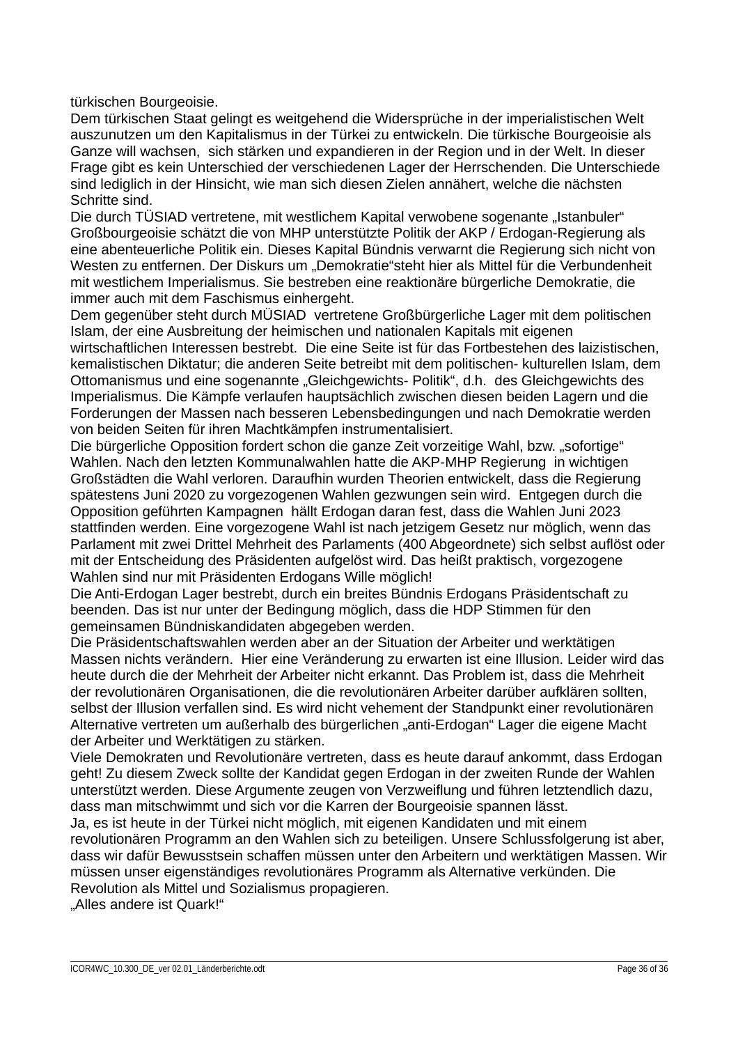türkischen Bourgeoisie.

Dem türkischen Staat gelingt es weitgehend die Widersprüche in der imperialistischen Welt auszunutzen um den Kapitalismus in der Türkei zu entwickeln. Die türkische Bourgeoisie als Ganze will wachsen, sich stärken und expandieren in der Region und in der Welt. In dieser Frage gibt es kein Unterschied der verschiedenen Lager der Herrschenden. Die Unterschiede sind lediglich in der Hinsicht, wie man sich diesen Zielen annähert, welche die nächsten Schritte sind.

Die durch TÜSIAD vertretene, mit westlichem Kapital verwobene sogenante „Istanbuler“ Großbourgeoisie schätzt die von MHP unterstützte Politik der AKP / Erdogan-Regierung als eine abenteuerliche Politik ein. Dieses Kapital Bündnis verwarnt die Regierung sich nicht von Westen zu entfernen. Der Diskurs um „Demokratie“steht hier als Mittel für die Verbundenheit mit westlichem Imperialismus. Sie bestreben eine reaktionäre bürgerliche Demokratie, die immer auch mit dem Faschismus einhergeht.

Dem gegenüber steht durch MÜSIAD vertretene Großbürgerliche Lager mit dem politischen Islam, der eine Ausbreitung der heimischen und nationalen Kapitals mit eigenen wirtschaftlichen Interessen bestrebt. Die eine Seite ist für das Fortbestehen des laizistischen, kemalistischen Diktatur; die anderen Seite betreibt mit dem politischen- kulturellen Islam, dem Ottomanismus und eine sogenannte „Gleichgewichts- Politik“, d.h. des Gleichgewichts des Imperialismus. Die Kämpfe verlaufen hauptsächlich zwischen diesen beiden Lagern und die Forderungen der Massen nach besseren Lebensbedingungen und nach Demokratie werden von beiden Seiten für ihren Machtkämpfen instrumentalisiert.

Die bürgerliche Opposition fordert schon die ganze Zeit vorzeitige Wahl, bzw. „sofortige“ Wahlen. Nach den letzten Kommunalwahlen hatte die AKP-MHP Regierung in wichtigen Großstädten die Wahl verloren. Daraufhin wurden Theorien entwickelt, dass die Regierung spätestens Juni 2020 zu vorgezogenen Wahlen gezwungen sein wird. Entgegen durch die Opposition geführten Kampagnen hällt Erdogan daran fest, dass die Wahlen Juni 2023 stattfinden werden. Eine vorgezogene Wahl ist nach jetzigem Gesetz nur möglich, wenn das Parlament mit zwei Drittel Mehrheit des Parlaments (400 Abgeordnete) sich selbst auflöst oder mit der Entscheidung des Präsidenten aufgelöst wird. Das heißt praktisch, vorgezogene Wahlen sind nur mit Präsidenten Erdogans Wille möglich!

Die Anti-Erdogan Lager bestrebt, durch ein breites Bündnis Erdogans Präsidentschaft zu beenden. Das ist nur unter der Bedingung möglich, dass die HDP Stimmen für den gemeinsamen Bündniskandidaten abgegeben werden.

Die Präsidentschaftswahlen werden aber an der Situation der Arbeiter und werktätigen Massen nichts verändern. Hier eine Veränderung zu erwarten ist eine Illusion. Leider wird das heute durch die der Mehrheit der Arbeiter nicht erkannt. Das Problem ist, dass die Mehrheit der revolutionären Organisationen, die die revolutionären Arbeiter darüber aufklären sollten, selbst der Illusion verfallen sind. Es wird nicht vehement der Standpunkt einer revolutionären Alternative vertreten um außerhalb des bürgerlichen „anti-Erdogan“ Lager die eigene Macht der Arbeiter und Werktätigen zu stärken.

Viele Demokraten und Revolutionäre vertreten, dass es heute darauf ankommt, dass Erdogan geht! Zu diesem Zweck sollte der Kandidat gegen Erdogan in der zweiten Runde der Wahlen unterstützt werden. Diese Argumente zeugen von Verzweiflung und führen letztendlich dazu, dass man mitschwimmt und sich vor die Karren der Bourgeoisie spannen lässt.

Ja, es ist heute in der Türkei nicht möglich, mit eigenen Kandidaten und mit einem revolutionären Programm an den Wahlen sich zu beteiligen. Unsere Schlussfolgerung ist aber, dass wir dafür Bewusstsein schaffen müssen unter den Arbeitern und werktätigen Massen. Wir müssen unser eigenständiges revolutionäres Programm als Alternative verkünden. Die Revolution als Mittel und Sozialismus propagieren.

„Alles andere ist Quark!“